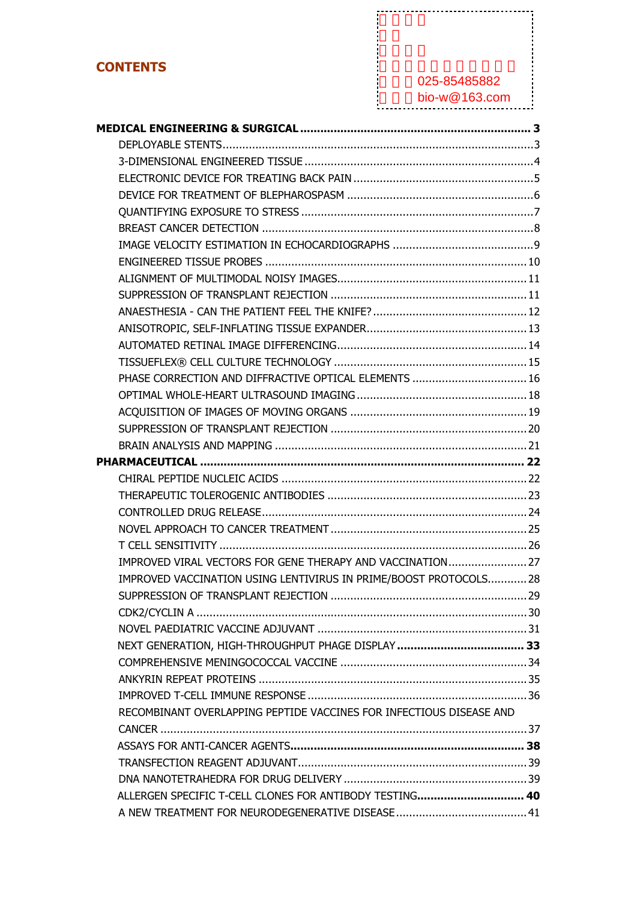# CONTENTS

025-85485882
bio-w@163.com

**MEDICAL ENGINEERING & SURGICAL** .......... **3**

- DEPLOYABLE STENTS .......... 3
- 3-DIMENSIONAL ENGINEERED TISSUE .......... 4
- ELECTRONIC DEVICE FOR TREATING BACK PAIN .......... 5
- DEVICE FOR TREATMENT OF BLEPHAROSPASM .......... 6
- QUANTIFYING EXPOSURE TO STRESS .......... 7
- BREAST CANCER DETECTION .......... 8
- IMAGE VELOCITY ESTIMATION IN ECHOCARDIOGRAPHS .......... 9
- ENGINEERED TISSUE PROBES .......... 10
- ALIGNMENT OF MULTIMODAL NOISY IMAGES .......... 11
- SUPPRESSION OF TRANSPLANT REJECTION .......... 11
- ANAESTHESIA - CAN THE PATIENT FEEL THE KNIFE? .......... 12
- ANISOTROPIC, SELF-INFLATING TISSUE EXPANDER .......... 13
- AUTOMATED RETINAL IMAGE DIFFERENCING .......... 14
- TISSUEFLEX® CELL CULTURE TECHNOLOGY .......... 15
- PHASE CORRECTION AND DIFFRACTIVE OPTICAL ELEMENTS .......... 16
- OPTIMAL WHOLE-HEART ULTRASOUND IMAGING .......... 18
- ACQUISITION OF IMAGES OF MOVING ORGANS .......... 19
- SUPPRESSION OF TRANSPLANT REJECTION .......... 20
- BRAIN ANALYSIS AND MAPPING .......... 21

**PHARMACEUTICAL** .......... **22**

- CHIRAL PEPTIDE NUCLEIC ACIDS .......... 22
- THERAPEUTIC TOLEROGENIC ANTIBODIES .......... 23
- CONTROLLED DRUG RELEASE .......... 24
- NOVEL APPROACH TO CANCER TREATMENT .......... 25
- T CELL SENSITIVITY .......... 26
- IMPROVED VIRAL VECTORS FOR GENE THERAPY AND VACCINATION .......... 27
- IMPROVED VACCINATION USING LENTIVIRUS IN PRIME/BOOST PROTOCOLS .......... 28
- SUPPRESSION OF TRANSPLANT REJECTION .......... 29
- CDK2/CYCLIN A .......... 30
- NOVEL PAEDIATRIC VACCINE ADJUVANT .......... 31
- NEXT GENERATION, HIGH-THROUGHPUT PHAGE DISPLAY .......... **33**
- COMPREHENSIVE MENINGOCOCCAL VACCINE .......... 34
- ANKYRIN REPEAT PROTEINS .......... 35
- IMPROVED T-CELL IMMUNE RESPONSE .......... 36
- RECOMBINANT OVERLAPPING PEPTIDE VACCINES FOR INFECTIOUS DISEASE AND CANCER .......... 37
- ASSAYS FOR ANTI-CANCER AGENTS .......... **38**
- TRANSFECTION REAGENT ADJUVANT .......... 39
- DNA NANOTETRAHEDRA FOR DRUG DELIVERY .......... 39
- ALLERGEN SPECIFIC T-CELL CLONES FOR ANTIBODY TESTING .......... **40**
- A NEW TREATMENT FOR NEURODEGENERATIVE DISEASE .......... 41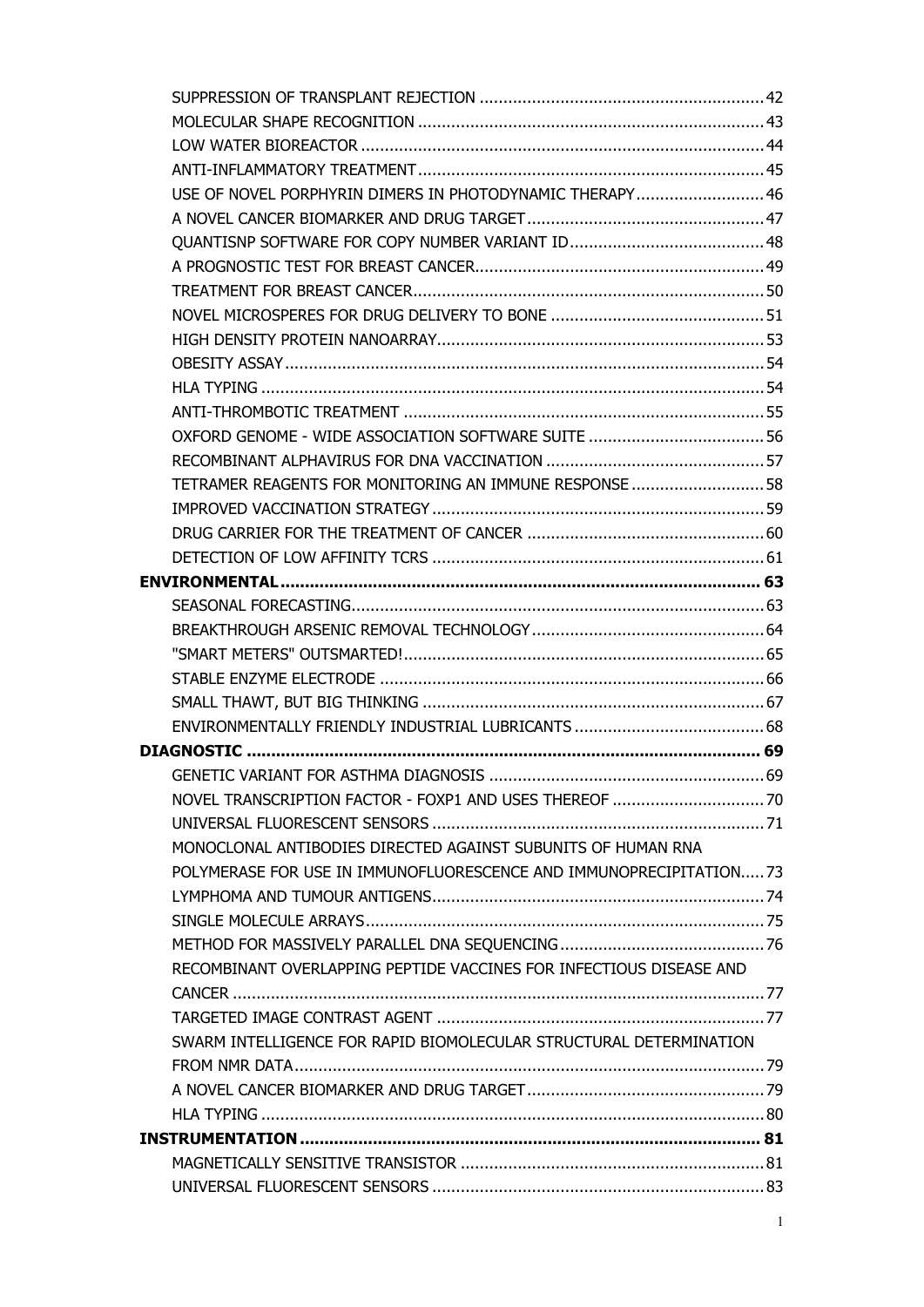- SUPPRESSION OF TRANSPLANT REJECTION ........................................................ 42
- MOLECULAR SHAPE RECOGNITION ........................................................ 43
- LOW WATER BIOREACTOR ........................................................ 44
- ANTI-INFLAMMATORY TREATMENT ........................................................ 45
- USE OF NOVEL PORPHYRIN DIMERS IN PHOTODYNAMIC THERAPY ........................................................ 46
- A NOVEL CANCER BIOMARKER AND DRUG TARGET ........................................................ 47
- QUANTISNP SOFTWARE FOR COPY NUMBER VARIANT ID ........................................................ 48
- A PROGNOSTIC TEST FOR BREAST CANCER ........................................................ 49
- TREATMENT FOR BREAST CANCER ........................................................ 50
- NOVEL MICROSPERES FOR DRUG DELIVERY TO BONE ........................................................ 51
- HIGH DENSITY PROTEIN NANOARRAY ........................................................ 53
- OBESITY ASSAY ........................................................ 54
- HLA TYPING ........................................................ 54
- ANTI-THROMBOTIC TREATMENT ........................................................ 55
- OXFORD GENOME - WIDE ASSOCIATION SOFTWARE SUITE ........................................................ 56
- RECOMBINANT ALPHAVIRUS FOR DNA VACCINATION ........................................................ 57
- TETRAMER REAGENTS FOR MONITORING AN IMMUNE RESPONSE ........................................................ 58
- IMPROVED VACCINATION STRATEGY ........................................................ 59
- DRUG CARRIER FOR THE TREATMENT OF CANCER ........................................................ 60
- DETECTION OF LOW AFFINITY TCRS ........................................................ 61

**ENVIRONMENTAL ........................................................ 63**

- SEASONAL FORECASTING ........................................................ 63
- BREAKTHROUGH ARSENIC REMOVAL TECHNOLOGY ........................................................ 64
- "SMART METERS" OUTSMARTED! ........................................................ 65
- STABLE ENZYME ELECTRODE ........................................................ 66
- SMALL THAWT, BUT BIG THINKING ........................................................ 67
- ENVIRONMENTALLY FRIENDLY INDUSTRIAL LUBRICANTS ........................................................ 68

**DIAGNOSTIC ........................................................ 69**

- GENETIC VARIANT FOR ASTHMA DIAGNOSIS ........................................................ 69
- NOVEL TRANSCRIPTION FACTOR - FOXP1 AND USES THEREOF ........................................................ 70
- UNIVERSAL FLUORESCENT SENSORS ........................................................ 71
- MONOCLONAL ANTIBODIES DIRECTED AGAINST SUBUNITS OF HUMAN RNA POLYMERASE FOR USE IN IMMUNOFLUORESCENCE AND IMMUNOPRECIPITATION ........................................................ 73
- LYMPHOMA AND TUMOUR ANTIGENS ........................................................ 74
- SINGLE MOLECULE ARRAYS ........................................................ 75
- METHOD FOR MASSIVELY PARALLEL DNA SEQUENCING ........................................................ 76
- RECOMBINANT OVERLAPPING PEPTIDE VACCINES FOR INFECTIOUS DISEASE AND CANCER ........................................................ 77
- TARGETED IMAGE CONTRAST AGENT ........................................................ 77
- SWARM INTELLIGENCE FOR RAPID BIOMOLECULAR STRUCTURAL DETERMINATION FROM NMR DATA ........................................................ 79
- A NOVEL CANCER BIOMARKER AND DRUG TARGET ........................................................ 79
- HLA TYPING ........................................................ 80

**INSTRUMENTATION ........................................................ 81**

- MAGNETICALLY SENSITIVE TRANSISTOR ........................................................ 81
- UNIVERSAL FLUORESCENT SENSORS ........................................................ 83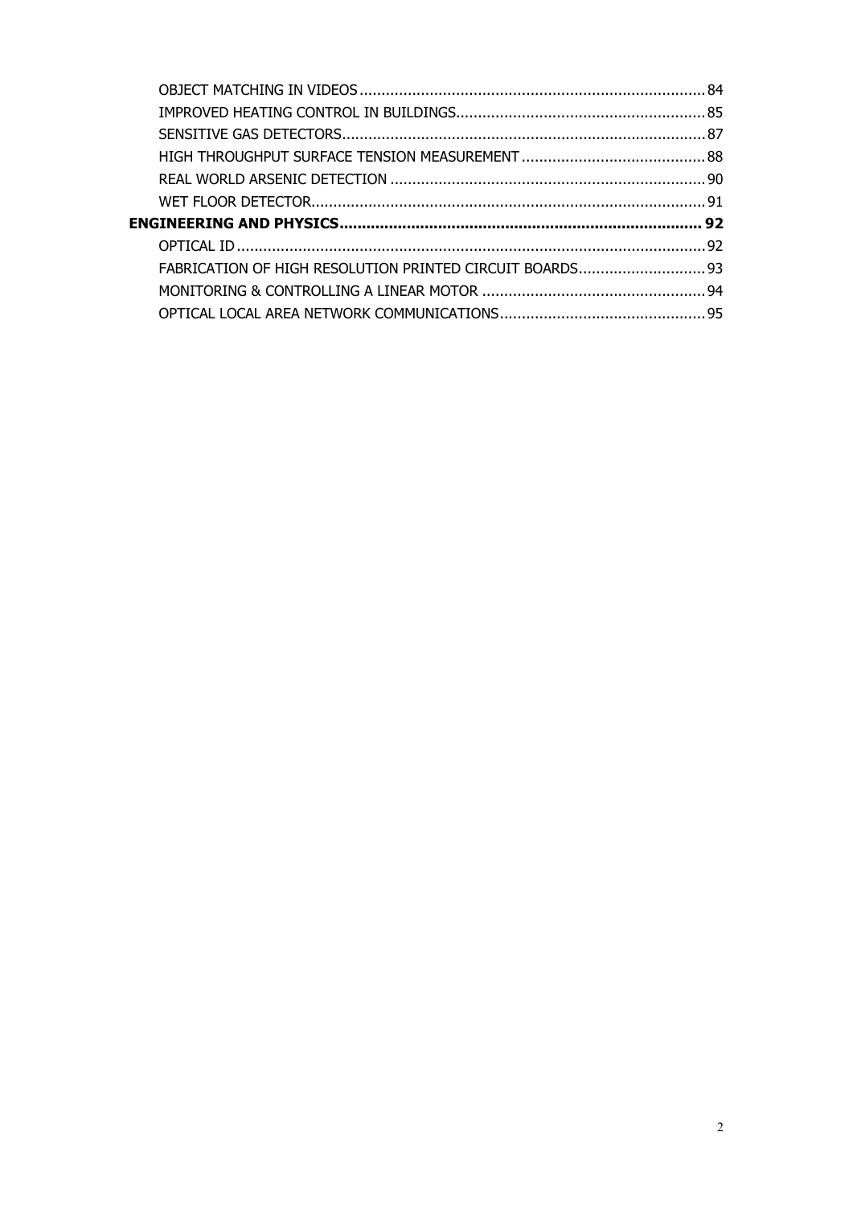OBJECT MATCHING IN VIDEOS ........ 84
IMPROVED HEATING CONTROL IN BUILDINGS ........ 85
SENSITIVE GAS DETECTORS ........ 87
HIGH THROUGHPUT SURFACE TENSION MEASUREMENT ........ 88
REAL WORLD ARSENIC DETECTION ........ 90
WET FLOOR DETECTOR ........ 91

**ENGINEERING AND PHYSICS ........ 92**

OPTICAL ID ........ 92
FABRICATION OF HIGH RESOLUTION PRINTED CIRCUIT BOARDS ........ 93
MONITORING & CONTROLLING A LINEAR MOTOR ........ 94
OPTICAL LOCAL AREA NETWORK COMMUNICATIONS ........ 95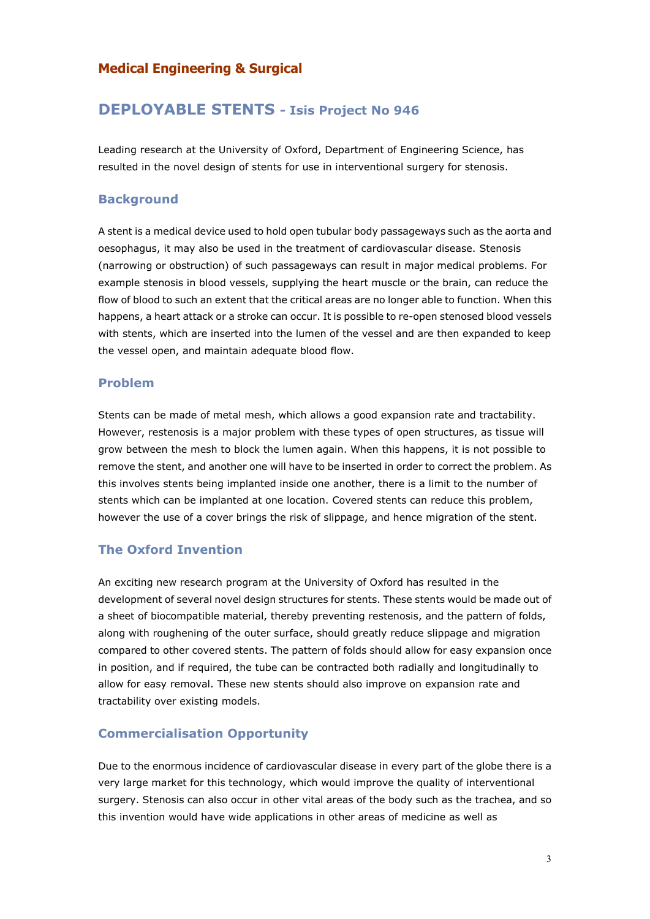## Medical Engineering & Surgical

# DEPLOYABLE STENTS - Isis Project No 946

Leading research at the University of Oxford, Department of Engineering Science, has resulted in the novel design of stents for use in interventional surgery for stenosis.

### Background

A stent is a medical device used to hold open tubular body passageways such as the aorta and oesophagus, it may also be used in the treatment of cardiovascular disease. Stenosis (narrowing or obstruction) of such passageways can result in major medical problems. For example stenosis in blood vessels, supplying the heart muscle or the brain, can reduce the flow of blood to such an extent that the critical areas are no longer able to function. When this happens, a heart attack or a stroke can occur. It is possible to re-open stenosed blood vessels with stents, which are inserted into the lumen of the vessel and are then expanded to keep the vessel open, and maintain adequate blood flow.

### Problem

Stents can be made of metal mesh, which allows a good expansion rate and tractability. However, restenosis is a major problem with these types of open structures, as tissue will grow between the mesh to block the lumen again. When this happens, it is not possible to remove the stent, and another one will have to be inserted in order to correct the problem. As this involves stents being implanted inside one another, there is a limit to the number of stents which can be implanted at one location. Covered stents can reduce this problem, however the use of a cover brings the risk of slippage, and hence migration of the stent.

### The Oxford Invention

An exciting new research program at the University of Oxford has resulted in the development of several novel design structures for stents. These stents would be made out of a sheet of biocompatible material, thereby preventing restenosis, and the pattern of folds, along with roughening of the outer surface, should greatly reduce slippage and migration compared to other covered stents. The pattern of folds should allow for easy expansion once in position, and if required, the tube can be contracted both radially and longitudinally to allow for easy removal. These new stents should also improve on expansion rate and tractability over existing models.

### Commercialisation Opportunity

Due to the enormous incidence of cardiovascular disease in every part of the globe there is a very large market for this technology, which would improve the quality of interventional surgery. Stenosis can also occur in other vital areas of the body such as the trachea, and so this invention would have wide applications in other areas of medicine as well as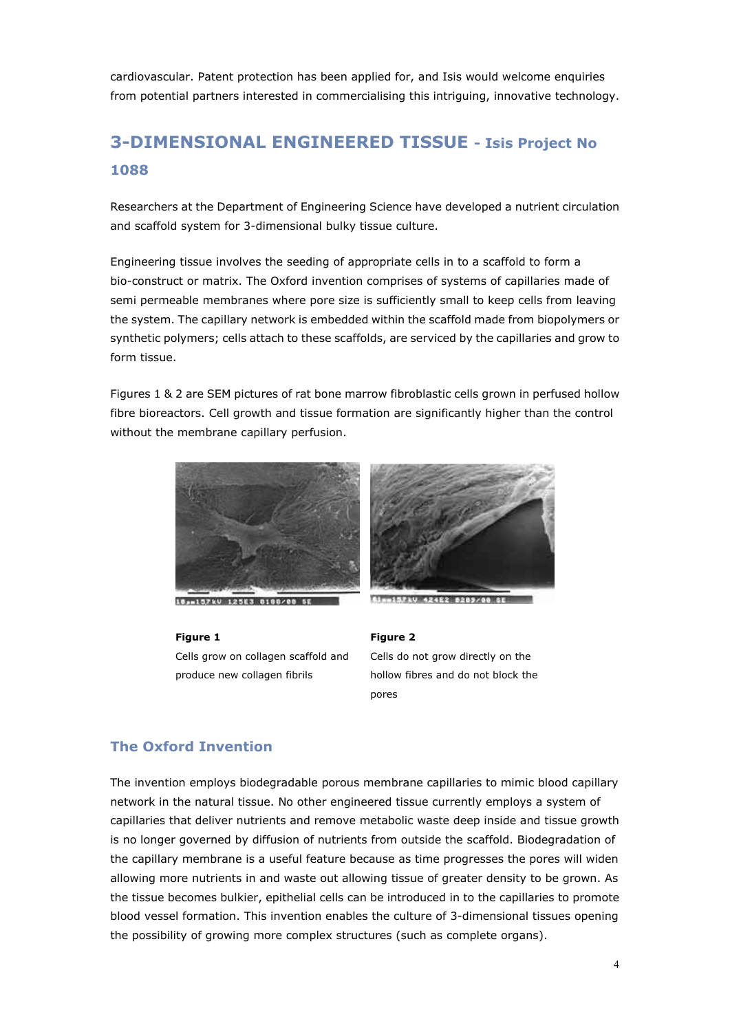cardiovascular. Patent protection has been applied for, and Isis would welcome enquiries from potential partners interested in commercialising this intriguing, innovative technology.

## 3-DIMENSIONAL ENGINEERED TISSUE - Isis Project No 1088

Researchers at the Department of Engineering Science have developed a nutrient circulation and scaffold system for 3-dimensional bulky tissue culture.

Engineering tissue involves the seeding of appropriate cells in to a scaffold to form a bio-construct or matrix. The Oxford invention comprises of systems of capillaries made of semi permeable membranes where pore size is sufficiently small to keep cells from leaving the system. The capillary network is embedded within the scaffold made from biopolymers or synthetic polymers; cells attach to these scaffolds, are serviced by the capillaries and grow to form tissue.

Figures 1 & 2 are SEM pictures of rat bone marrow fibroblastic cells grown in perfused hollow fibre bioreactors. Cell growth and tissue formation are significantly higher than the control without the membrane capillary perfusion.

**Figure 1**
Cells grow on collagen scaffold and produce new collagen fibrils

**Figure 2**
Cells do not grow directly on the hollow fibres and do not block the pores

### The Oxford Invention

The invention employs biodegradable porous membrane capillaries to mimic blood capillary network in the natural tissue. No other engineered tissue currently employs a system of capillaries that deliver nutrients and remove metabolic waste deep inside and tissue growth is no longer governed by diffusion of nutrients from outside the scaffold. Biodegradation of the capillary membrane is a useful feature because as time progresses the pores will widen allowing more nutrients in and waste out allowing tissue of greater density to be grown. As the tissue becomes bulkier, epithelial cells can be introduced in to the capillaries to promote blood vessel formation. This invention enables the culture of 3-dimensional tissues opening the possibility of growing more complex structures (such as complete organs).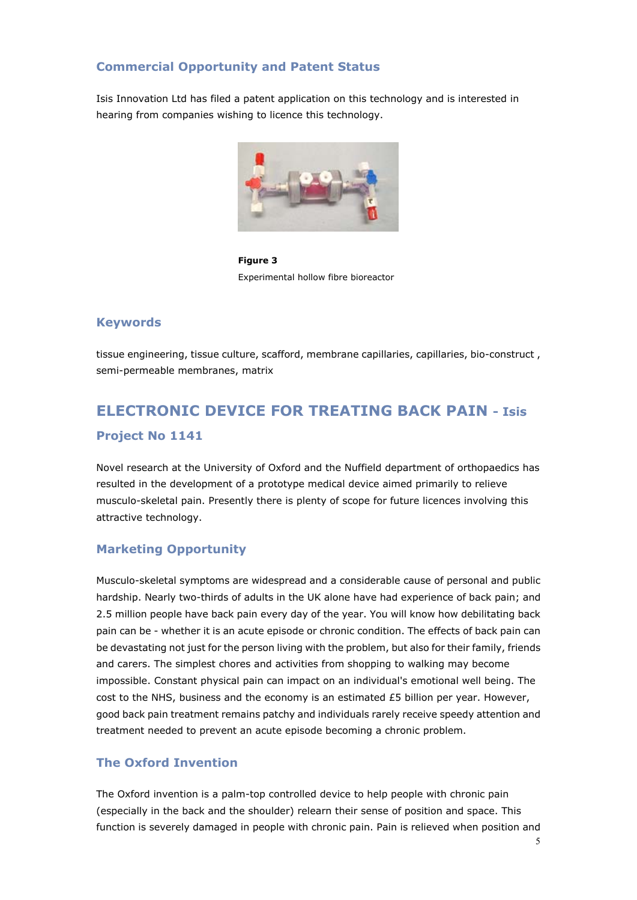### Commercial Opportunity and Patent Status

Isis Innovation Ltd has filed a patent application on this technology and is interested in hearing from companies wishing to licence this technology.

**Figure 3**
Experimental hollow fibre bioreactor

### Keywords

tissue engineering, tissue culture, scafford, membrane capillaries, capillaries, bio-construct , semi-permeable membranes, matrix

## ELECTRONIC DEVICE FOR TREATING BACK PAIN - Isis

### Project No 1141

Novel research at the University of Oxford and the Nuffield department of orthopaedics has resulted in the development of a prototype medical device aimed primarily to relieve musculo-skeletal pain. Presently there is plenty of scope for future licences involving this attractive technology.

### Marketing Opportunity

Musculo-skeletal symptoms are widespread and a considerable cause of personal and public hardship. Nearly two-thirds of adults in the UK alone have had experience of back pain; and 2.5 million people have back pain every day of the year. You will know how debilitating back pain can be - whether it is an acute episode or chronic condition. The effects of back pain can be devastating not just for the person living with the problem, but also for their family, friends and carers. The simplest chores and activities from shopping to walking may become impossible. Constant physical pain can impact on an individual's emotional well being. The cost to the NHS, business and the economy is an estimated £5 billion per year. However, good back pain treatment remains patchy and individuals rarely receive speedy attention and treatment needed to prevent an acute episode becoming a chronic problem.

### The Oxford Invention

The Oxford invention is a palm-top controlled device to help people with chronic pain (especially in the back and the shoulder) relearn their sense of position and space. This function is severely damaged in people with chronic pain. Pain is relieved when position and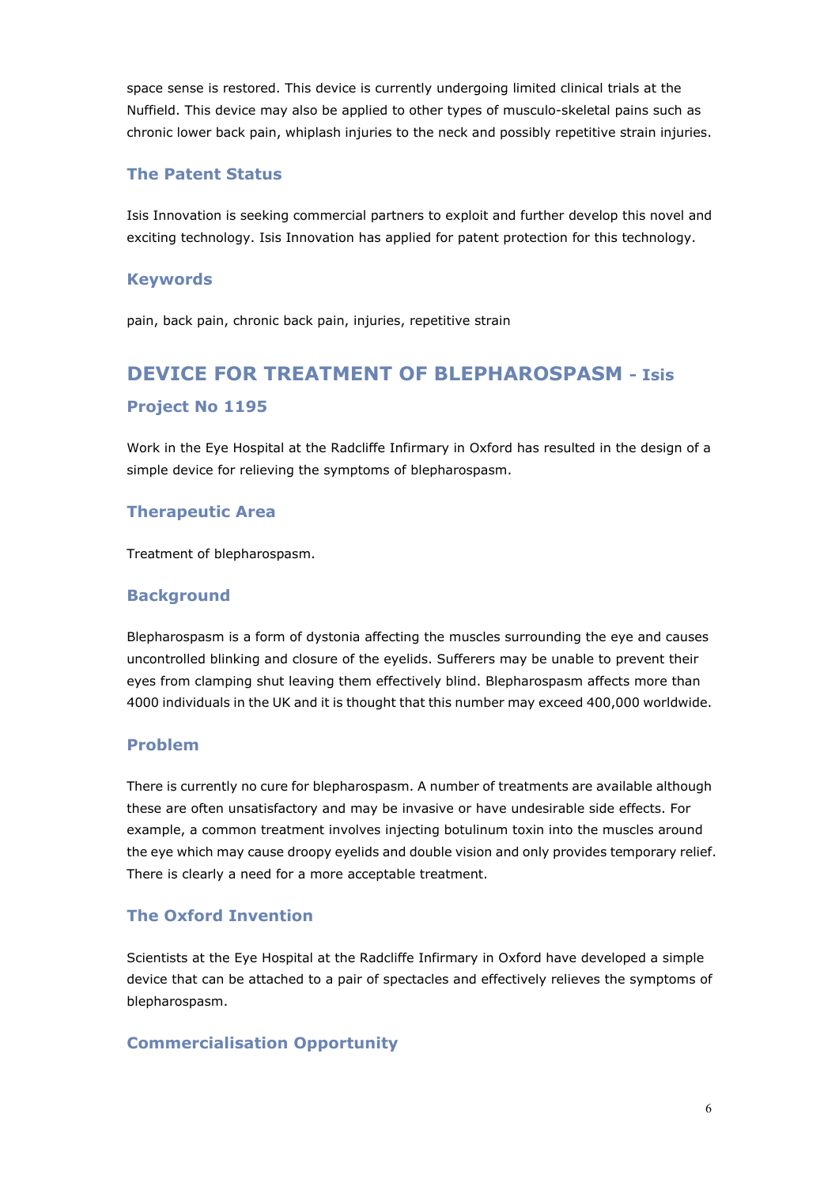space sense is restored. This device is currently undergoing limited clinical trials at the Nuffield. This device may also be applied to other types of musculo-skeletal pains such as chronic lower back pain, whiplash injuries to the neck and possibly repetitive strain injuries.

### The Patent Status

Isis Innovation is seeking commercial partners to exploit and further develop this novel and exciting technology. Isis Innovation has applied for patent protection for this technology.

### Keywords

pain, back pain, chronic back pain, injuries, repetitive strain

## DEVICE FOR TREATMENT OF BLEPHAROSPASM - Isis Project No 1195

Work in the Eye Hospital at the Radcliffe Infirmary in Oxford has resulted in the design of a simple device for relieving the symptoms of blepharospasm.

### Therapeutic Area

Treatment of blepharospasm.

### Background

Blepharospasm is a form of dystonia affecting the muscles surrounding the eye and causes uncontrolled blinking and closure of the eyelids. Sufferers may be unable to prevent their eyes from clamping shut leaving them effectively blind. Blepharospasm affects more than 4000 individuals in the UK and it is thought that this number may exceed 400,000 worldwide.

### Problem

There is currently no cure for blepharospasm. A number of treatments are available although these are often unsatisfactory and may be invasive or have undesirable side effects. For example, a common treatment involves injecting botulinum toxin into the muscles around the eye which may cause droopy eyelids and double vision and only provides temporary relief. There is clearly a need for a more acceptable treatment.

### The Oxford Invention

Scientists at the Eye Hospital at the Radcliffe Infirmary in Oxford have developed a simple device that can be attached to a pair of spectacles and effectively relieves the symptoms of blepharospasm.

### Commercialisation Opportunity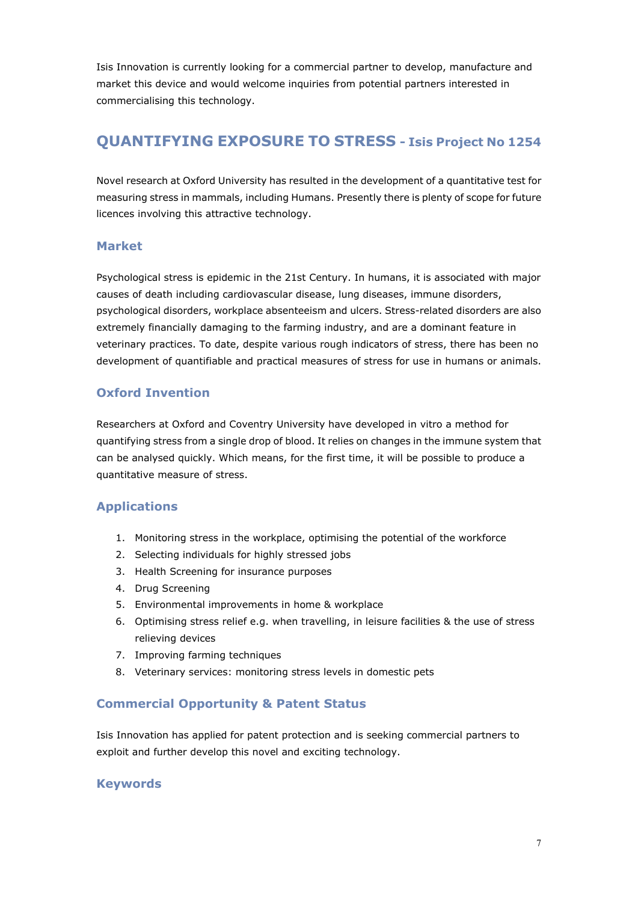Isis Innovation is currently looking for a commercial partner to develop, manufacture and market this device and would welcome inquiries from potential partners interested in commercialising this technology.

## QUANTIFYING EXPOSURE TO STRESS - Isis Project No 1254

Novel research at Oxford University has resulted in the development of a quantitative test for measuring stress in mammals, including Humans. Presently there is plenty of scope for future licences involving this attractive technology.

### Market

Psychological stress is epidemic in the 21st Century. In humans, it is associated with major causes of death including cardiovascular disease, lung diseases, immune disorders, psychological disorders, workplace absenteeism and ulcers. Stress-related disorders are also extremely financially damaging to the farming industry, and are a dominant feature in veterinary practices. To date, despite various rough indicators of stress, there has been no development of quantifiable and practical measures of stress for use in humans or animals.

### Oxford Invention

Researchers at Oxford and Coventry University have developed in vitro a method for quantifying stress from a single drop of blood. It relies on changes in the immune system that can be analysed quickly. Which means, for the first time, it will be possible to produce a quantitative measure of stress.

### Applications

1. Monitoring stress in the workplace, optimising the potential of the workforce
2. Selecting individuals for highly stressed jobs
3. Health Screening for insurance purposes
4. Drug Screening
5. Environmental improvements in home & workplace
6. Optimising stress relief e.g. when travelling, in leisure facilities & the use of stress relieving devices
7. Improving farming techniques
8. Veterinary services: monitoring stress levels in domestic pets

### Commercial Opportunity & Patent Status

Isis Innovation has applied for patent protection and is seeking commercial partners to exploit and further develop this novel and exciting technology.

### Keywords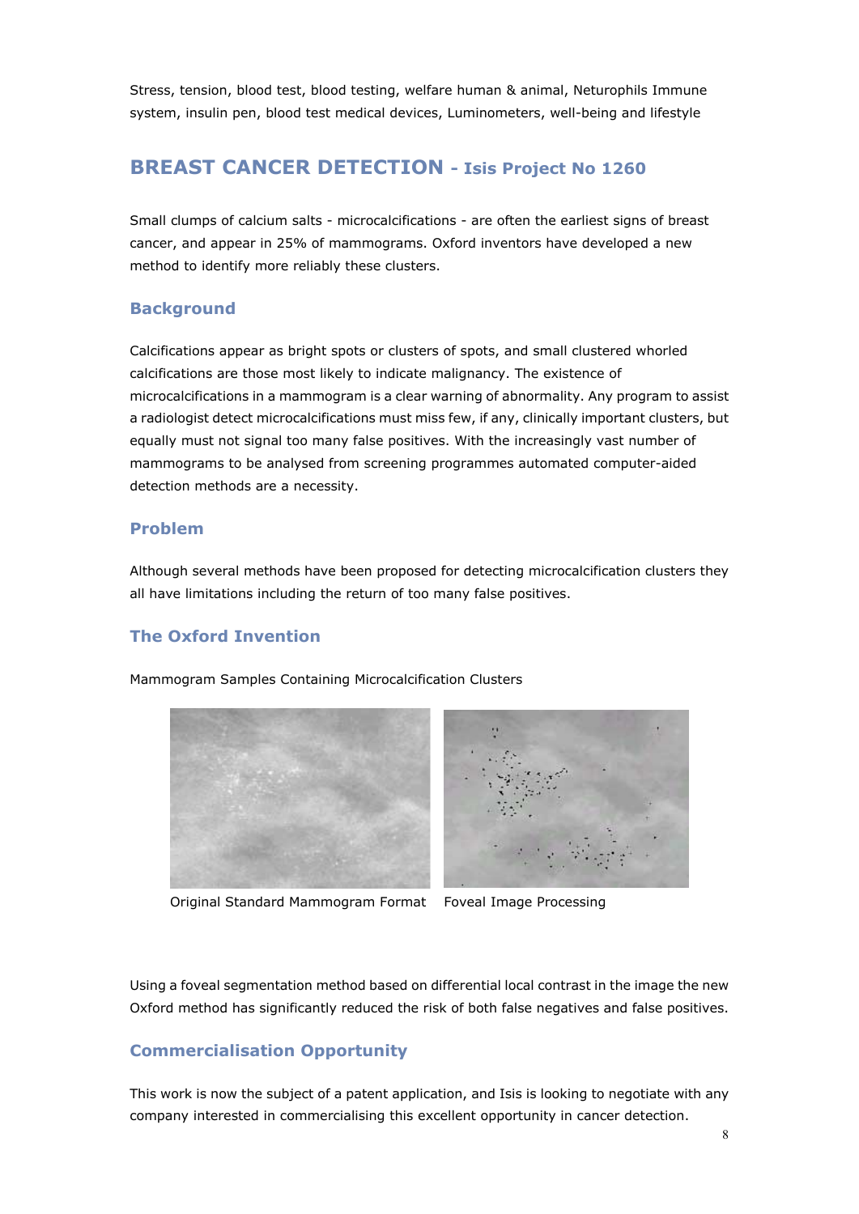Stress, tension, blood test, blood testing, welfare human & animal, Neturophils Immune system, insulin pen, blood test medical devices, Luminometers, well-being and lifestyle

## BREAST CANCER DETECTION - Isis Project No 1260

Small clumps of calcium salts - microcalcifications - are often the earliest signs of breast cancer, and appear in 25% of mammograms. Oxford inventors have developed a new method to identify more reliably these clusters.

### Background

Calcifications appear as bright spots or clusters of spots, and small clustered whorled calcifications are those most likely to indicate malignancy. The existence of microcalcifications in a mammogram is a clear warning of abnormality. Any program to assist a radiologist detect microcalcifications must miss few, if any, clinically important clusters, but equally must not signal too many false positives. With the increasingly vast number of mammograms to be analysed from screening programmes automated computer-aided detection methods are a necessity.

### Problem

Although several methods have been proposed for detecting microcalcification clusters they all have limitations including the return of too many false positives.

### The Oxford Invention

Mammogram Samples Containing Microcalcification Clusters

Original Standard Mammogram Format    Foveal Image Processing

Using a foveal segmentation method based on differential local contrast in the image the new Oxford method has significantly reduced the risk of both false negatives and false positives.

### Commercialisation Opportunity

This work is now the subject of a patent application, and Isis is looking to negotiate with any company interested in commercialising this excellent opportunity in cancer detection.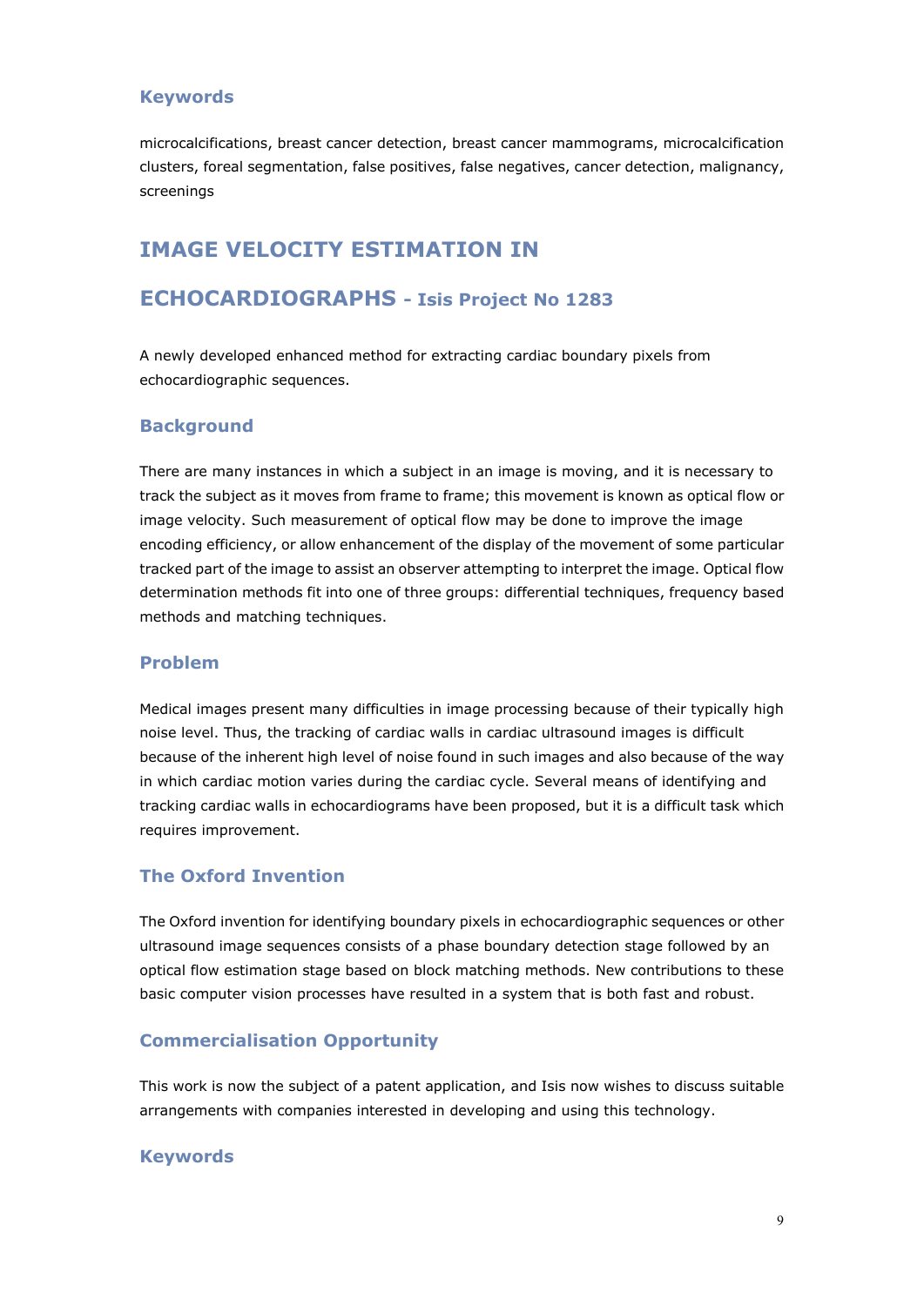### Keywords

microcalcifications, breast cancer detection, breast cancer mammograms, microcalcification clusters, foreal segmentation, false positives, false negatives, cancer detection, malignancy, screenings

## IMAGE VELOCITY ESTIMATION IN ECHOCARDIOGRAPHS - Isis Project No 1283

A newly developed enhanced method for extracting cardiac boundary pixels from echocardiographic sequences.

### Background

There are many instances in which a subject in an image is moving, and it is necessary to track the subject as it moves from frame to frame; this movement is known as optical flow or image velocity. Such measurement of optical flow may be done to improve the image encoding efficiency, or allow enhancement of the display of the movement of some particular tracked part of the image to assist an observer attempting to interpret the image. Optical flow determination methods fit into one of three groups: differential techniques, frequency based methods and matching techniques.

### Problem

Medical images present many difficulties in image processing because of their typically high noise level. Thus, the tracking of cardiac walls in cardiac ultrasound images is difficult because of the inherent high level of noise found in such images and also because of the way in which cardiac motion varies during the cardiac cycle. Several means of identifying and tracking cardiac walls in echocardiograms have been proposed, but it is a difficult task which requires improvement.

### The Oxford Invention

The Oxford invention for identifying boundary pixels in echocardiographic sequences or other ultrasound image sequences consists of a phase boundary detection stage followed by an optical flow estimation stage based on block matching methods. New contributions to these basic computer vision processes have resulted in a system that is both fast and robust.

### Commercialisation Opportunity

This work is now the subject of a patent application, and Isis now wishes to discuss suitable arrangements with companies interested in developing and using this technology.

### Keywords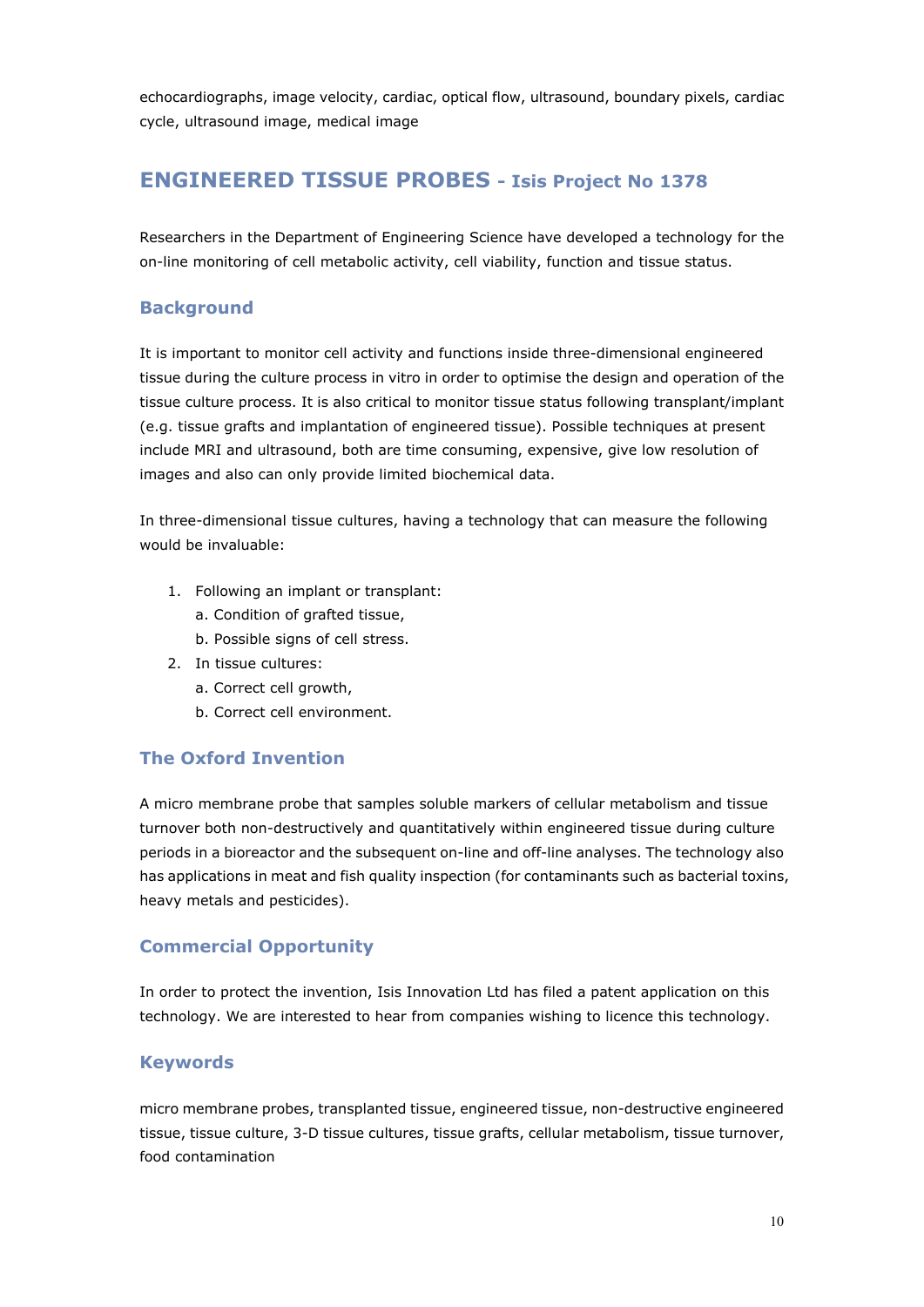echocardiographs, image velocity, cardiac, optical flow, ultrasound, boundary pixels, cardiac cycle, ultrasound image, medical image

## ENGINEERED TISSUE PROBES - Isis Project No 1378

Researchers in the Department of Engineering Science have developed a technology for the on-line monitoring of cell metabolic activity, cell viability, function and tissue status.

### Background

It is important to monitor cell activity and functions inside three-dimensional engineered tissue during the culture process in vitro in order to optimise the design and operation of the tissue culture process. It is also critical to monitor tissue status following transplant/implant (e.g. tissue grafts and implantation of engineered tissue). Possible techniques at present include MRI and ultrasound, both are time consuming, expensive, give low resolution of images and also can only provide limited biochemical data.

In three-dimensional tissue cultures, having a technology that can measure the following would be invaluable:

1. Following an implant or transplant:
   a. Condition of grafted tissue,
   b. Possible signs of cell stress.
2. In tissue cultures:
   a. Correct cell growth,
   b. Correct cell environment.

### The Oxford Invention

A micro membrane probe that samples soluble markers of cellular metabolism and tissue turnover both non-destructively and quantitatively within engineered tissue during culture periods in a bioreactor and the subsequent on-line and off-line analyses. The technology also has applications in meat and fish quality inspection (for contaminants such as bacterial toxins, heavy metals and pesticides).

### Commercial Opportunity

In order to protect the invention, Isis Innovation Ltd has filed a patent application on this technology. We are interested to hear from companies wishing to licence this technology.

### Keywords

micro membrane probes, transplanted tissue, engineered tissue, non-destructive engineered tissue, tissue culture, 3-D tissue cultures, tissue grafts, cellular metabolism, tissue turnover, food contamination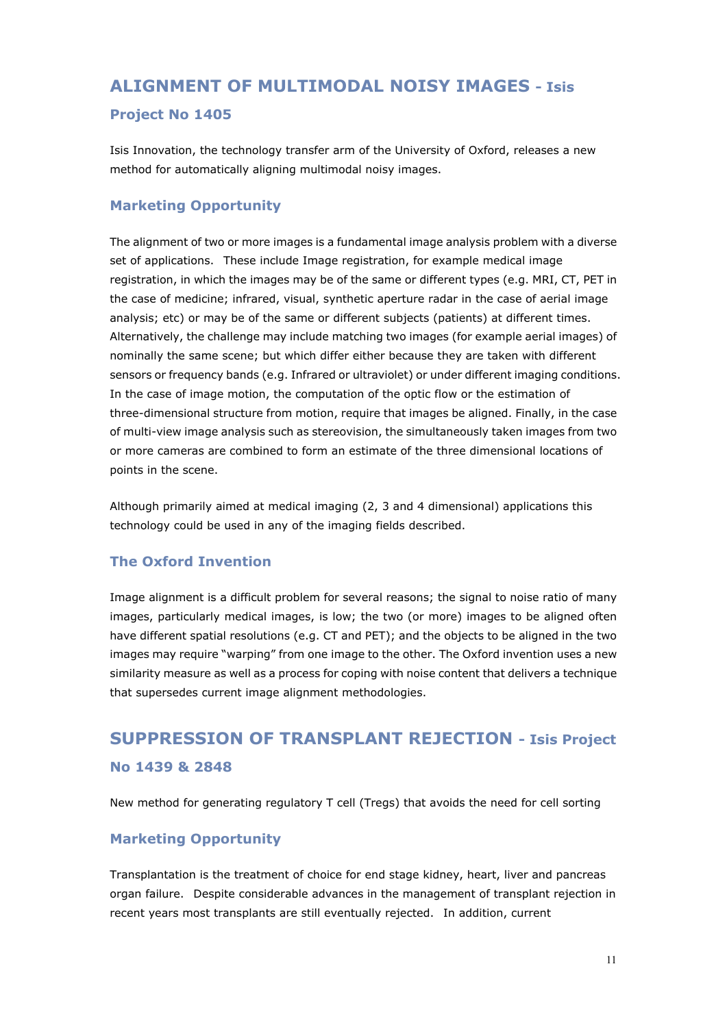## ALIGNMENT OF MULTIMODAL NOISY IMAGES - Isis Project No 1405

Isis Innovation, the technology transfer arm of the University of Oxford, releases a new method for automatically aligning multimodal noisy images.

### Marketing Opportunity

The alignment of two or more images is a fundamental image analysis problem with a diverse set of applications. These include Image registration, for example medical image registration, in which the images may be of the same or different types (e.g. MRI, CT, PET in the case of medicine; infrared, visual, synthetic aperture radar in the case of aerial image analysis; etc) or may be of the same or different subjects (patients) at different times. Alternatively, the challenge may include matching two images (for example aerial images) of nominally the same scene; but which differ either because they are taken with different sensors or frequency bands (e.g. Infrared or ultraviolet) or under different imaging conditions. In the case of image motion, the computation of the optic flow or the estimation of three-dimensional structure from motion, require that images be aligned. Finally, in the case of multi-view image analysis such as stereovision, the simultaneously taken images from two or more cameras are combined to form an estimate of the three dimensional locations of points in the scene.

Although primarily aimed at medical imaging (2, 3 and 4 dimensional) applications this technology could be used in any of the imaging fields described.

### The Oxford Invention

Image alignment is a difficult problem for several reasons; the signal to noise ratio of many images, particularly medical images, is low; the two (or more) images to be aligned often have different spatial resolutions (e.g. CT and PET); and the objects to be aligned in the two images may require "warping" from one image to the other. The Oxford invention uses a new similarity measure as well as a process for coping with noise content that delivers a technique that supersedes current image alignment methodologies.

## SUPPRESSION OF TRANSPLANT REJECTION - Isis Project No 1439 & 2848

New method for generating regulatory T cell (Tregs) that avoids the need for cell sorting

### Marketing Opportunity

Transplantation is the treatment of choice for end stage kidney, heart, liver and pancreas organ failure. Despite considerable advances in the management of transplant rejection in recent years most transplants are still eventually rejected. In addition, current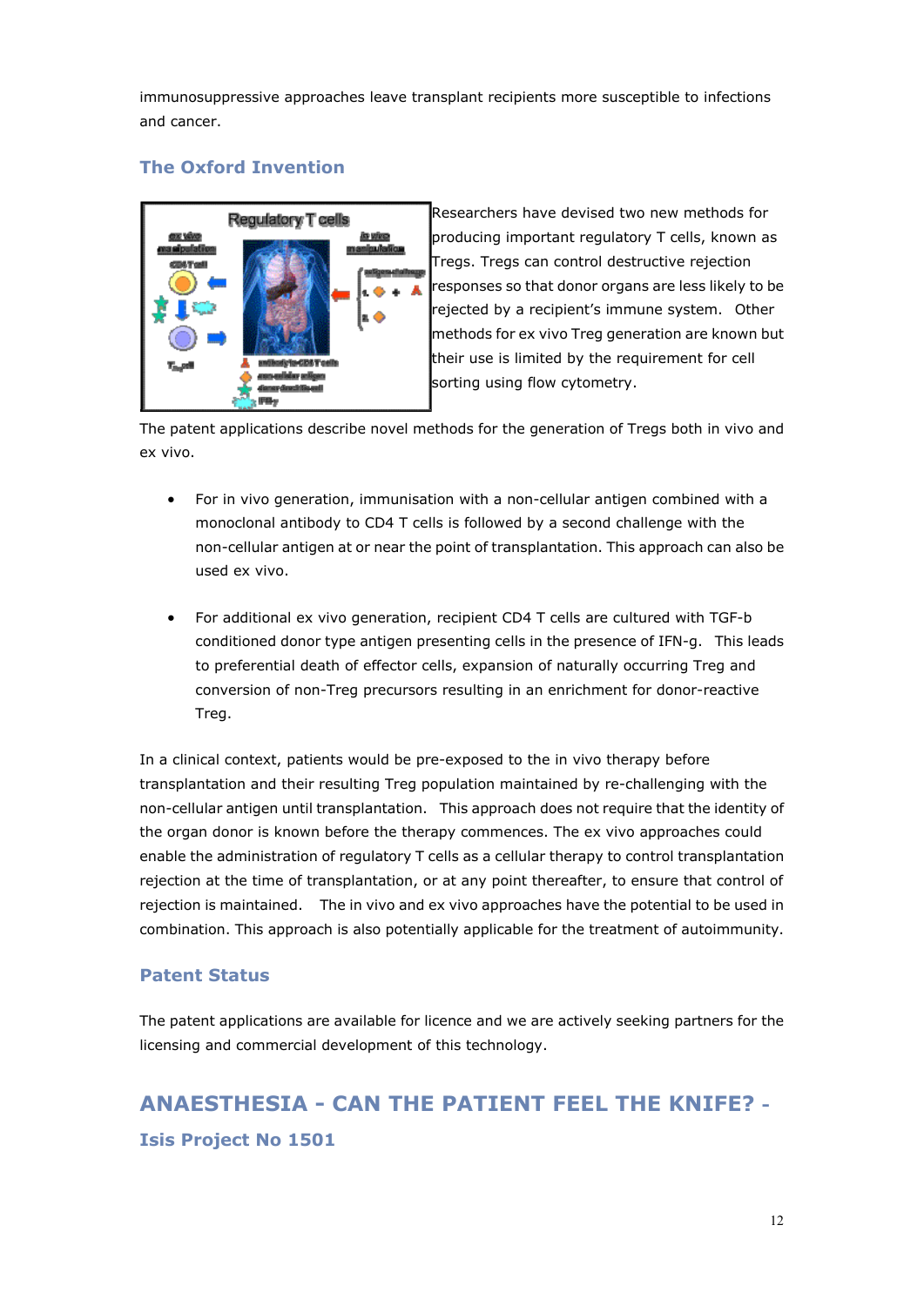immunosuppressive approaches leave transplant recipients more susceptible to infections and cancer.

## The Oxford Invention

Researchers have devised two new methods for producing important regulatory T cells, known as Tregs. Tregs can control destructive rejection responses so that donor organs are less likely to be rejected by a recipient's immune system. Other methods for ex vivo Treg generation are known but their use is limited by the requirement for cell sorting using flow cytometry.

The patent applications describe novel methods for the generation of Tregs both in vivo and ex vivo.

- For in vivo generation, immunisation with a non-cellular antigen combined with a monoclonal antibody to CD4 T cells is followed by a second challenge with the non-cellular antigen at or near the point of transplantation. This approach can also be used ex vivo.

- For additional ex vivo generation, recipient CD4 T cells are cultured with TGF-b conditioned donor type antigen presenting cells in the presence of IFN-g. This leads to preferential death of effector cells, expansion of naturally occurring Treg and conversion of non-Treg precursors resulting in an enrichment for donor-reactive Treg.

In a clinical context, patients would be pre-exposed to the in vivo therapy before transplantation and their resulting Treg population maintained by re-challenging with the non-cellular antigen until transplantation. This approach does not require that the identity of the organ donor is known before the therapy commences. The ex vivo approaches could enable the administration of regulatory T cells as a cellular therapy to control transplantation rejection at the time of transplantation, or at any point thereafter, to ensure that control of rejection is maintained. The in vivo and ex vivo approaches have the potential to be used in combination. This approach is also potentially applicable for the treatment of autoimmunity.

## Patent Status

The patent applications are available for licence and we are actively seeking partners for the licensing and commercial development of this technology.

# ANAESTHESIA - CAN THE PATIENT FEEL THE KNIFE? -

## Isis Project No 1501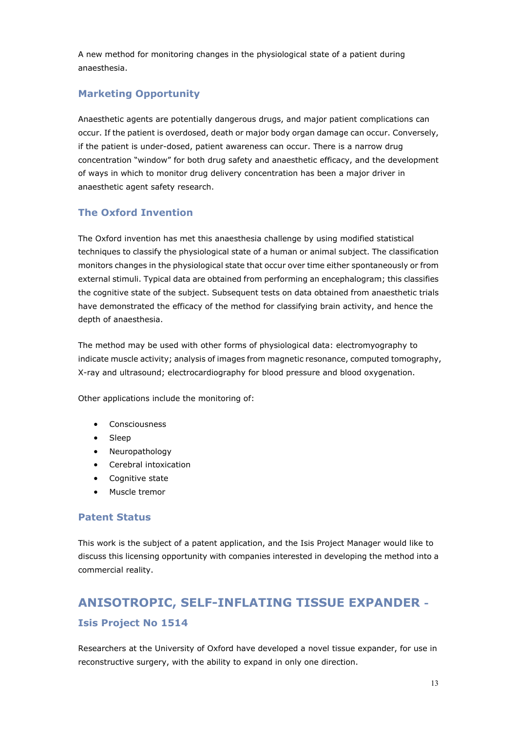A new method for monitoring changes in the physiological state of a patient during anaesthesia.

### Marketing Opportunity

Anaesthetic agents are potentially dangerous drugs, and major patient complications can occur. If the patient is overdosed, death or major body organ damage can occur. Conversely, if the patient is under-dosed, patient awareness can occur. There is a narrow drug concentration "window" for both drug safety and anaesthetic efficacy, and the development of ways in which to monitor drug delivery concentration has been a major driver in anaesthetic agent safety research.

### The Oxford Invention

The Oxford invention has met this anaesthesia challenge by using modified statistical techniques to classify the physiological state of a human or animal subject. The classification monitors changes in the physiological state that occur over time either spontaneously or from external stimuli. Typical data are obtained from performing an encephalogram; this classifies the cognitive state of the subject. Subsequent tests on data obtained from anaesthetic trials have demonstrated the efficacy of the method for classifying brain activity, and hence the depth of anaesthesia.

The method may be used with other forms of physiological data: electromyography to indicate muscle activity; analysis of images from magnetic resonance, computed tomography, X-ray and ultrasound; electrocardiography for blood pressure and blood oxygenation.

Other applications include the monitoring of:

- Consciousness
- Sleep
- Neuropathology
- Cerebral intoxication
- Cognitive state
- Muscle tremor

### Patent Status

This work is the subject of a patent application, and the Isis Project Manager would like to discuss this licensing opportunity with companies interested in developing the method into a commercial reality.

## ANISOTROPIC, SELF-INFLATING TISSUE EXPANDER - 

### Isis Project No 1514

Researchers at the University of Oxford have developed a novel tissue expander, for use in reconstructive surgery, with the ability to expand in only one direction.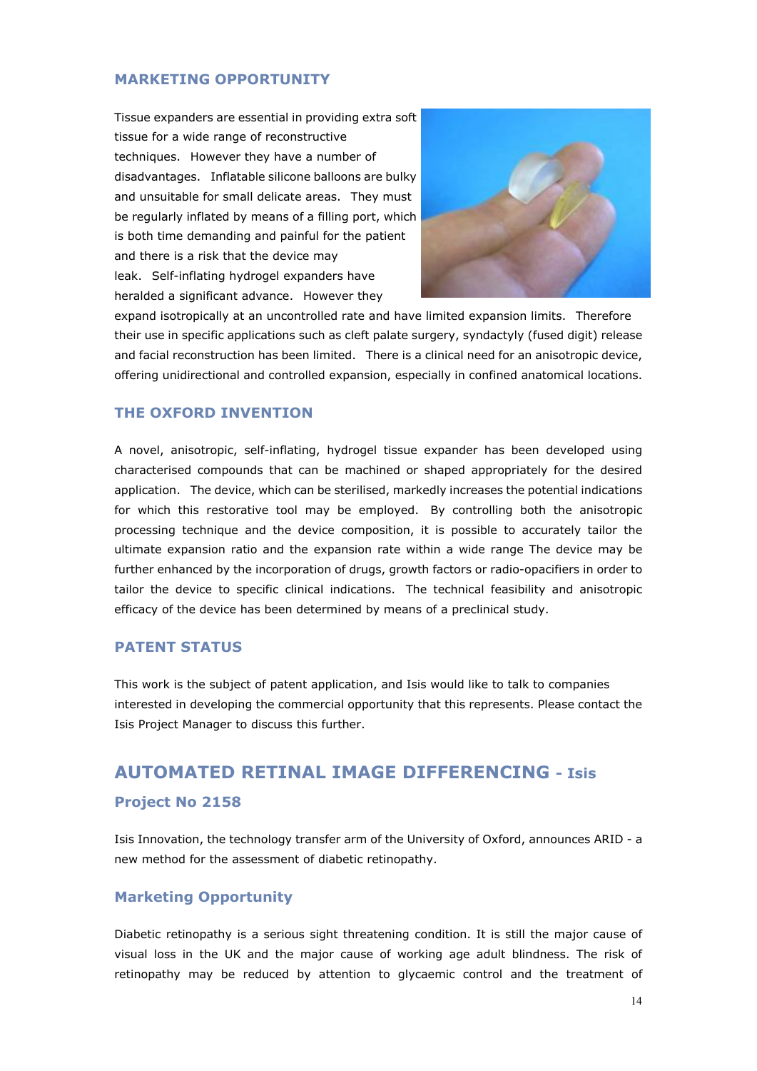## MARKETING OPPORTUNITY

Tissue expanders are essential in providing extra soft tissue for a wide range of reconstructive techniques. However they have a number of disadvantages. Inflatable silicone balloons are bulky and unsuitable for small delicate areas. They must be regularly inflated by means of a filling port, which is both time demanding and painful for the patient and there is a risk that the device may leak. Self-inflating hydrogel expanders have heralded a significant advance. However they expand isotropically at an uncontrolled rate and have limited expansion limits. Therefore their use in specific applications such as cleft palate surgery, syndactyly (fused digit) release and facial reconstruction has been limited. There is a clinical need for an anisotropic device, offering unidirectional and controlled expansion, especially in confined anatomical locations.

## THE OXFORD INVENTION

A novel, anisotropic, self-inflating, hydrogel tissue expander has been developed using characterised compounds that can be machined or shaped appropriately for the desired application. The device, which can be sterilised, markedly increases the potential indications for which this restorative tool may be employed. By controlling both the anisotropic processing technique and the device composition, it is possible to accurately tailor the ultimate expansion ratio and the expansion rate within a wide range The device may be further enhanced by the incorporation of drugs, growth factors or radio-opacifiers in order to tailor the device to specific clinical indications. The technical feasibility and anisotropic efficacy of the device has been determined by means of a preclinical study.

## PATENT STATUS

This work is the subject of patent application, and Isis would like to talk to companies interested in developing the commercial opportunity that this represents. Please contact the Isis Project Manager to discuss this further.

# AUTOMATED RETINAL IMAGE DIFFERENCING - Isis

### Project No 2158

Isis Innovation, the technology transfer arm of the University of Oxford, announces ARID - a new method for the assessment of diabetic retinopathy.

### Marketing Opportunity

Diabetic retinopathy is a serious sight threatening condition. It is still the major cause of visual loss in the UK and the major cause of working age adult blindness. The risk of retinopathy may be reduced by attention to glycaemic control and the treatment of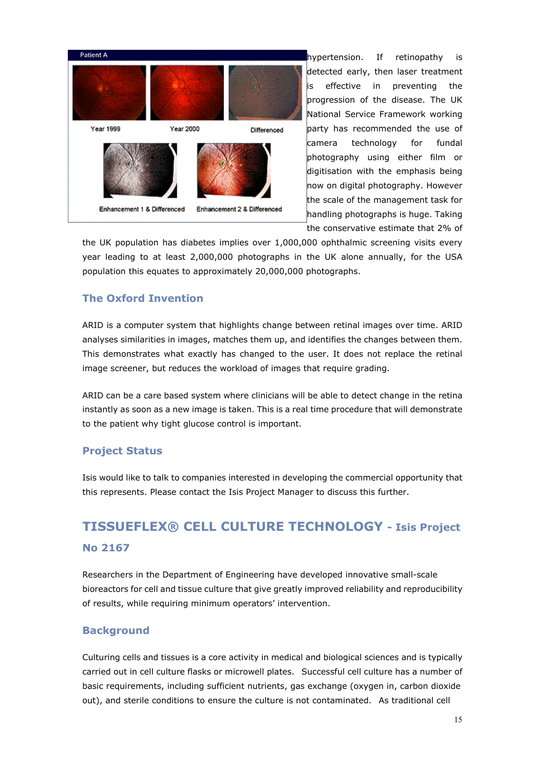hypertension. If retinopathy is detected early, then laser treatment is effective in preventing the progression of the disease. The UK National Service Framework working party has recommended the use of camera technology for fundal photography using either film or digitisation with the emphasis being now on digital photography. However the scale of the management task for handling photographs is huge. Taking the conservative estimate that 2% of the UK population has diabetes implies over 1,000,000 ophthalmic screening visits every year leading to at least 2,000,000 photographs in the UK alone annually, for the USA population this equates to approximately 20,000,000 photographs.

### The Oxford Invention

ARID is a computer system that highlights change between retinal images over time. ARID analyses similarities in images, matches them up, and identifies the changes between them. This demonstrates what exactly has changed to the user. It does not replace the retinal image screener, but reduces the workload of images that require grading.

ARID can be a care based system where clinicians will be able to detect change in the retina instantly as soon as a new image is taken. This is a real time procedure that will demonstrate to the patient why tight glucose control is important.

### Project Status

Isis would like to talk to companies interested in developing the commercial opportunity that this represents. Please contact the Isis Project Manager to discuss this further.

## TISSUEFLEX® CELL CULTURE TECHNOLOGY - Isis Project No 2167

Researchers in the Department of Engineering have developed innovative small-scale bioreactors for cell and tissue culture that give greatly improved reliability and reproducibility of results, while requiring minimum operators' intervention.

### Background

Culturing cells and tissues is a core activity in medical and biological sciences and is typically carried out in cell culture flasks or microwell plates. Successful cell culture has a number of basic requirements, including sufficient nutrients, gas exchange (oxygen in, carbon dioxide out), and sterile conditions to ensure the culture is not contaminated. As traditional cell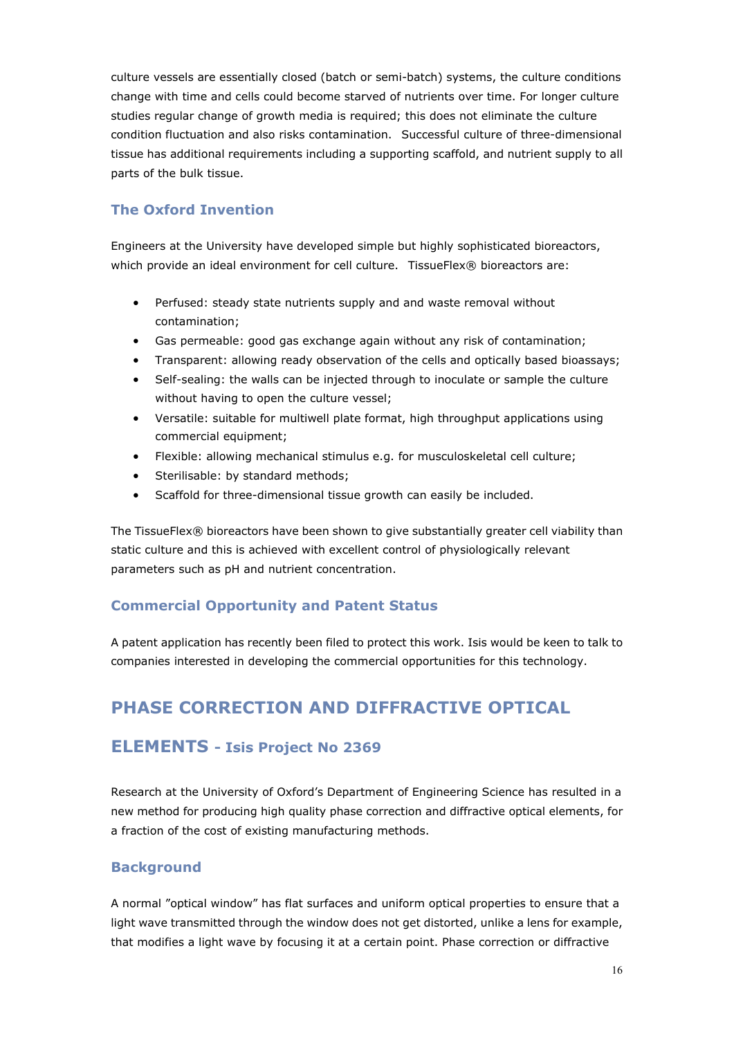culture vessels are essentially closed (batch or semi-batch) systems, the culture conditions change with time and cells could become starved of nutrients over time. For longer culture studies regular change of growth media is required; this does not eliminate the culture condition fluctuation and also risks contamination. Successful culture of three-dimensional tissue has additional requirements including a supporting scaffold, and nutrient supply to all parts of the bulk tissue.

### The Oxford Invention

Engineers at the University have developed simple but highly sophisticated bioreactors, which provide an ideal environment for cell culture. TissueFlex® bioreactors are:

- Perfused: steady state nutrients supply and and waste removal without contamination;
- Gas permeable: good gas exchange again without any risk of contamination;
- Transparent: allowing ready observation of the cells and optically based bioassays;
- Self-sealing: the walls can be injected through to inoculate or sample the culture without having to open the culture vessel;
- Versatile: suitable for multiwell plate format, high throughput applications using commercial equipment;
- Flexible: allowing mechanical stimulus e.g. for musculoskeletal cell culture;
- Sterilisable: by standard methods;
- Scaffold for three-dimensional tissue growth can easily be included.

The TissueFlex® bioreactors have been shown to give substantially greater cell viability than static culture and this is achieved with excellent control of physiologically relevant parameters such as pH and nutrient concentration.

### Commercial Opportunity and Patent Status

A patent application has recently been filed to protect this work. Isis would be keen to talk to companies interested in developing the commercial opportunities for this technology.

## PHASE CORRECTION AND DIFFRACTIVE OPTICAL ELEMENTS - Isis Project No 2369

Research at the University of Oxford's Department of Engineering Science has resulted in a new method for producing high quality phase correction and diffractive optical elements, for a fraction of the cost of existing manufacturing methods.

### Background

A normal "optical window" has flat surfaces and uniform optical properties to ensure that a light wave transmitted through the window does not get distorted, unlike a lens for example, that modifies a light wave by focusing it at a certain point. Phase correction or diffractive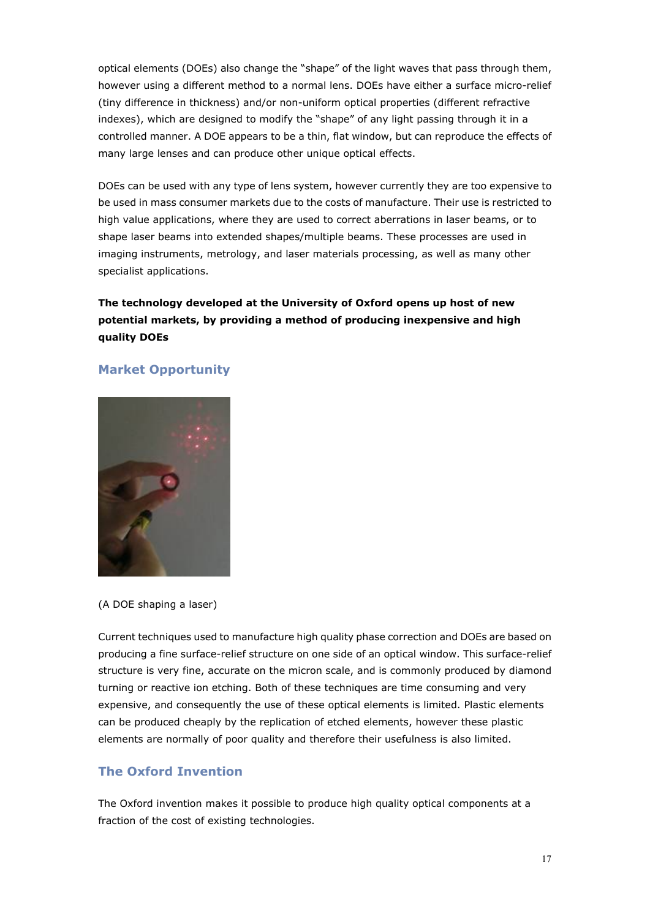optical elements (DOEs) also change the "shape" of the light waves that pass through them, however using a different method to a normal lens. DOEs have either a surface micro-relief (tiny difference in thickness) and/or non-uniform optical properties (different refractive indexes), which are designed to modify the "shape" of any light passing through it in a controlled manner. A DOE appears to be a thin, flat window, but can reproduce the effects of many large lenses and can produce other unique optical effects.

DOEs can be used with any type of lens system, however currently they are too expensive to be used in mass consumer markets due to the costs of manufacture. Their use is restricted to high value applications, where they are used to correct aberrations in laser beams, or to shape laser beams into extended shapes/multiple beams. These processes are used in imaging instruments, metrology, and laser materials processing, as well as many other specialist applications.

**The technology developed at the University of Oxford opens up host of new potential markets, by providing a method of producing inexpensive and high quality DOEs**

## Market Opportunity

(A DOE shaping a laser)

Current techniques used to manufacture high quality phase correction and DOEs are based on producing a fine surface-relief structure on one side of an optical window. This surface-relief structure is very fine, accurate on the micron scale, and is commonly produced by diamond turning or reactive ion etching. Both of these techniques are time consuming and very expensive, and consequently the use of these optical elements is limited. Plastic elements can be produced cheaply by the replication of etched elements, however these plastic elements are normally of poor quality and therefore their usefulness is also limited.

## The Oxford Invention

The Oxford invention makes it possible to produce high quality optical components at a fraction of the cost of existing technologies.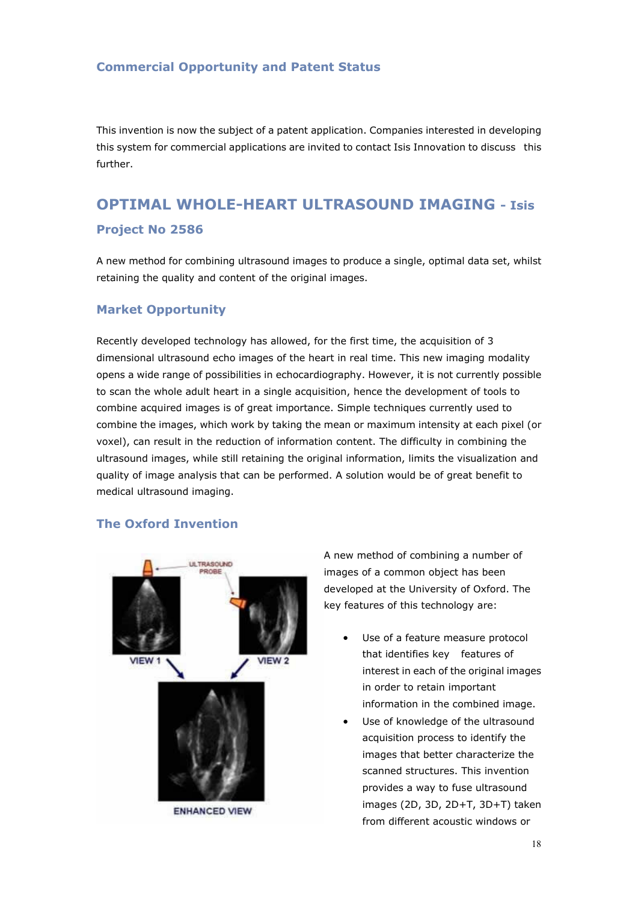### Commercial Opportunity and Patent Status

This invention is now the subject of a patent application. Companies interested in developing this system for commercial applications are invited to contact Isis Innovation to discuss this further.

## OPTIMAL WHOLE-HEART ULTRASOUND IMAGING - Isis Project No 2586

A new method for combining ultrasound images to produce a single, optimal data set, whilst retaining the quality and content of the original images.

### Market Opportunity

Recently developed technology has allowed, for the first time, the acquisition of 3 dimensional ultrasound echo images of the heart in real time. This new imaging modality opens a wide range of possibilities in echocardiography. However, it is not currently possible to scan the whole adult heart in a single acquisition, hence the development of tools to combine acquired images is of great importance. Simple techniques currently used to combine the images, which work by taking the mean or maximum intensity at each pixel (or voxel), can result in the reduction of information content. The difficulty in combining the ultrasound images, while still retaining the original information, limits the visualization and quality of image analysis that can be performed. A solution would be of great benefit to medical ultrasound imaging.

### The Oxford Invention

A new method of combining a number of images of a common object has been developed at the University of Oxford. The key features of this technology are:

- Use of a feature measure protocol that identifies key features of interest in each of the original images in order to retain important information in the combined image.
- Use of knowledge of the ultrasound acquisition process to identify the images that better characterize the scanned structures. This invention provides a way to fuse ultrasound images (2D, 3D, 2D+T, 3D+T) taken from different acoustic windows or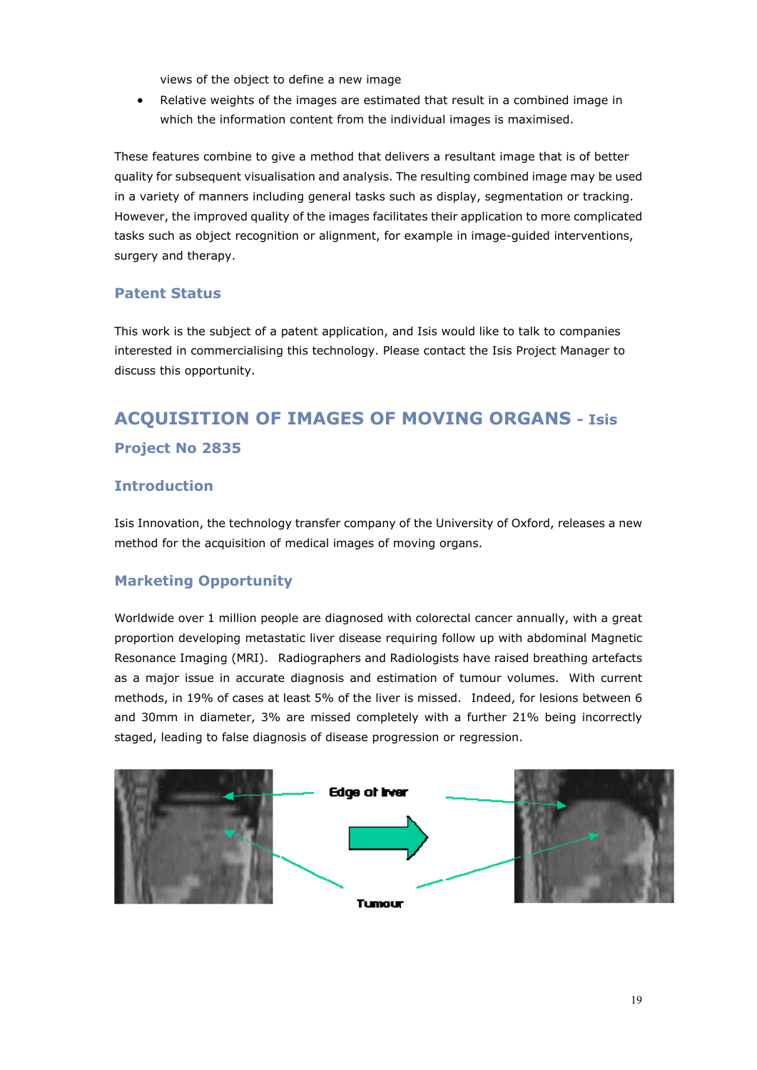views of the object to define a new image

- Relative weights of the images are estimated that result in a combined image in which the information content from the individual images is maximised.

These features combine to give a method that delivers a resultant image that is of better quality for subsequent visualisation and analysis. The resulting combined image may be used in a variety of manners including general tasks such as display, segmentation or tracking. However, the improved quality of the images facilitates their application to more complicated tasks such as object recognition or alignment, for example in image-guided interventions, surgery and therapy.

### Patent Status

This work is the subject of a patent application, and Isis would like to talk to companies interested in commercialising this technology. Please contact the Isis Project Manager to discuss this opportunity.

## ACQUISITION OF IMAGES OF MOVING ORGANS - Isis Project No 2835

### Introduction

Isis Innovation, the technology transfer company of the University of Oxford, releases a new method for the acquisition of medical images of moving organs.

### Marketing Opportunity

Worldwide over 1 million people are diagnosed with colorectal cancer annually, with a great proportion developing metastatic liver disease requiring follow up with abdominal Magnetic Resonance Imaging (MRI). Radiographers and Radiologists have raised breathing artefacts as a major issue in accurate diagnosis and estimation of tumour volumes. With current methods, in 19% of cases at least 5% of the liver is missed. Indeed, for lesions between 6 and 30mm in diameter, 3% are missed completely with a further 21% being incorrectly staged, leading to false diagnosis of disease progression or regression.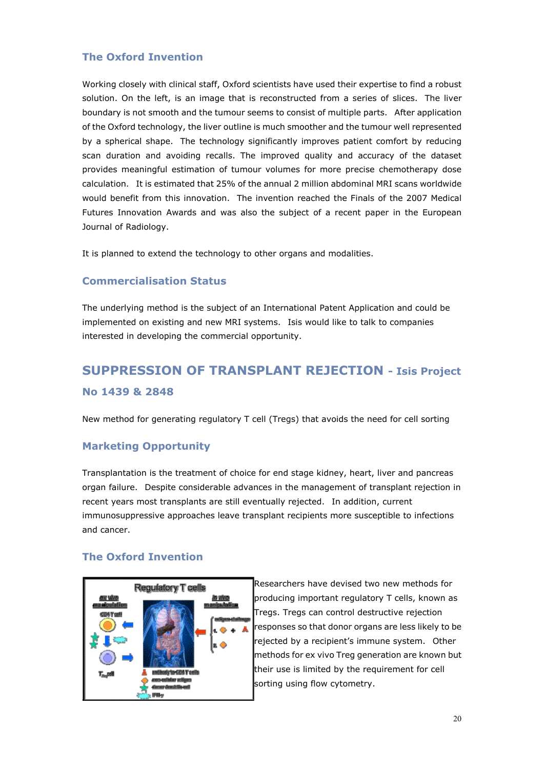### The Oxford Invention

Working closely with clinical staff, Oxford scientists have used their expertise to find a robust solution. On the left, is an image that is reconstructed from a series of slices. The liver boundary is not smooth and the tumour seems to consist of multiple parts. After application of the Oxford technology, the liver outline is much smoother and the tumour well represented by a spherical shape. The technology significantly improves patient comfort by reducing scan duration and avoiding recalls. The improved quality and accuracy of the dataset provides meaningful estimation of tumour volumes for more precise chemotherapy dose calculation. It is estimated that 25% of the annual 2 million abdominal MRI scans worldwide would benefit from this innovation. The invention reached the Finals of the 2007 Medical Futures Innovation Awards and was also the subject of a recent paper in the European Journal of Radiology.

It is planned to extend the technology to other organs and modalities.

### Commercialisation Status

The underlying method is the subject of an International Patent Application and could be implemented on existing and new MRI systems. Isis would like to talk to companies interested in developing the commercial opportunity.

## SUPPRESSION OF TRANSPLANT REJECTION - Isis Project No 1439 & 2848

New method for generating regulatory T cell (Tregs) that avoids the need for cell sorting

### Marketing Opportunity

Transplantation is the treatment of choice for end stage kidney, heart, liver and pancreas organ failure. Despite considerable advances in the management of transplant rejection in recent years most transplants are still eventually rejected. In addition, current immunosuppressive approaches leave transplant recipients more susceptible to infections and cancer.

### The Oxford Invention

Researchers have devised two new methods for producing important regulatory T cells, known as Tregs. Tregs can control destructive rejection responses so that donor organs are less likely to be rejected by a recipient's immune system. Other methods for ex vivo Treg generation are known but their use is limited by the requirement for cell sorting using flow cytometry.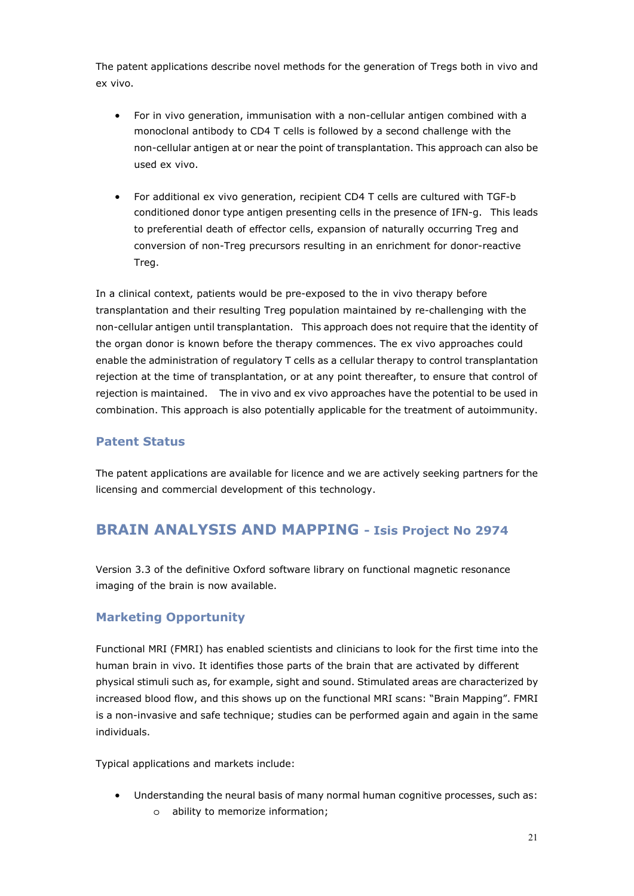The patent applications describe novel methods for the generation of Tregs both in vivo and ex vivo.

- For in vivo generation, immunisation with a non-cellular antigen combined with a monoclonal antibody to CD4 T cells is followed by a second challenge with the non-cellular antigen at or near the point of transplantation. This approach can also be used ex vivo.
- For additional ex vivo generation, recipient CD4 T cells are cultured with TGF-b conditioned donor type antigen presenting cells in the presence of IFN-g. This leads to preferential death of effector cells, expansion of naturally occurring Treg and conversion of non-Treg precursors resulting in an enrichment for donor-reactive Treg.

In a clinical context, patients would be pre-exposed to the in vivo therapy before transplantation and their resulting Treg population maintained by re-challenging with the non-cellular antigen until transplantation. This approach does not require that the identity of the organ donor is known before the therapy commences. The ex vivo approaches could enable the administration of regulatory T cells as a cellular therapy to control transplantation rejection at the time of transplantation, or at any point thereafter, to ensure that control of rejection is maintained. The in vivo and ex vivo approaches have the potential to be used in combination. This approach is also potentially applicable for the treatment of autoimmunity.

### Patent Status

The patent applications are available for licence and we are actively seeking partners for the licensing and commercial development of this technology.

## BRAIN ANALYSIS AND MAPPING - Isis Project No 2974

Version 3.3 of the definitive Oxford software library on functional magnetic resonance imaging of the brain is now available.

### Marketing Opportunity

Functional MRI (FMRI) has enabled scientists and clinicians to look for the first time into the human brain in vivo. It identifies those parts of the brain that are activated by different physical stimuli such as, for example, sight and sound. Stimulated areas are characterized by increased blood flow, and this shows up on the functional MRI scans: "Brain Mapping". FMRI is a non-invasive and safe technique; studies can be performed again and again in the same individuals.

Typical applications and markets include:

- Understanding the neural basis of many normal human cognitive processes, such as:
  - ability to memorize information;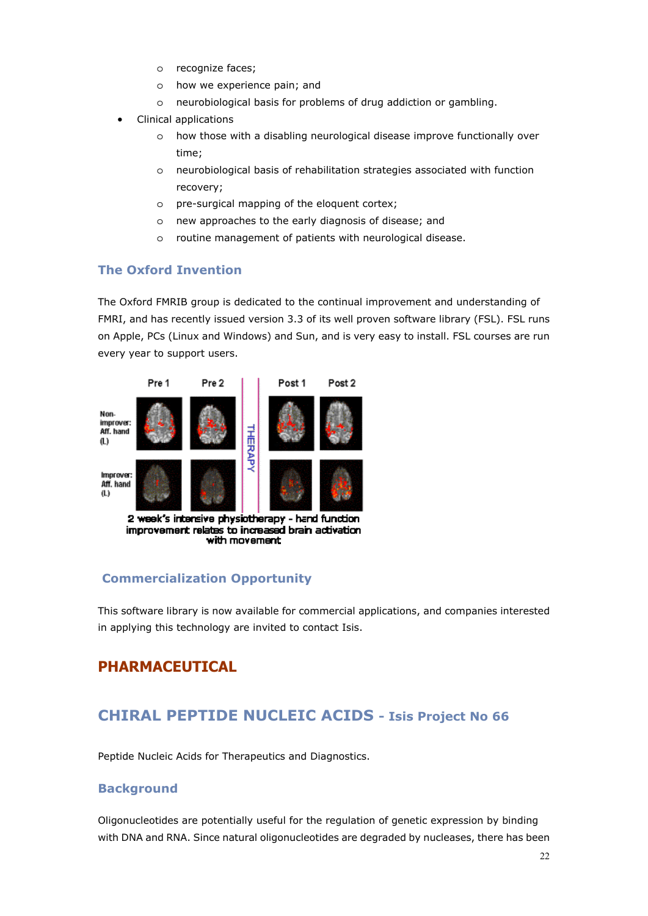- recognize faces;
  - how we experience pain; and
  - neurobiological basis for problems of drug addiction or gambling.
- Clinical applications
  - how those with a disabling neurological disease improve functionally over time;
  - neurobiological basis of rehabilitation strategies associated with function recovery;
  - pre-surgical mapping of the eloquent cortex;
  - new approaches to the early diagnosis of disease; and
  - routine management of patients with neurological disease.

### The Oxford Invention

The Oxford FMRIB group is dedicated to the continual improvement and understanding of FMRI, and has recently issued version 3.3 of its well proven software library (FSL). FSL runs on Apple, PCs (Linux and Windows) and Sun, and is very easy to install. FSL courses are run every year to support users.

2 week's intensive physiotherapy - hand function improvement relates to increased brain activation with movement

### Commercialization Opportunity

This software library is now available for commercial applications, and companies interested in applying this technology are invited to contact Isis.

## PHARMACEUTICAL

## CHIRAL PEPTIDE NUCLEIC ACIDS - Isis Project No 66

Peptide Nucleic Acids for Therapeutics and Diagnostics.

### Background

Oligonucleotides are potentially useful for the regulation of genetic expression by binding with DNA and RNA. Since natural oligonucleotides are degraded by nucleases, there has been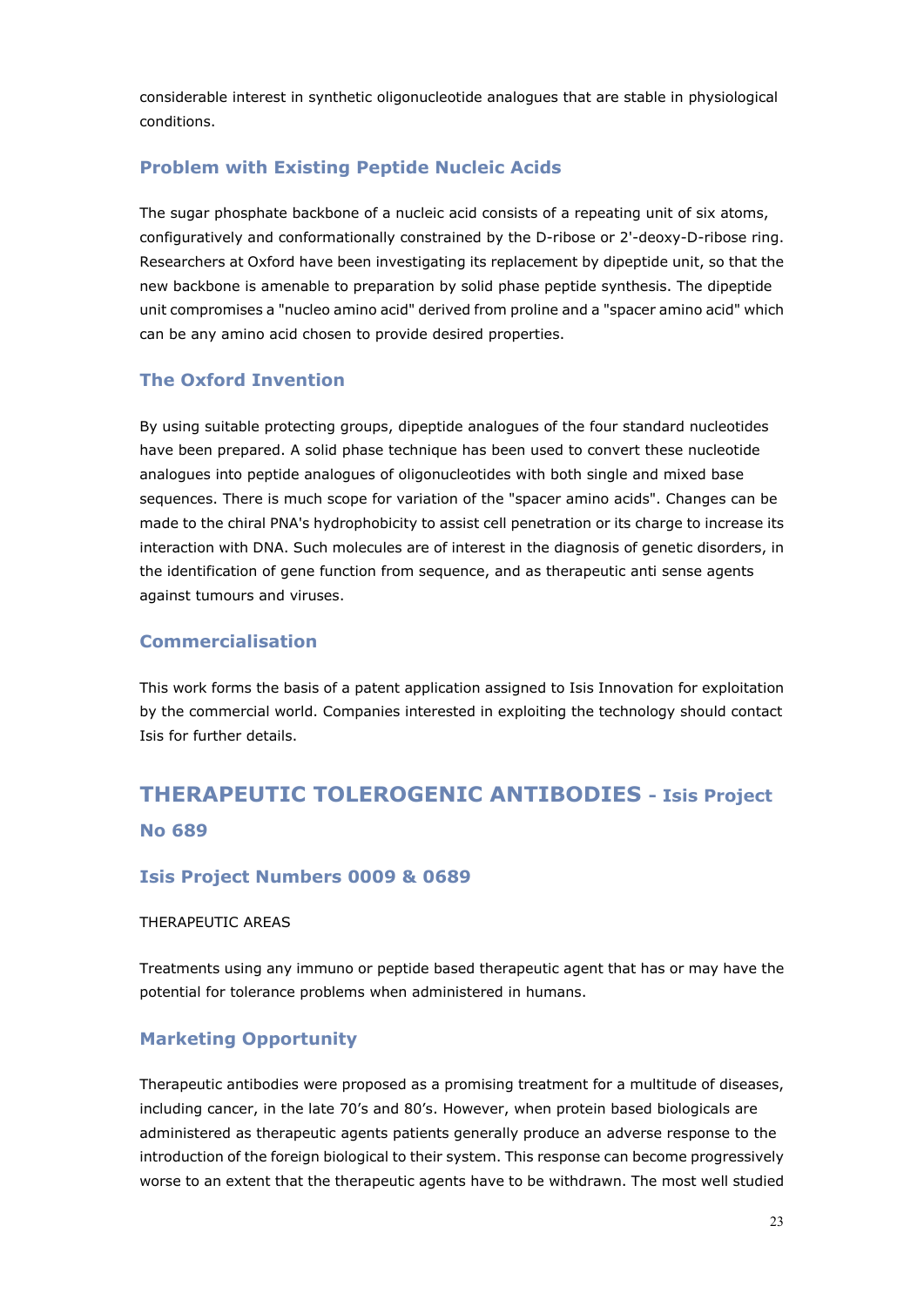considerable interest in synthetic oligonucleotide analogues that are stable in physiological conditions.

### Problem with Existing Peptide Nucleic Acids

The sugar phosphate backbone of a nucleic acid consists of a repeating unit of six atoms, configuratively and conformationally constrained by the D-ribose or 2'-deoxy-D-ribose ring. Researchers at Oxford have been investigating its replacement by dipeptide unit, so that the new backbone is amenable to preparation by solid phase peptide synthesis. The dipeptide unit compromises a "nucleo amino acid" derived from proline and a "spacer amino acid" which can be any amino acid chosen to provide desired properties.

### The Oxford Invention

By using suitable protecting groups, dipeptide analogues of the four standard nucleotides have been prepared. A solid phase technique has been used to convert these nucleotide analogues into peptide analogues of oligonucleotides with both single and mixed base sequences. There is much scope for variation of the "spacer amino acids". Changes can be made to the chiral PNA's hydrophobicity to assist cell penetration or its charge to increase its interaction with DNA. Such molecules are of interest in the diagnosis of genetic disorders, in the identification of gene function from sequence, and as therapeutic anti sense agents against tumours and viruses.

### Commercialisation

This work forms the basis of a patent application assigned to Isis Innovation for exploitation by the commercial world. Companies interested in exploiting the technology should contact Isis for further details.

## THERAPEUTIC TOLEROGENIC ANTIBODIES - Isis Project No 689

### Isis Project Numbers 0009 & 0689

THERAPEUTIC AREAS

Treatments using any immuno or peptide based therapeutic agent that has or may have the potential for tolerance problems when administered in humans.

### Marketing Opportunity

Therapeutic antibodies were proposed as a promising treatment for a multitude of diseases, including cancer, in the late 70's and 80's. However, when protein based biologicals are administered as therapeutic agents patients generally produce an adverse response to the introduction of the foreign biological to their system. This response can become progressively worse to an extent that the therapeutic agents have to be withdrawn. The most well studied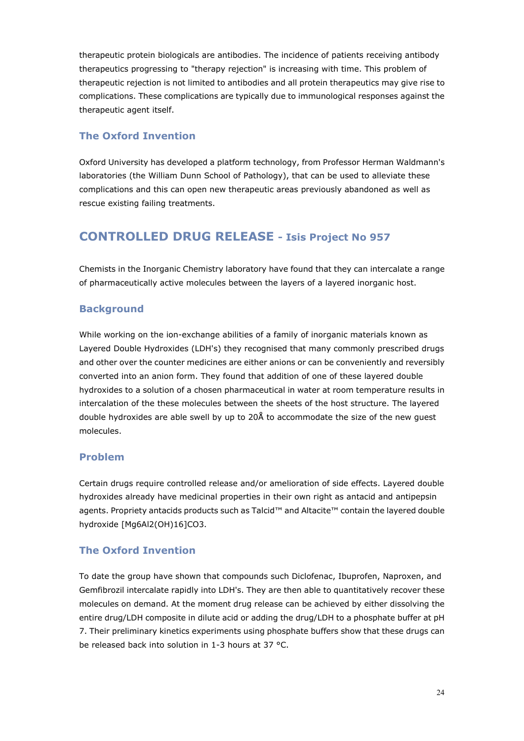therapeutic protein biologicals are antibodies. The incidence of patients receiving antibody therapeutics progressing to "therapy rejection" is increasing with time. This problem of therapeutic rejection is not limited to antibodies and all protein therapeutics may give rise to complications. These complications are typically due to immunological responses against the therapeutic agent itself.

### The Oxford Invention

Oxford University has developed a platform technology, from Professor Herman Waldmann's laboratories (the William Dunn School of Pathology), that can be used to alleviate these complications and this can open new therapeutic areas previously abandoned as well as rescue existing failing treatments.

## CONTROLLED DRUG RELEASE - Isis Project No 957

Chemists in the Inorganic Chemistry laboratory have found that they can intercalate a range of pharmaceutically active molecules between the layers of a layered inorganic host.

### Background

While working on the ion-exchange abilities of a family of inorganic materials known as Layered Double Hydroxides (LDH's) they recognised that many commonly prescribed drugs and other over the counter medicines are either anions or can be conveniently and reversibly converted into an anion form. They found that addition of one of these layered double hydroxides to a solution of a chosen pharmaceutical in water at room temperature results in intercalation of the these molecules between the sheets of the host structure. The layered double hydroxides are able swell by up to 20Å to accommodate the size of the new guest molecules.

### Problem

Certain drugs require controlled release and/or amelioration of side effects. Layered double hydroxides already have medicinal properties in their own right as antacid and antipepsin agents. Propriety antacids products such as Talcid™ and Altacite™ contain the layered double hydroxide $[Mg_6Al_2(OH)_{16}]CO_3$.

### The Oxford Invention

To date the group have shown that compounds such Diclofenac, Ibuprofen, Naproxen, and Gemfibrozil intercalate rapidly into LDH's. They are then able to quantitatively recover these molecules on demand. At the moment drug release can be achieved by either dissolving the entire drug/LDH composite in dilute acid or adding the drug/LDH to a phosphate buffer at pH 7. Their preliminary kinetics experiments using phosphate buffers show that these drugs can be released back into solution in 1-3 hours at 37 °C.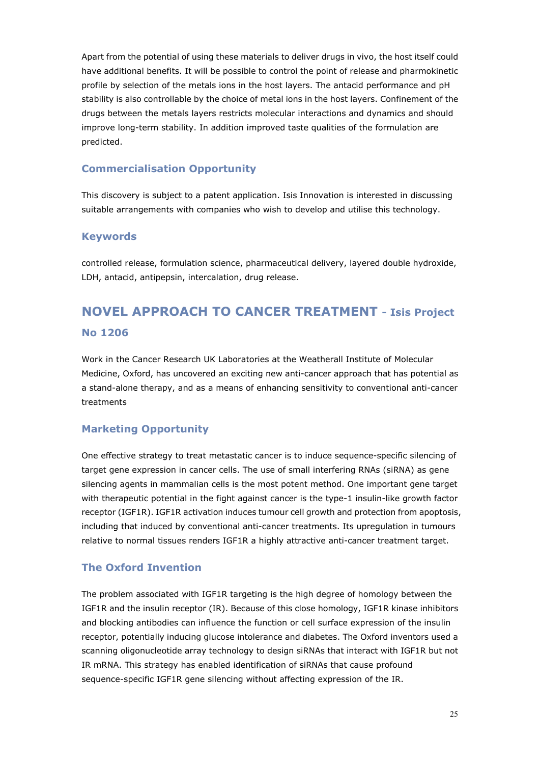Apart from the potential of using these materials to deliver drugs in vivo, the host itself could have additional benefits. It will be possible to control the point of release and pharmokinetic profile by selection of the metals ions in the host layers. The antacid performance and pH stability is also controllable by the choice of metal ions in the host layers. Confinement of the drugs between the metals layers restricts molecular interactions and dynamics and should improve long-term stability. In addition improved taste qualities of the formulation are predicted.

### Commercialisation Opportunity

This discovery is subject to a patent application. Isis Innovation is interested in discussing suitable arrangements with companies who wish to develop and utilise this technology.

### Keywords

controlled release, formulation science, pharmaceutical delivery, layered double hydroxide, LDH, antacid, antipepsin, intercalation, drug release.

## NOVEL APPROACH TO CANCER TREATMENT - Isis Project No 1206

Work in the Cancer Research UK Laboratories at the Weatherall Institute of Molecular Medicine, Oxford, has uncovered an exciting new anti-cancer approach that has potential as a stand-alone therapy, and as a means of enhancing sensitivity to conventional anti-cancer treatments

### Marketing Opportunity

One effective strategy to treat metastatic cancer is to induce sequence-specific silencing of target gene expression in cancer cells. The use of small interfering RNAs (siRNA) as gene silencing agents in mammalian cells is the most potent method. One important gene target with therapeutic potential in the fight against cancer is the type-1 insulin-like growth factor receptor (IGF1R). IGF1R activation induces tumour cell growth and protection from apoptosis, including that induced by conventional anti-cancer treatments. Its upregulation in tumours relative to normal tissues renders IGF1R a highly attractive anti-cancer treatment target.

### The Oxford Invention

The problem associated with IGF1R targeting is the high degree of homology between the IGF1R and the insulin receptor (IR). Because of this close homology, IGF1R kinase inhibitors and blocking antibodies can influence the function or cell surface expression of the insulin receptor, potentially inducing glucose intolerance and diabetes. The Oxford inventors used a scanning oligonucleotide array technology to design siRNAs that interact with IGF1R but not IR mRNA. This strategy has enabled identification of siRNAs that cause profound sequence-specific IGF1R gene silencing without affecting expression of the IR.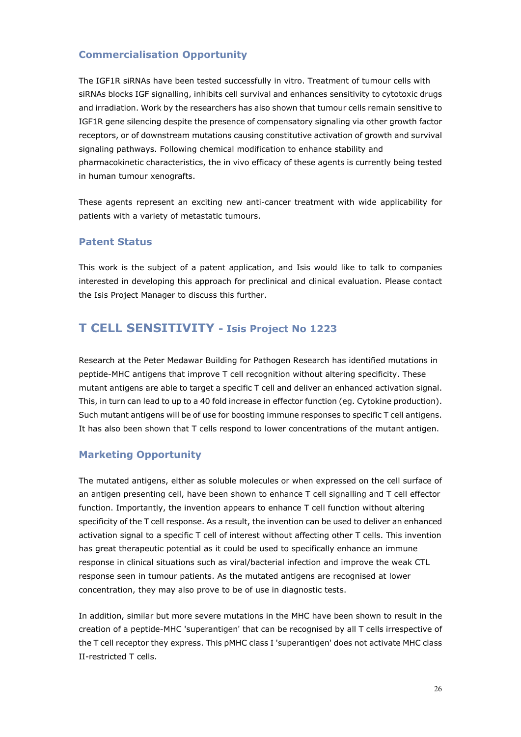### Commercialisation Opportunity

The IGF1R siRNAs have been tested successfully in vitro. Treatment of tumour cells with siRNAs blocks IGF signalling, inhibits cell survival and enhances sensitivity to cytotoxic drugs and irradiation. Work by the researchers has also shown that tumour cells remain sensitive to IGF1R gene silencing despite the presence of compensatory signaling via other growth factor receptors, or of downstream mutations causing constitutive activation of growth and survival signaling pathways. Following chemical modification to enhance stability and pharmacokinetic characteristics, the in vivo efficacy of these agents is currently being tested in human tumour xenografts.

These agents represent an exciting new anti-cancer treatment with wide applicability for patients with a variety of metastatic tumours.

### Patent Status

This work is the subject of a patent application, and Isis would like to talk to companies interested in developing this approach for preclinical and clinical evaluation. Please contact the Isis Project Manager to discuss this further.

## T CELL SENSITIVITY - Isis Project No 1223

Research at the Peter Medawar Building for Pathogen Research has identified mutations in peptide-MHC antigens that improve T cell recognition without altering specificity. These mutant antigens are able to target a specific T cell and deliver an enhanced activation signal. This, in turn can lead to up to a 40 fold increase in effector function (eg. Cytokine production). Such mutant antigens will be of use for boosting immune responses to specific T cell antigens. It has also been shown that T cells respond to lower concentrations of the mutant antigen.

### Marketing Opportunity

The mutated antigens, either as soluble molecules or when expressed on the cell surface of an antigen presenting cell, have been shown to enhance T cell signalling and T cell effector function. Importantly, the invention appears to enhance T cell function without altering specificity of the T cell response. As a result, the invention can be used to deliver an enhanced activation signal to a specific T cell of interest without affecting other T cells. This invention has great therapeutic potential as it could be used to specifically enhance an immune response in clinical situations such as viral/bacterial infection and improve the weak CTL response seen in tumour patients. As the mutated antigens are recognised at lower concentration, they may also prove to be of use in diagnostic tests.

In addition, similar but more severe mutations in the MHC have been shown to result in the creation of a peptide-MHC 'superantigen' that can be recognised by all T cells irrespective of the T cell receptor they express. This pMHC class I 'superantigen' does not activate MHC class II-restricted T cells.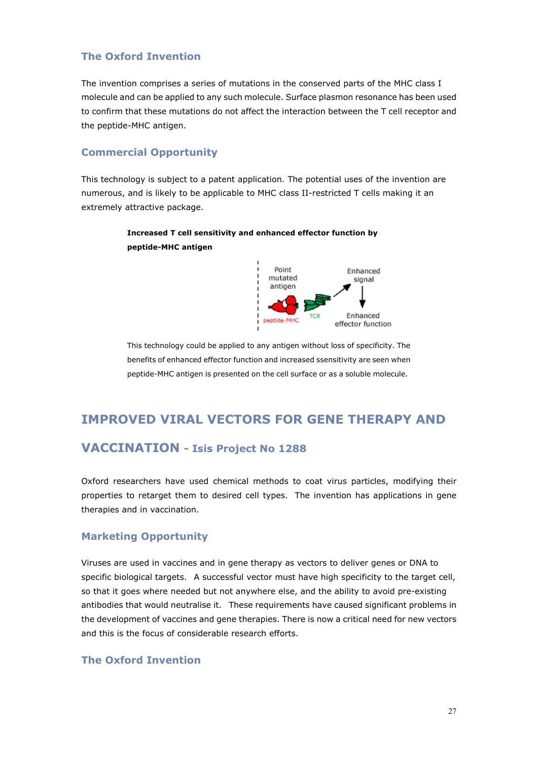### The Oxford Invention

The invention comprises a series of mutations in the conserved parts of the MHC class I molecule and can be applied to any such molecule. Surface plasmon resonance has been used to confirm that these mutations do not affect the interaction between the T cell receptor and the peptide-MHC antigen.

### Commercial Opportunity

This technology is subject to a patent application. The potential uses of the invention are numerous, and is likely to be applicable to MHC class II-restricted T cells making it an extremely attractive package.

**Increased T cell sensitivity and enhanced effector function by peptide-MHC antigen**

Point mutated antigen — peptide-MHC — TCR — Enhanced signal — Enhanced effector function

This technology could be applied to any antigen without loss of specificity. The benefits of enhanced effector function and increased ssensitivity are seen when peptide-MHC antigen is presented on the cell surface or as a soluble molecule.

## IMPROVED VIRAL VECTORS FOR GENE THERAPY AND VACCINATION - Isis Project No 1288

Oxford researchers have used chemical methods to coat virus particles, modifying their properties to retarget them to desired cell types. The invention has applications in gene therapies and in vaccination.

### Marketing Opportunity

Viruses are used in vaccines and in gene therapy as vectors to deliver genes or DNA to specific biological targets. A successful vector must have high specificity to the target cell, so that it goes where needed but not anywhere else, and the ability to avoid pre-existing antibodies that would neutralise it. These requirements have caused significant problems in the development of vaccines and gene therapies. There is now a critical need for new vectors and this is the focus of considerable research efforts.

### The Oxford Invention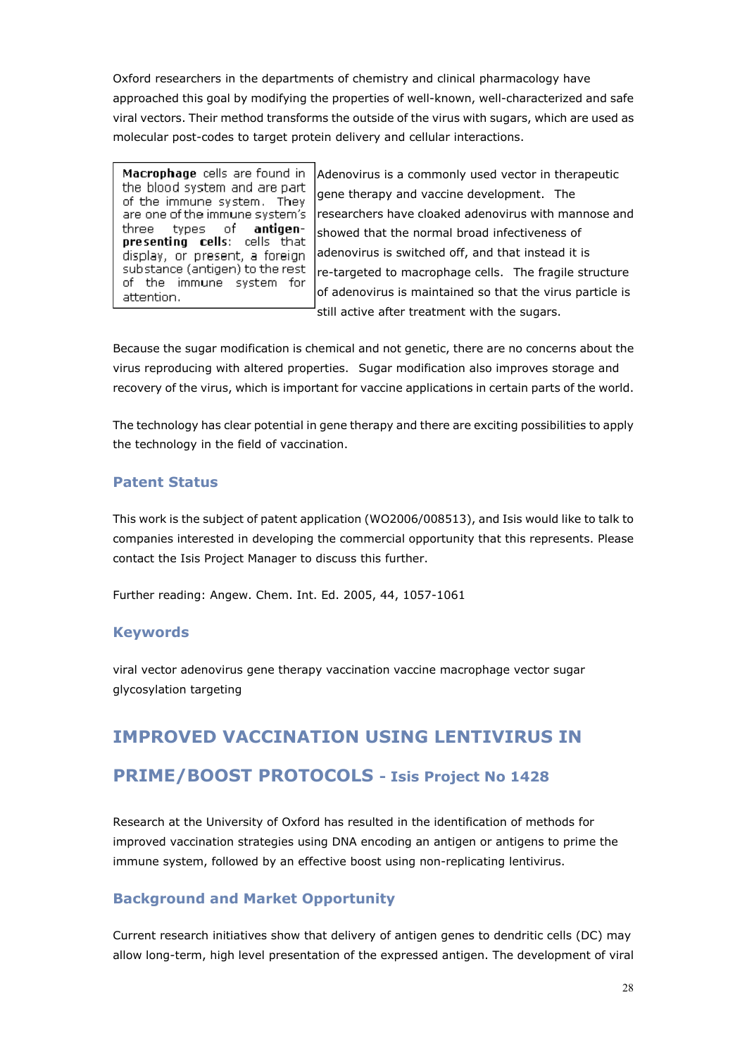Oxford researchers in the departments of chemistry and clinical pharmacology have approached this goal by modifying the properties of well-known, well-characterized and safe viral vectors. Their method transforms the outside of the virus with sugars, which are used as molecular post-codes to target protein delivery and cellular interactions.

> **Macrophage** cells are found in the blood system and are part of the immune system. They are one of the immune system's three types of **antigen-presenting cells**: cells that display, or present, a foreign substance (antigen) to the rest of the immune system for attention.

Adenovirus is a commonly used vector in therapeutic gene therapy and vaccine development. The researchers have cloaked adenovirus with mannose and showed that the normal broad infectiveness of adenovirus is switched off, and that instead it is re-targeted to macrophage cells. The fragile structure of adenovirus is maintained so that the virus particle is still active after treatment with the sugars.

Because the sugar modification is chemical and not genetic, there are no concerns about the virus reproducing with altered properties. Sugar modification also improves storage and recovery of the virus, which is important for vaccine applications in certain parts of the world.

The technology has clear potential in gene therapy and there are exciting possibilities to apply the technology in the field of vaccination.

### Patent Status

This work is the subject of patent application (WO2006/008513), and Isis would like to talk to companies interested in developing the commercial opportunity that this represents. Please contact the Isis Project Manager to discuss this further.

Further reading: Angew. Chem. Int. Ed. 2005, 44, 1057-1061

### Keywords

viral vector adenovirus gene therapy vaccination vaccine macrophage vector sugar glycosylation targeting

## IMPROVED VACCINATION USING LENTIVIRUS IN PRIME/BOOST PROTOCOLS - Isis Project No 1428

Research at the University of Oxford has resulted in the identification of methods for improved vaccination strategies using DNA encoding an antigen or antigens to prime the immune system, followed by an effective boost using non-replicating lentivirus.

### Background and Market Opportunity

Current research initiatives show that delivery of antigen genes to dendritic cells (DC) may allow long-term, high level presentation of the expressed antigen. The development of viral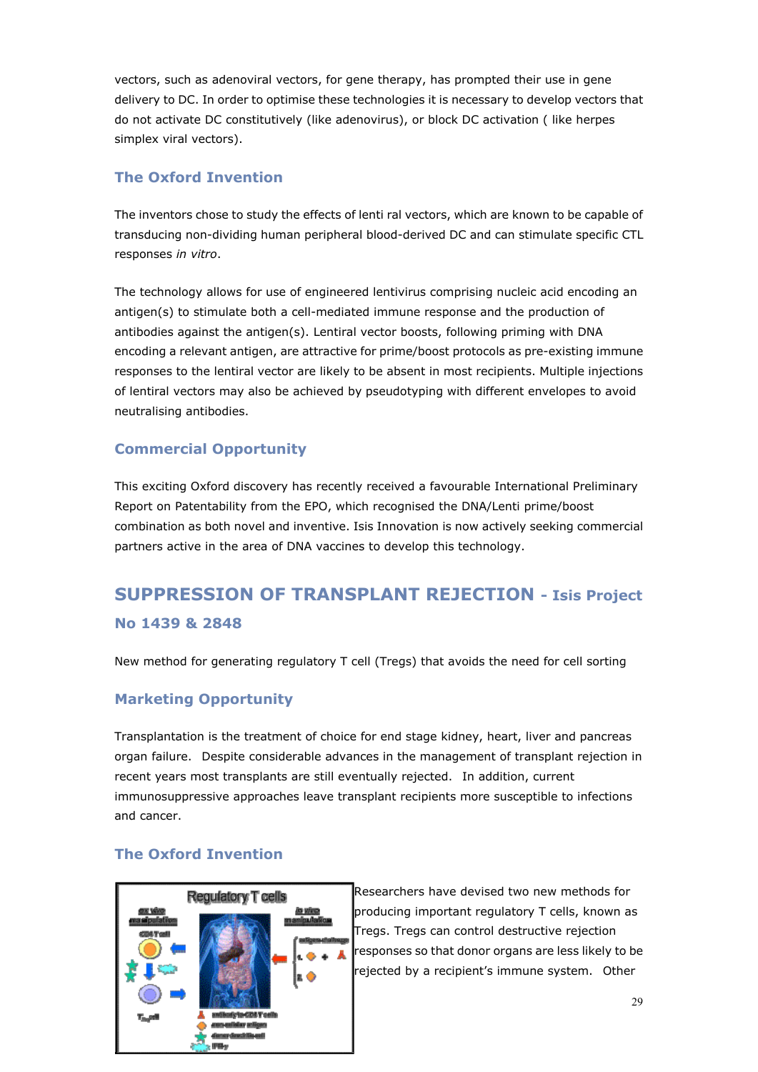vectors, such as adenoviral vectors, for gene therapy, has prompted their use in gene delivery to DC. In order to optimise these technologies it is necessary to develop vectors that do not activate DC constitutively (like adenovirus), or block DC activation ( like herpes simplex viral vectors).

### The Oxford Invention

The inventors chose to study the effects of lenti ral vectors, which are known to be capable of transducing non-dividing human peripheral blood-derived DC and can stimulate specific CTL responses *in vitro*.

The technology allows for use of engineered lentivirus comprising nucleic acid encoding an antigen(s) to stimulate both a cell-mediated immune response and the production of antibodies against the antigen(s). Lentiral vector boosts, following priming with DNA encoding a relevant antigen, are attractive for prime/boost protocols as pre-existing immune responses to the lentiral vector are likely to be absent in most recipients. Multiple injections of lentiral vectors may also be achieved by pseudotyping with different envelopes to avoid neutralising antibodies.

### Commercial Opportunity

This exciting Oxford discovery has recently received a favourable International Preliminary Report on Patentability from the EPO, which recognised the DNA/Lenti prime/boost combination as both novel and inventive. Isis Innovation is now actively seeking commercial partners active in the area of DNA vaccines to develop this technology.

## SUPPRESSION OF TRANSPLANT REJECTION - Isis Project No 1439 & 2848

New method for generating regulatory T cell (Tregs) that avoids the need for cell sorting

### Marketing Opportunity

Transplantation is the treatment of choice for end stage kidney, heart, liver and pancreas organ failure. Despite considerable advances in the management of transplant rejection in recent years most transplants are still eventually rejected. In addition, current immunosuppressive approaches leave transplant recipients more susceptible to infections and cancer.

### The Oxford Invention

Researchers have devised two new methods for producing important regulatory T cells, known as Tregs. Tregs can control destructive rejection responses so that donor organs are less likely to be rejected by a recipient's immune system. Other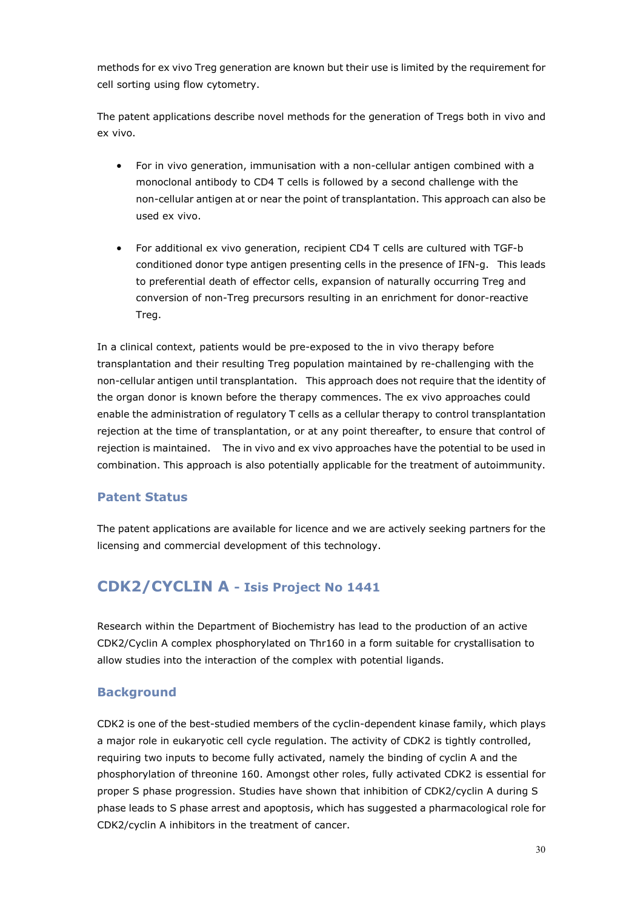methods for ex vivo Treg generation are known but their use is limited by the requirement for cell sorting using flow cytometry.

The patent applications describe novel methods for the generation of Tregs both in vivo and ex vivo.

- For in vivo generation, immunisation with a non-cellular antigen combined with a monoclonal antibody to CD4 T cells is followed by a second challenge with the non-cellular antigen at or near the point of transplantation. This approach can also be used ex vivo.

- For additional ex vivo generation, recipient CD4 T cells are cultured with TGF-b conditioned donor type antigen presenting cells in the presence of IFN-g. This leads to preferential death of effector cells, expansion of naturally occurring Treg and conversion of non-Treg precursors resulting in an enrichment for donor-reactive Treg.

In a clinical context, patients would be pre-exposed to the in vivo therapy before transplantation and their resulting Treg population maintained by re-challenging with the non-cellular antigen until transplantation. This approach does not require that the identity of the organ donor is known before the therapy commences. The ex vivo approaches could enable the administration of regulatory T cells as a cellular therapy to control transplantation rejection at the time of transplantation, or at any point thereafter, to ensure that control of rejection is maintained. The in vivo and ex vivo approaches have the potential to be used in combination. This approach is also potentially applicable for the treatment of autoimmunity.

### Patent Status

The patent applications are available for licence and we are actively seeking partners for the licensing and commercial development of this technology.

## CDK2/CYCLIN A - Isis Project No 1441

Research within the Department of Biochemistry has lead to the production of an active CDK2/Cyclin A complex phosphorylated on Thr160 in a form suitable for crystallisation to allow studies into the interaction of the complex with potential ligands.

### Background

CDK2 is one of the best-studied members of the cyclin-dependent kinase family, which plays a major role in eukaryotic cell cycle regulation. The activity of CDK2 is tightly controlled, requiring two inputs to become fully activated, namely the binding of cyclin A and the phosphorylation of threonine 160. Amongst other roles, fully activated CDK2 is essential for proper S phase progression. Studies have shown that inhibition of CDK2/cyclin A during S phase leads to S phase arrest and apoptosis, which has suggested a pharmacological role for CDK2/cyclin A inhibitors in the treatment of cancer.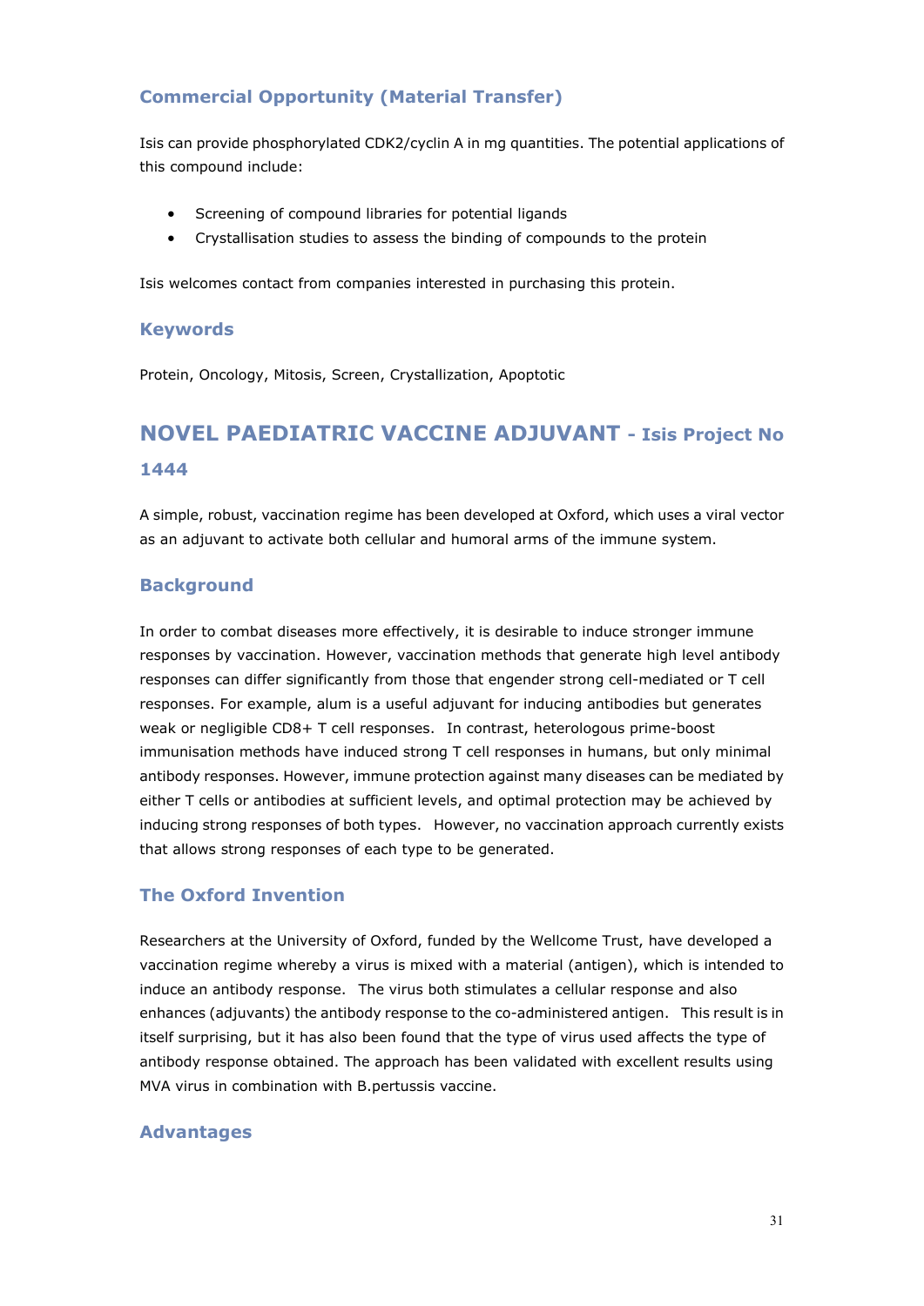### Commercial Opportunity (Material Transfer)

Isis can provide phosphorylated CDK2/cyclin A in mg quantities. The potential applications of this compound include:

- Screening of compound libraries for potential ligands
- Crystallisation studies to assess the binding of compounds to the protein

Isis welcomes contact from companies interested in purchasing this protein.

### Keywords

Protein, Oncology, Mitosis, Screen, Crystallization, Apoptotic

## NOVEL PAEDIATRIC VACCINE ADJUVANT - Isis Project No 1444

A simple, robust, vaccination regime has been developed at Oxford, which uses a viral vector as an adjuvant to activate both cellular and humoral arms of the immune system.

### Background

In order to combat diseases more effectively, it is desirable to induce stronger immune responses by vaccination. However, vaccination methods that generate high level antibody responses can differ significantly from those that engender strong cell-mediated or T cell responses. For example, alum is a useful adjuvant for inducing antibodies but generates weak or negligible CD8+ T cell responses. In contrast, heterologous prime-boost immunisation methods have induced strong T cell responses in humans, but only minimal antibody responses. However, immune protection against many diseases can be mediated by either T cells or antibodies at sufficient levels, and optimal protection may be achieved by inducing strong responses of both types. However, no vaccination approach currently exists that allows strong responses of each type to be generated.

### The Oxford Invention

Researchers at the University of Oxford, funded by the Wellcome Trust, have developed a vaccination regime whereby a virus is mixed with a material (antigen), which is intended to induce an antibody response. The virus both stimulates a cellular response and also enhances (adjuvants) the antibody response to the co-administered antigen. This result is in itself surprising, but it has also been found that the type of virus used affects the type of antibody response obtained. The approach has been validated with excellent results using MVA virus in combination with B.pertussis vaccine.

### Advantages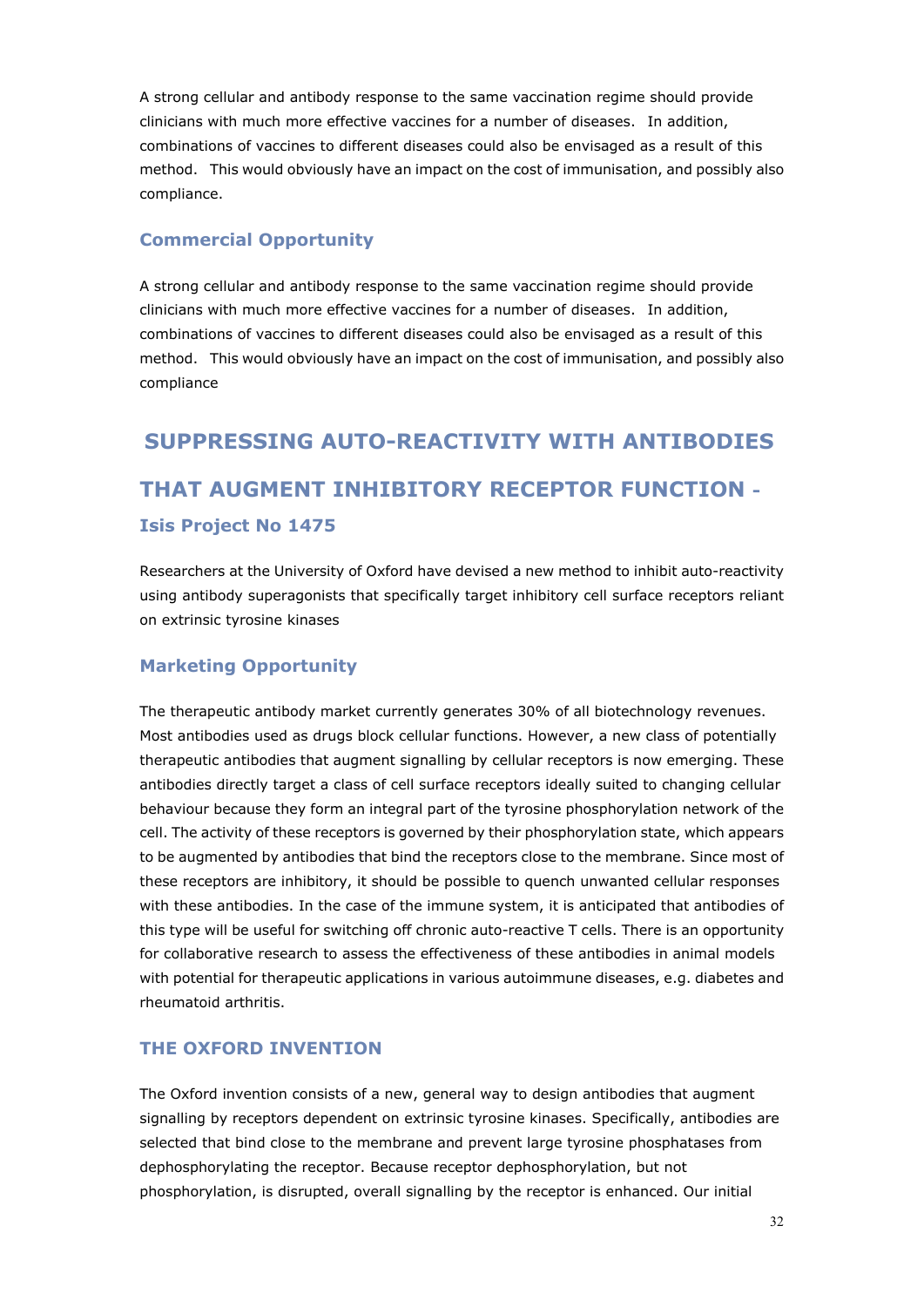A strong cellular and antibody response to the same vaccination regime should provide clinicians with much more effective vaccines for a number of diseases.   In addition, combinations of vaccines to different diseases could also be envisaged as a result of this method.   This would obviously have an impact on the cost of immunisation, and possibly also compliance.

### Commercial Opportunity

A strong cellular and antibody response to the same vaccination regime should provide clinicians with much more effective vaccines for a number of diseases.   In addition, combinations of vaccines to different diseases could also be envisaged as a result of this method.   This would obviously have an impact on the cost of immunisation, and possibly also compliance

## SUPPRESSING AUTO-REACTIVITY WITH ANTIBODIES THAT AUGMENT INHIBITORY RECEPTOR FUNCTION - 

### Isis Project No 1475

Researchers at the University of Oxford have devised a new method to inhibit auto-reactivity using antibody superagonists that specifically target inhibitory cell surface receptors reliant on extrinsic tyrosine kinases

### Marketing Opportunity

The therapeutic antibody market currently generates 30% of all biotechnology revenues. Most antibodies used as drugs block cellular functions. However, a new class of potentially therapeutic antibodies that augment signalling by cellular receptors is now emerging. These antibodies directly target a class of cell surface receptors ideally suited to changing cellular behaviour because they form an integral part of the tyrosine phosphorylation network of the cell. The activity of these receptors is governed by their phosphorylation state, which appears to be augmented by antibodies that bind the receptors close to the membrane. Since most of these receptors are inhibitory, it should be possible to quench unwanted cellular responses with these antibodies. In the case of the immune system, it is anticipated that antibodies of this type will be useful for switching off chronic auto-reactive T cells. There is an opportunity for collaborative research to assess the effectiveness of these antibodies in animal models with potential for therapeutic applications in various autoimmune diseases, e.g. diabetes and rheumatoid arthritis.

### THE OXFORD INVENTION

The Oxford invention consists of a new, general way to design antibodies that augment signalling by receptors dependent on extrinsic tyrosine kinases. Specifically, antibodies are selected that bind close to the membrane and prevent large tyrosine phosphatases from dephosphorylating the receptor. Because receptor dephosphorylation, but not phosphorylation, is disrupted, overall signalling by the receptor is enhanced. Our initial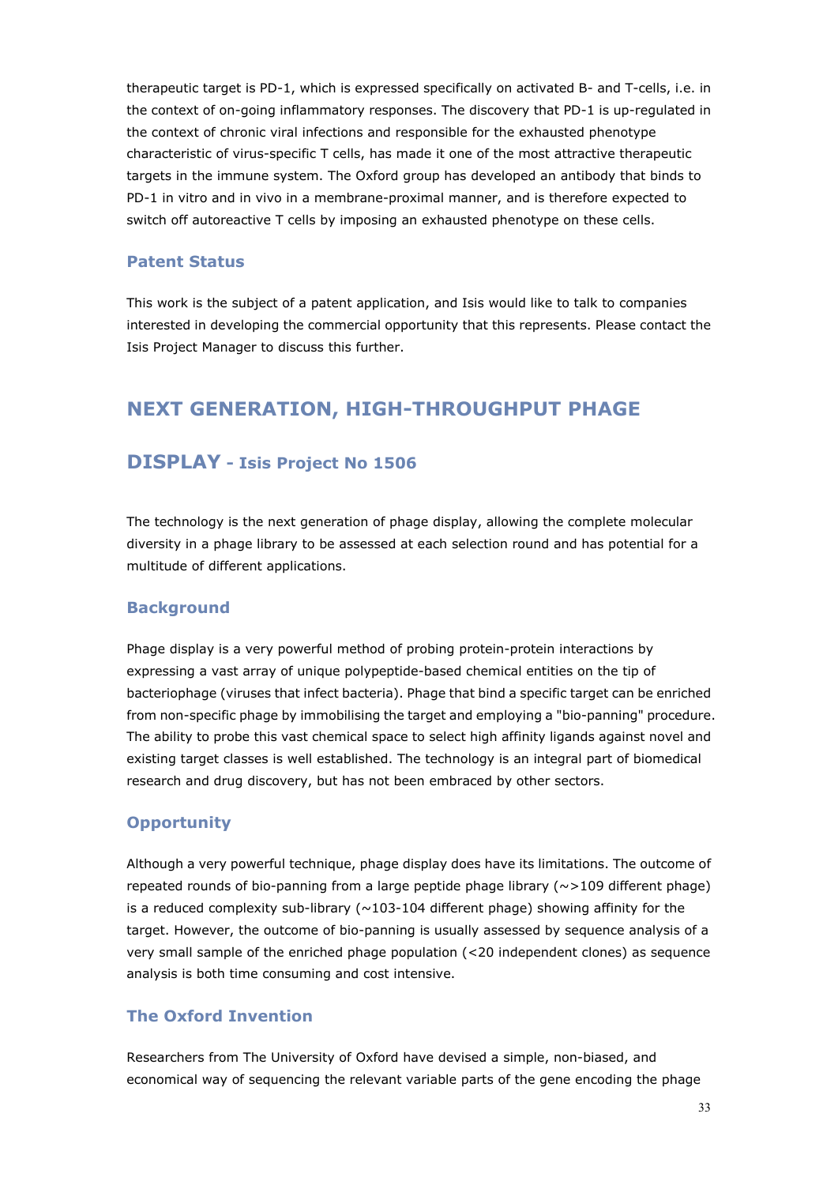therapeutic target is PD-1, which is expressed specifically on activated B- and T-cells, i.e. in the context of on-going inflammatory responses. The discovery that PD-1 is up-regulated in the context of chronic viral infections and responsible for the exhausted phenotype characteristic of virus-specific T cells, has made it one of the most attractive therapeutic targets in the immune system. The Oxford group has developed an antibody that binds to PD-1 in vitro and in vivo in a membrane-proximal manner, and is therefore expected to switch off autoreactive T cells by imposing an exhausted phenotype on these cells.

### Patent Status

This work is the subject of a patent application, and Isis would like to talk to companies interested in developing the commercial opportunity that this represents. Please contact the Isis Project Manager to discuss this further.

## NEXT GENERATION, HIGH-THROUGHPUT PHAGE DISPLAY - Isis Project No 1506

The technology is the next generation of phage display, allowing the complete molecular diversity in a phage library to be assessed at each selection round and has potential for a multitude of different applications.

### Background

Phage display is a very powerful method of probing protein-protein interactions by expressing a vast array of unique polypeptide-based chemical entities on the tip of bacteriophage (viruses that infect bacteria). Phage that bind a specific target can be enriched from non-specific phage by immobilising the target and employing a "bio-panning" procedure. The ability to probe this vast chemical space to select high affinity ligands against novel and existing target classes is well established. The technology is an integral part of biomedical research and drug discovery, but has not been embraced by other sectors.

### Opportunity

Although a very powerful technique, phage display does have its limitations. The outcome of repeated rounds of bio-panning from a large peptide phage library (~>109 different phage) is a reduced complexity sub-library (~103-104 different phage) showing affinity for the target. However, the outcome of bio-panning is usually assessed by sequence analysis of a very small sample of the enriched phage population (<20 independent clones) as sequence analysis is both time consuming and cost intensive.

### The Oxford Invention

Researchers from The University of Oxford have devised a simple, non-biased, and economical way of sequencing the relevant variable parts of the gene encoding the phage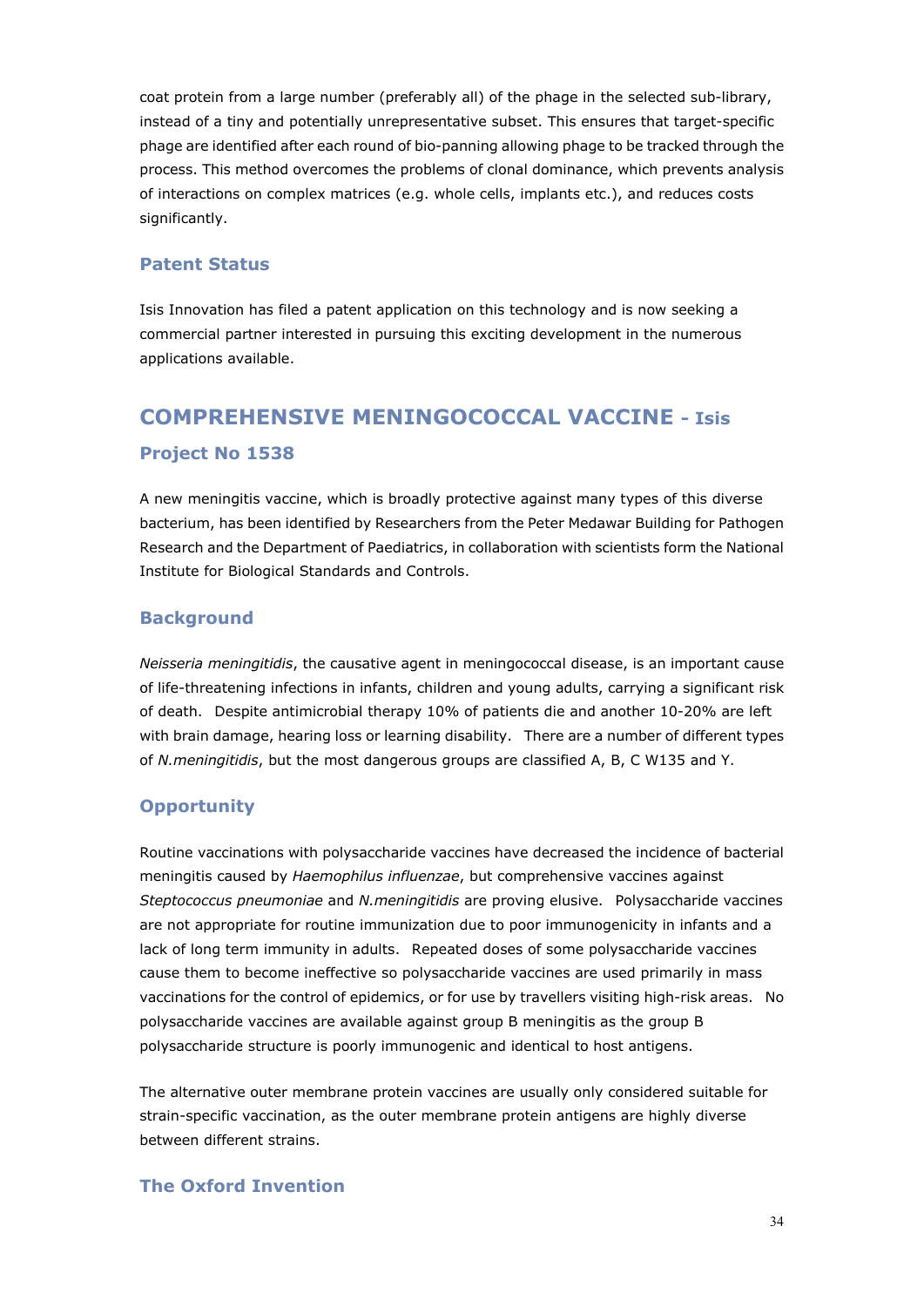coat protein from a large number (preferably all) of the phage in the selected sub-library, instead of a tiny and potentially unrepresentative subset. This ensures that target-specific phage are identified after each round of bio-panning allowing phage to be tracked through the process. This method overcomes the problems of clonal dominance, which prevents analysis of interactions on complex matrices (e.g. whole cells, implants etc.), and reduces costs significantly.

### Patent Status

Isis Innovation has filed a patent application on this technology and is now seeking a commercial partner interested in pursuing this exciting development in the numerous applications available.

## COMPREHENSIVE MENINGOCOCCAL VACCINE - Isis

### Project No 1538

A new meningitis vaccine, which is broadly protective against many types of this diverse bacterium, has been identified by Researchers from the Peter Medawar Building for Pathogen Research and the Department of Paediatrics, in collaboration with scientists form the National Institute for Biological Standards and Controls.

### Background

*Neisseria meningitidis*, the causative agent in meningococcal disease, is an important cause of life-threatening infections in infants, children and young adults, carrying a significant risk of death. Despite antimicrobial therapy 10% of patients die and another 10-20% are left with brain damage, hearing loss or learning disability. There are a number of different types of *N.meningitidis*, but the most dangerous groups are classified A, B, C W135 and Y.

### Opportunity

Routine vaccinations with polysaccharide vaccines have decreased the incidence of bacterial meningitis caused by *Haemophilus influenzae*, but comprehensive vaccines against *Steptococcus pneumoniae* and *N.meningitidis* are proving elusive. Polysaccharide vaccines are not appropriate for routine immunization due to poor immunogenicity in infants and a lack of long term immunity in adults. Repeated doses of some polysaccharide vaccines cause them to become ineffective so polysaccharide vaccines are used primarily in mass vaccinations for the control of epidemics, or for use by travellers visiting high-risk areas. No polysaccharide vaccines are available against group B meningitis as the group B polysaccharide structure is poorly immunogenic and identical to host antigens.

The alternative outer membrane protein vaccines are usually only considered suitable for strain-specific vaccination, as the outer membrane protein antigens are highly diverse between different strains.

### The Oxford Invention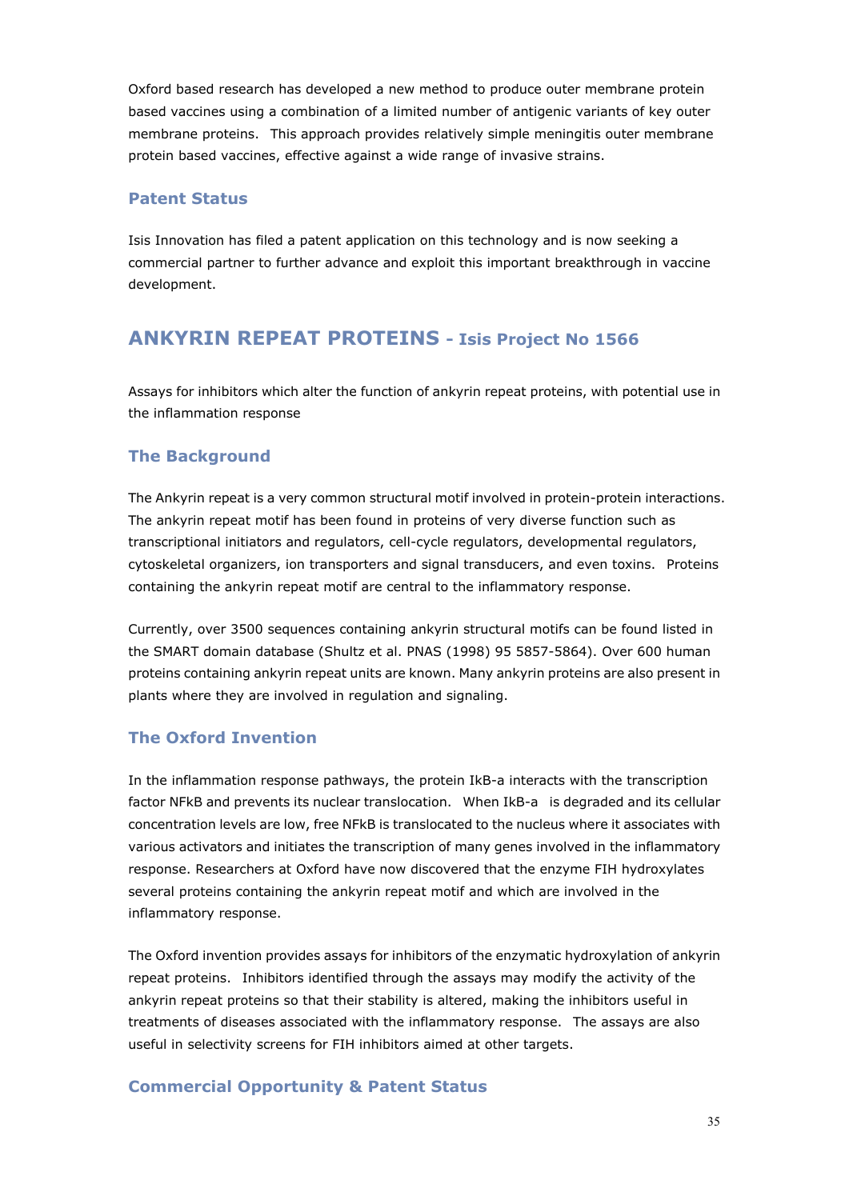Oxford based research has developed a new method to produce outer membrane protein based vaccines using a combination of a limited number of antigenic variants of key outer membrane proteins. This approach provides relatively simple meningitis outer membrane protein based vaccines, effective against a wide range of invasive strains.

### Patent Status

Isis Innovation has filed a patent application on this technology and is now seeking a commercial partner to further advance and exploit this important breakthrough in vaccine development.

## ANKYRIN REPEAT PROTEINS - Isis Project No 1566

Assays for inhibitors which alter the function of ankyrin repeat proteins, with potential use in the inflammation response

### The Background

The Ankyrin repeat is a very common structural motif involved in protein-protein interactions. The ankyrin repeat motif has been found in proteins of very diverse function such as transcriptional initiators and regulators, cell-cycle regulators, developmental regulators, cytoskeletal organizers, ion transporters and signal transducers, and even toxins. Proteins containing the ankyrin repeat motif are central to the inflammatory response.

Currently, over 3500 sequences containing ankyrin structural motifs can be found listed in the SMART domain database (Shultz et al. PNAS (1998) 95 5857-5864). Over 600 human proteins containing ankyrin repeat units are known. Many ankyrin proteins are also present in plants where they are involved in regulation and signaling.

### The Oxford Invention

In the inflammation response pathways, the protein IkB-a interacts with the transcription factor NFkB and prevents its nuclear translocation. When IkB-a is degraded and its cellular concentration levels are low, free NFkB is translocated to the nucleus where it associates with various activators and initiates the transcription of many genes involved in the inflammatory response. Researchers at Oxford have now discovered that the enzyme FIH hydroxylates several proteins containing the ankyrin repeat motif and which are involved in the inflammatory response.

The Oxford invention provides assays for inhibitors of the enzymatic hydroxylation of ankyrin repeat proteins. Inhibitors identified through the assays may modify the activity of the ankyrin repeat proteins so that their stability is altered, making the inhibitors useful in treatments of diseases associated with the inflammatory response. The assays are also useful in selectivity screens for FIH inhibitors aimed at other targets.

### Commercial Opportunity & Patent Status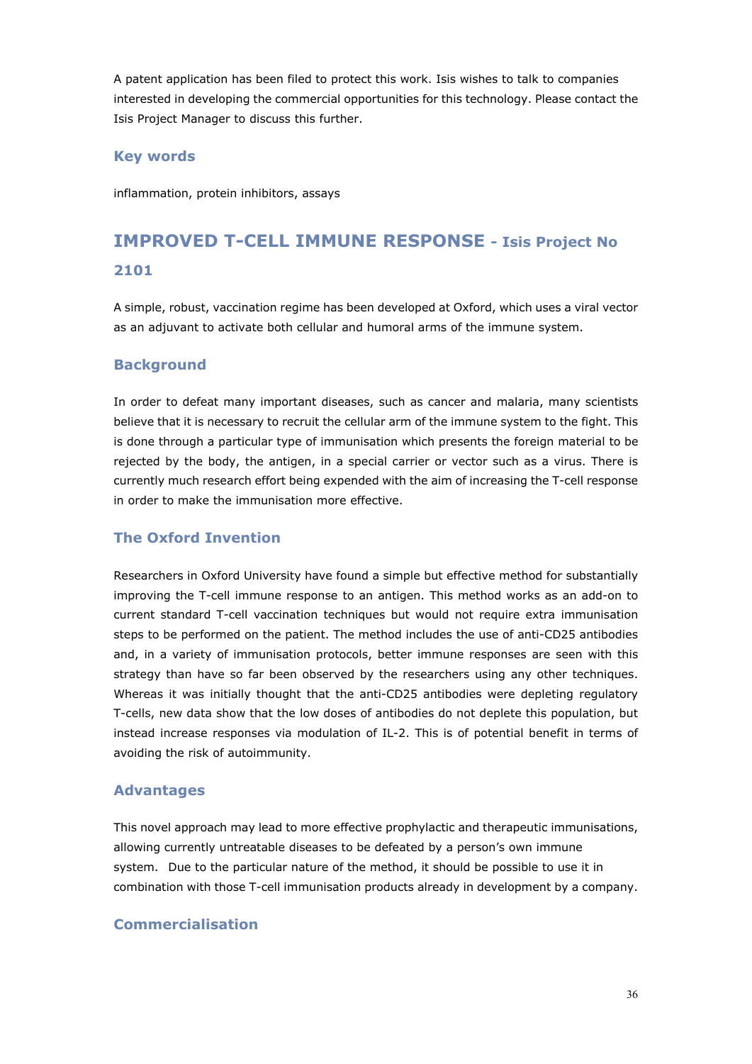A patent application has been filed to protect this work. Isis wishes to talk to companies interested in developing the commercial opportunities for this technology. Please contact the Isis Project Manager to discuss this further.

### Key words

inflammation, protein inhibitors, assays

## IMPROVED T-CELL IMMUNE RESPONSE - Isis Project No 2101

A simple, robust, vaccination regime has been developed at Oxford, which uses a viral vector as an adjuvant to activate both cellular and humoral arms of the immune system.

### Background

In order to defeat many important diseases, such as cancer and malaria, many scientists believe that it is necessary to recruit the cellular arm of the immune system to the fight. This is done through a particular type of immunisation which presents the foreign material to be rejected by the body, the antigen, in a special carrier or vector such as a virus. There is currently much research effort being expended with the aim of increasing the T-cell response in order to make the immunisation more effective.

### The Oxford Invention

Researchers in Oxford University have found a simple but effective method for substantially improving the T-cell immune response to an antigen. This method works as an add-on to current standard T-cell vaccination techniques but would not require extra immunisation steps to be performed on the patient. The method includes the use of anti-CD25 antibodies and, in a variety of immunisation protocols, better immune responses are seen with this strategy than have so far been observed by the researchers using any other techniques. Whereas it was initially thought that the anti-CD25 antibodies were depleting regulatory T-cells, new data show that the low doses of antibodies do not deplete this population, but instead increase responses via modulation of IL-2. This is of potential benefit in terms of avoiding the risk of autoimmunity.

### Advantages

This novel approach may lead to more effective prophylactic and therapeutic immunisations, allowing currently untreatable diseases to be defeated by a person's own immune system. Due to the particular nature of the method, it should be possible to use it in combination with those T-cell immunisation products already in development by a company.

### Commercialisation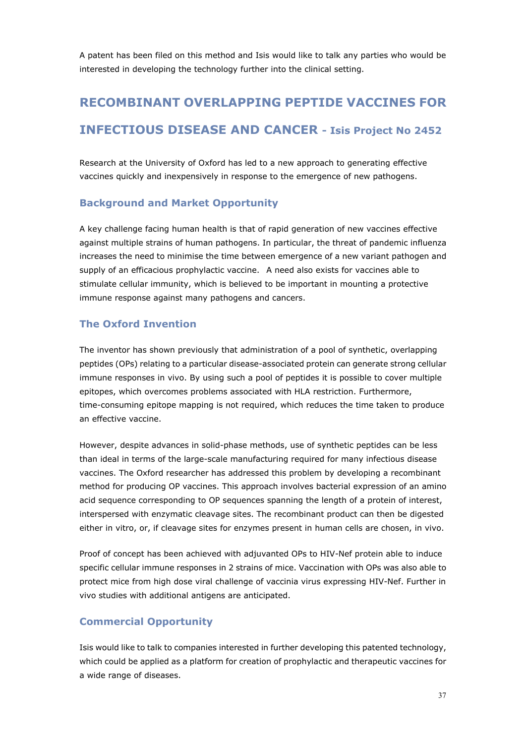A patent has been filed on this method and Isis would like to talk any parties who would be interested in developing the technology further into the clinical setting.

## RECOMBINANT OVERLAPPING PEPTIDE VACCINES FOR INFECTIOUS DISEASE AND CANCER - Isis Project No 2452

Research at the University of Oxford has led to a new approach to generating effective vaccines quickly and inexpensively in response to the emergence of new pathogens.

### Background and Market Opportunity

A key challenge facing human health is that of rapid generation of new vaccines effective against multiple strains of human pathogens. In particular, the threat of pandemic influenza increases the need to minimise the time between emergence of a new variant pathogen and supply of an efficacious prophylactic vaccine. A need also exists for vaccines able to stimulate cellular immunity, which is believed to be important in mounting a protective immune response against many pathogens and cancers.

### The Oxford Invention

The inventor has shown previously that administration of a pool of synthetic, overlapping peptides (OPs) relating to a particular disease-associated protein can generate strong cellular immune responses in vivo. By using such a pool of peptides it is possible to cover multiple epitopes, which overcomes problems associated with HLA restriction. Furthermore, time-consuming epitope mapping is not required, which reduces the time taken to produce an effective vaccine.

However, despite advances in solid-phase methods, use of synthetic peptides can be less than ideal in terms of the large-scale manufacturing required for many infectious disease vaccines. The Oxford researcher has addressed this problem by developing a recombinant method for producing OP vaccines. This approach involves bacterial expression of an amino acid sequence corresponding to OP sequences spanning the length of a protein of interest, interspersed with enzymatic cleavage sites. The recombinant product can then be digested either in vitro, or, if cleavage sites for enzymes present in human cells are chosen, in vivo.

Proof of concept has been achieved with adjuvanted OPs to HIV-Nef protein able to induce specific cellular immune responses in 2 strains of mice. Vaccination with OPs was also able to protect mice from high dose viral challenge of vaccinia virus expressing HIV-Nef. Further in vivo studies with additional antigens are anticipated.

### Commercial Opportunity

Isis would like to talk to companies interested in further developing this patented technology, which could be applied as a platform for creation of prophylactic and therapeutic vaccines for a wide range of diseases.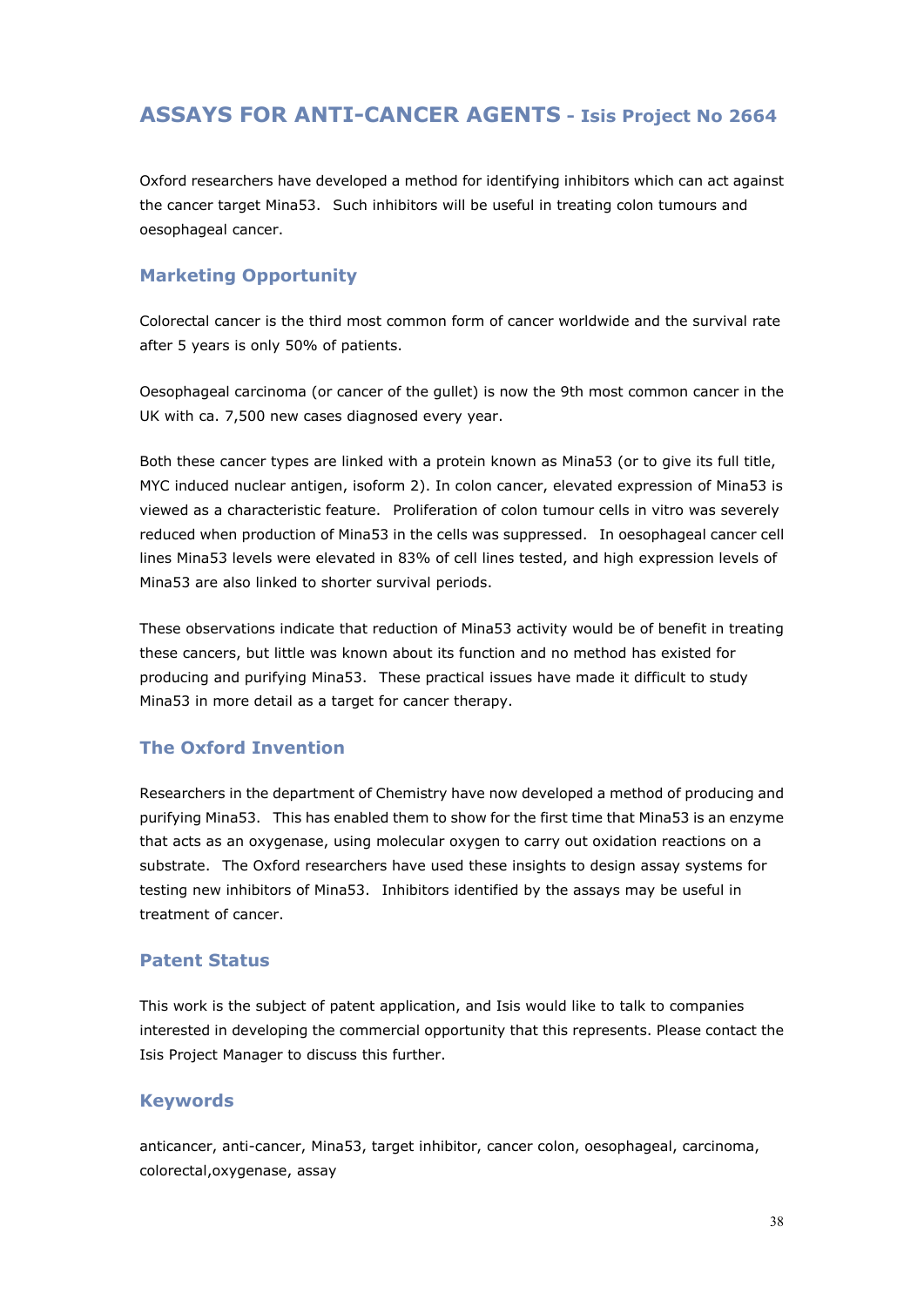# ASSAYS FOR ANTI-CANCER AGENTS - Isis Project No 2664

Oxford researchers have developed a method for identifying inhibitors which can act against the cancer target Mina53. Such inhibitors will be useful in treating colon tumours and oesophageal cancer.

## Marketing Opportunity

Colorectal cancer is the third most common form of cancer worldwide and the survival rate after 5 years is only 50% of patients.

Oesophageal carcinoma (or cancer of the gullet) is now the 9th most common cancer in the UK with ca. 7,500 new cases diagnosed every year.

Both these cancer types are linked with a protein known as Mina53 (or to give its full title, MYC induced nuclear antigen, isoform 2). In colon cancer, elevated expression of Mina53 is viewed as a characteristic feature. Proliferation of colon tumour cells in vitro was severely reduced when production of Mina53 in the cells was suppressed. In oesophageal cancer cell lines Mina53 levels were elevated in 83% of cell lines tested, and high expression levels of Mina53 are also linked to shorter survival periods.

These observations indicate that reduction of Mina53 activity would be of benefit in treating these cancers, but little was known about its function and no method has existed for producing and purifying Mina53. These practical issues have made it difficult to study Mina53 in more detail as a target for cancer therapy.

## The Oxford Invention

Researchers in the department of Chemistry have now developed a method of producing and purifying Mina53. This has enabled them to show for the first time that Mina53 is an enzyme that acts as an oxygenase, using molecular oxygen to carry out oxidation reactions on a substrate. The Oxford researchers have used these insights to design assay systems for testing new inhibitors of Mina53. Inhibitors identified by the assays may be useful in treatment of cancer.

## Patent Status

This work is the subject of patent application, and Isis would like to talk to companies interested in developing the commercial opportunity that this represents. Please contact the Isis Project Manager to discuss this further.

## Keywords

anticancer, anti-cancer, Mina53, target inhibitor, cancer colon, oesophageal, carcinoma, colorectal,oxygenase, assay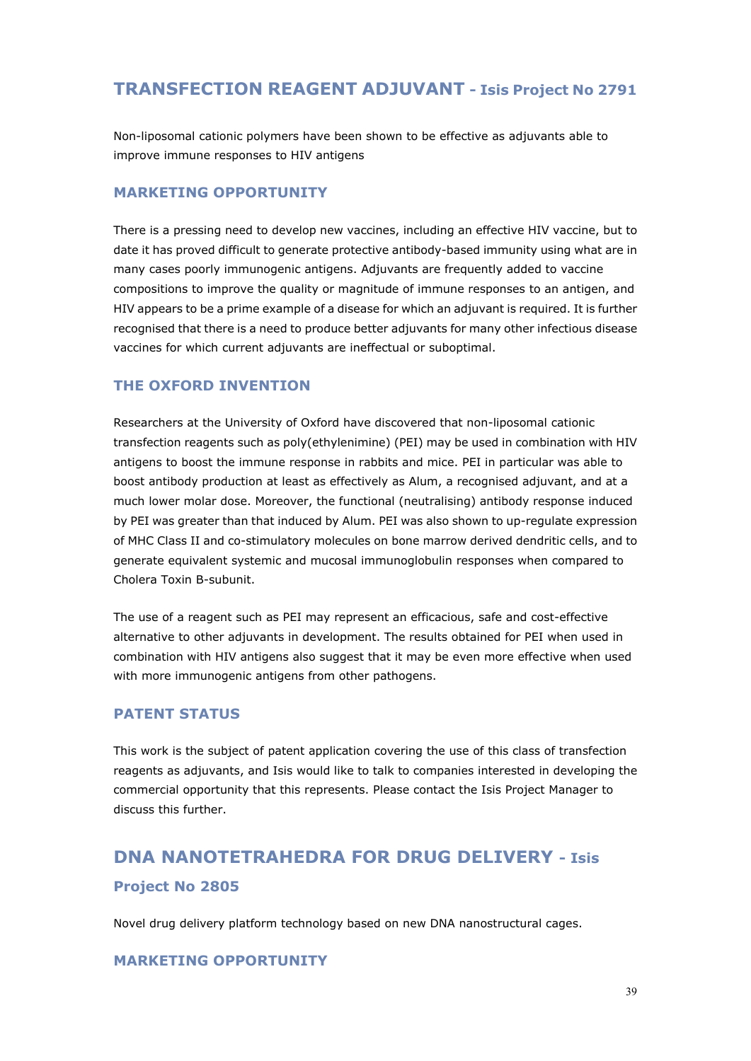## TRANSFECTION REAGENT ADJUVANT - Isis Project No 2791

Non-liposomal cationic polymers have been shown to be effective as adjuvants able to improve immune responses to HIV antigens

### MARKETING OPPORTUNITY

There is a pressing need to develop new vaccines, including an effective HIV vaccine, but to date it has proved difficult to generate protective antibody-based immunity using what are in many cases poorly immunogenic antigens. Adjuvants are frequently added to vaccine compositions to improve the quality or magnitude of immune responses to an antigen, and HIV appears to be a prime example of a disease for which an adjuvant is required. It is further recognised that there is a need to produce better adjuvants for many other infectious disease vaccines for which current adjuvants are ineffectual or suboptimal.

### THE OXFORD INVENTION

Researchers at the University of Oxford have discovered that non-liposomal cationic transfection reagents such as poly(ethylenimine) (PEI) may be used in combination with HIV antigens to boost the immune response in rabbits and mice. PEI in particular was able to boost antibody production at least as effectively as Alum, a recognised adjuvant, and at a much lower molar dose. Moreover, the functional (neutralising) antibody response induced by PEI was greater than that induced by Alum. PEI was also shown to up-regulate expression of MHC Class II and co-stimulatory molecules on bone marrow derived dendritic cells, and to generate equivalent systemic and mucosal immunoglobulin responses when compared to Cholera Toxin B-subunit.

The use of a reagent such as PEI may represent an efficacious, safe and cost-effective alternative to other adjuvants in development. The results obtained for PEI when used in combination with HIV antigens also suggest that it may be even more effective when used with more immunogenic antigens from other pathogens.

### PATENT STATUS

This work is the subject of patent application covering the use of this class of transfection reagents as adjuvants, and Isis would like to talk to companies interested in developing the commercial opportunity that this represents. Please contact the Isis Project Manager to discuss this further.

## DNA NANOTETRAHEDRA FOR DRUG DELIVERY - Isis Project No 2805

Novel drug delivery platform technology based on new DNA nanostructural cages.

### MARKETING OPPORTUNITY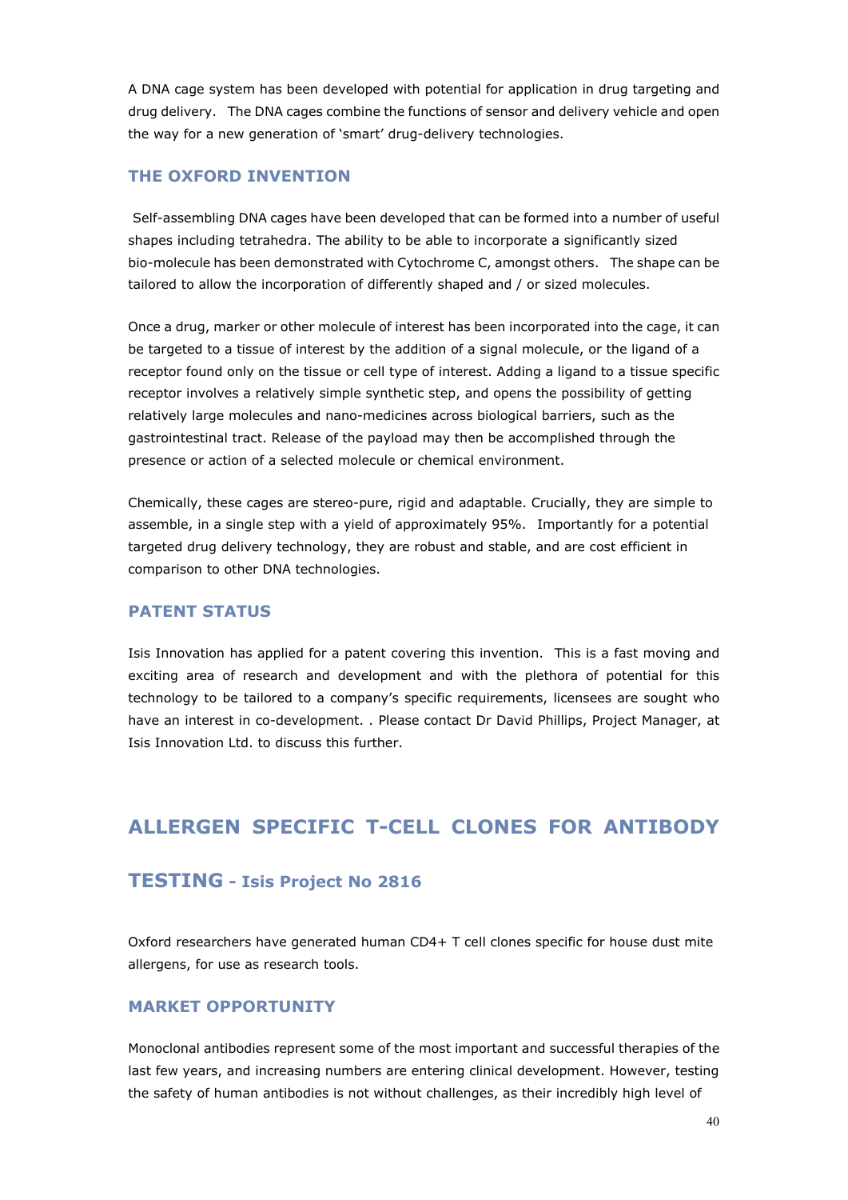A DNA cage system has been developed with potential for application in drug targeting and drug delivery. The DNA cages combine the functions of sensor and delivery vehicle and open the way for a new generation of 'smart' drug-delivery technologies.

### THE OXFORD INVENTION

Self-assembling DNA cages have been developed that can be formed into a number of useful shapes including tetrahedra. The ability to be able to incorporate a significantly sized bio-molecule has been demonstrated with Cytochrome C, amongst others. The shape can be tailored to allow the incorporation of differently shaped and / or sized molecules.

Once a drug, marker or other molecule of interest has been incorporated into the cage, it can be targeted to a tissue of interest by the addition of a signal molecule, or the ligand of a receptor found only on the tissue or cell type of interest. Adding a ligand to a tissue specific receptor involves a relatively simple synthetic step, and opens the possibility of getting relatively large molecules and nano-medicines across biological barriers, such as the gastrointestinal tract. Release of the payload may then be accomplished through the presence or action of a selected molecule or chemical environment.

Chemically, these cages are stereo-pure, rigid and adaptable. Crucially, they are simple to assemble, in a single step with a yield of approximately 95%. Importantly for a potential targeted drug delivery technology, they are robust and stable, and are cost efficient in comparison to other DNA technologies.

### PATENT STATUS

Isis Innovation has applied for a patent covering this invention. This is a fast moving and exciting area of research and development and with the plethora of potential for this technology to be tailored to a company's specific requirements, licensees are sought who have an interest in co-development. . Please contact Dr David Phillips, Project Manager, at Isis Innovation Ltd. to discuss this further.

## ALLERGEN SPECIFIC T-CELL CLONES FOR ANTIBODY TESTING - Isis Project No 2816

Oxford researchers have generated human CD4+ T cell clones specific for house dust mite allergens, for use as research tools.

### MARKET OPPORTUNITY

Monoclonal antibodies represent some of the most important and successful therapies of the last few years, and increasing numbers are entering clinical development. However, testing the safety of human antibodies is not without challenges, as their incredibly high level of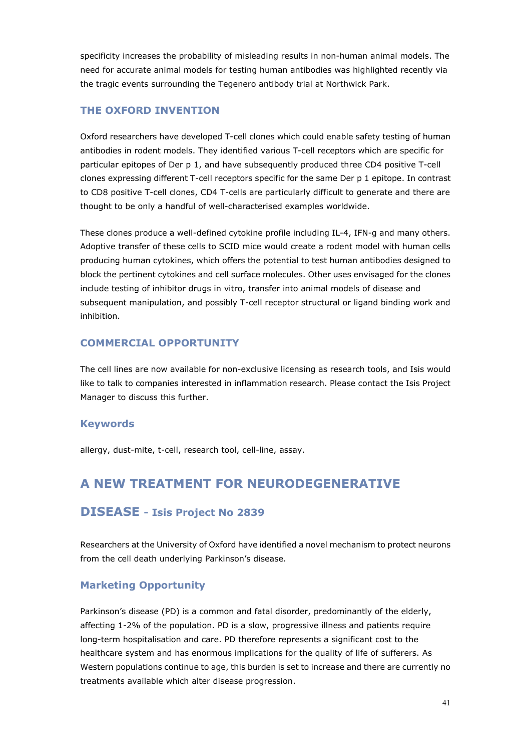specificity increases the probability of misleading results in non-human animal models. The need for accurate animal models for testing human antibodies was highlighted recently via the tragic events surrounding the Tegenero antibody trial at Northwick Park.

### THE OXFORD INVENTION

Oxford researchers have developed T-cell clones which could enable safety testing of human antibodies in rodent models. They identified various T-cell receptors which are specific for particular epitopes of Der p 1, and have subsequently produced three CD4 positive T-cell clones expressing different T-cell receptors specific for the same Der p 1 epitope. In contrast to CD8 positive T-cell clones, CD4 T-cells are particularly difficult to generate and there are thought to be only a handful of well-characterised examples worldwide.

These clones produce a well-defined cytokine profile including IL-4, IFN-g and many others. Adoptive transfer of these cells to SCID mice would create a rodent model with human cells producing human cytokines, which offers the potential to test human antibodies designed to block the pertinent cytokines and cell surface molecules. Other uses envisaged for the clones include testing of inhibitor drugs in vitro, transfer into animal models of disease and subsequent manipulation, and possibly T-cell receptor structural or ligand binding work and inhibition.

### COMMERCIAL OPPORTUNITY

The cell lines are now available for non-exclusive licensing as research tools, and Isis would like to talk to companies interested in inflammation research. Please contact the Isis Project Manager to discuss this further.

### Keywords

allergy, dust-mite, t-cell, research tool, cell-line, assay.

## A NEW TREATMENT FOR NEURODEGENERATIVE DISEASE - Isis Project No 2839

Researchers at the University of Oxford have identified a novel mechanism to protect neurons from the cell death underlying Parkinson's disease.

### Marketing Opportunity

Parkinson's disease (PD) is a common and fatal disorder, predominantly of the elderly, affecting 1-2% of the population. PD is a slow, progressive illness and patients require long-term hospitalisation and care. PD therefore represents a significant cost to the healthcare system and has enormous implications for the quality of life of sufferers. As Western populations continue to age, this burden is set to increase and there are currently no treatments available which alter disease progression.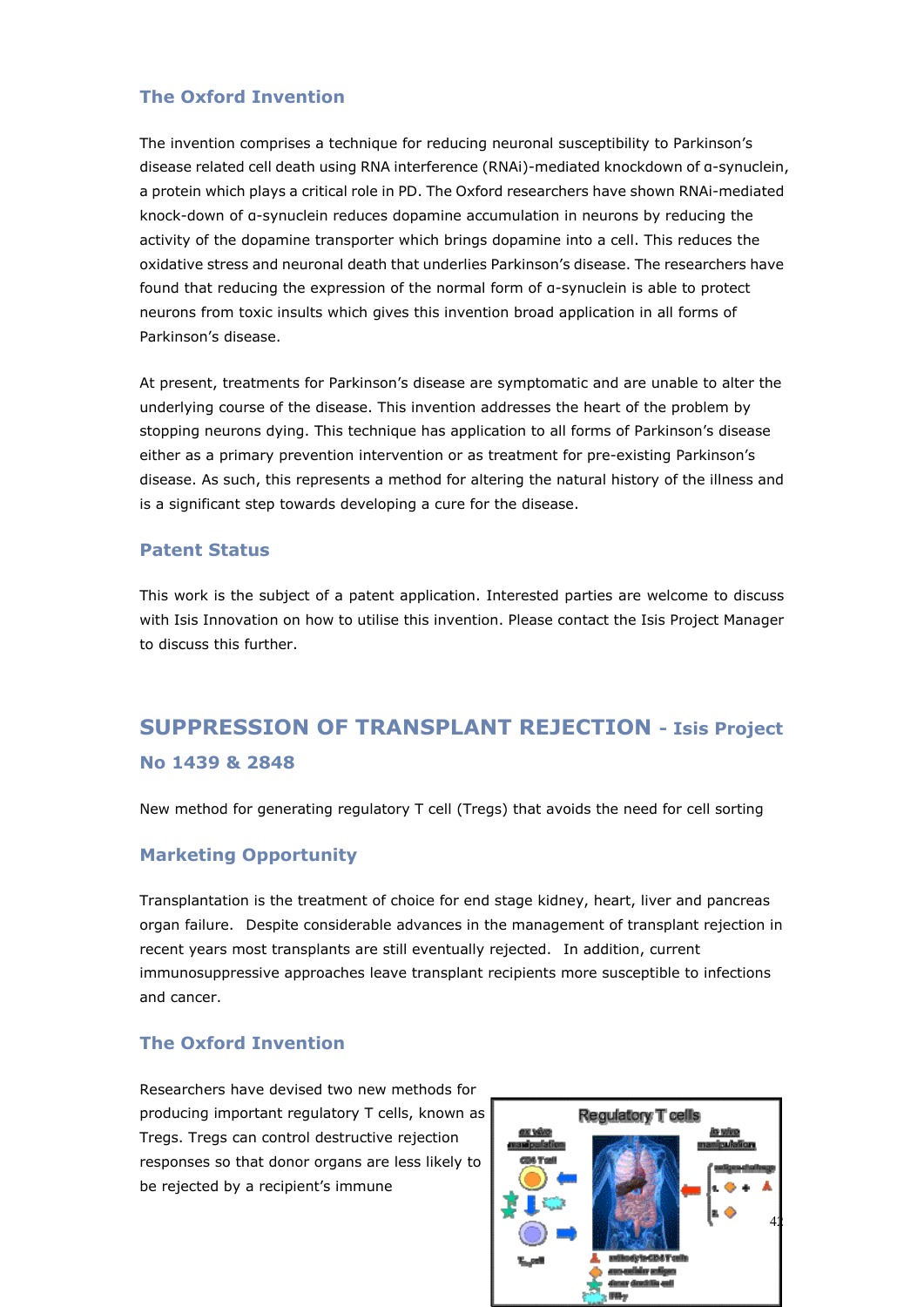### The Oxford Invention

The invention comprises a technique for reducing neuronal susceptibility to Parkinson's disease related cell death using RNA interference (RNAi)-mediated knockdown of α-synuclein, a protein which plays a critical role in PD. The Oxford researchers have shown RNAi-mediated knock-down of α-synuclein reduces dopamine accumulation in neurons by reducing the activity of the dopamine transporter which brings dopamine into a cell. This reduces the oxidative stress and neuronal death that underlies Parkinson's disease. The researchers have found that reducing the expression of the normal form of α-synuclein is able to protect neurons from toxic insults which gives this invention broad application in all forms of Parkinson's disease.

At present, treatments for Parkinson's disease are symptomatic and are unable to alter the underlying course of the disease. This invention addresses the heart of the problem by stopping neurons dying. This technique has application to all forms of Parkinson's disease either as a primary prevention intervention or as treatment for pre-existing Parkinson's disease. As such, this represents a method for altering the natural history of the illness and is a significant step towards developing a cure for the disease.

### Patent Status

This work is the subject of a patent application. Interested parties are welcome to discuss with Isis Innovation on how to utilise this invention. Please contact the Isis Project Manager to discuss this further.

## SUPPRESSION OF TRANSPLANT REJECTION - Isis Project No 1439 & 2848

New method for generating regulatory T cell (Tregs) that avoids the need for cell sorting

### Marketing Opportunity

Transplantation is the treatment of choice for end stage kidney, heart, liver and pancreas organ failure. Despite considerable advances in the management of transplant rejection in recent years most transplants are still eventually rejected. In addition, current immunosuppressive approaches leave transplant recipients more susceptible to infections and cancer.

### The Oxford Invention

Researchers have devised two new methods for producing important regulatory T cells, known as Tregs. Tregs can control destructive rejection responses so that donor organs are less likely to be rejected by a recipient's immune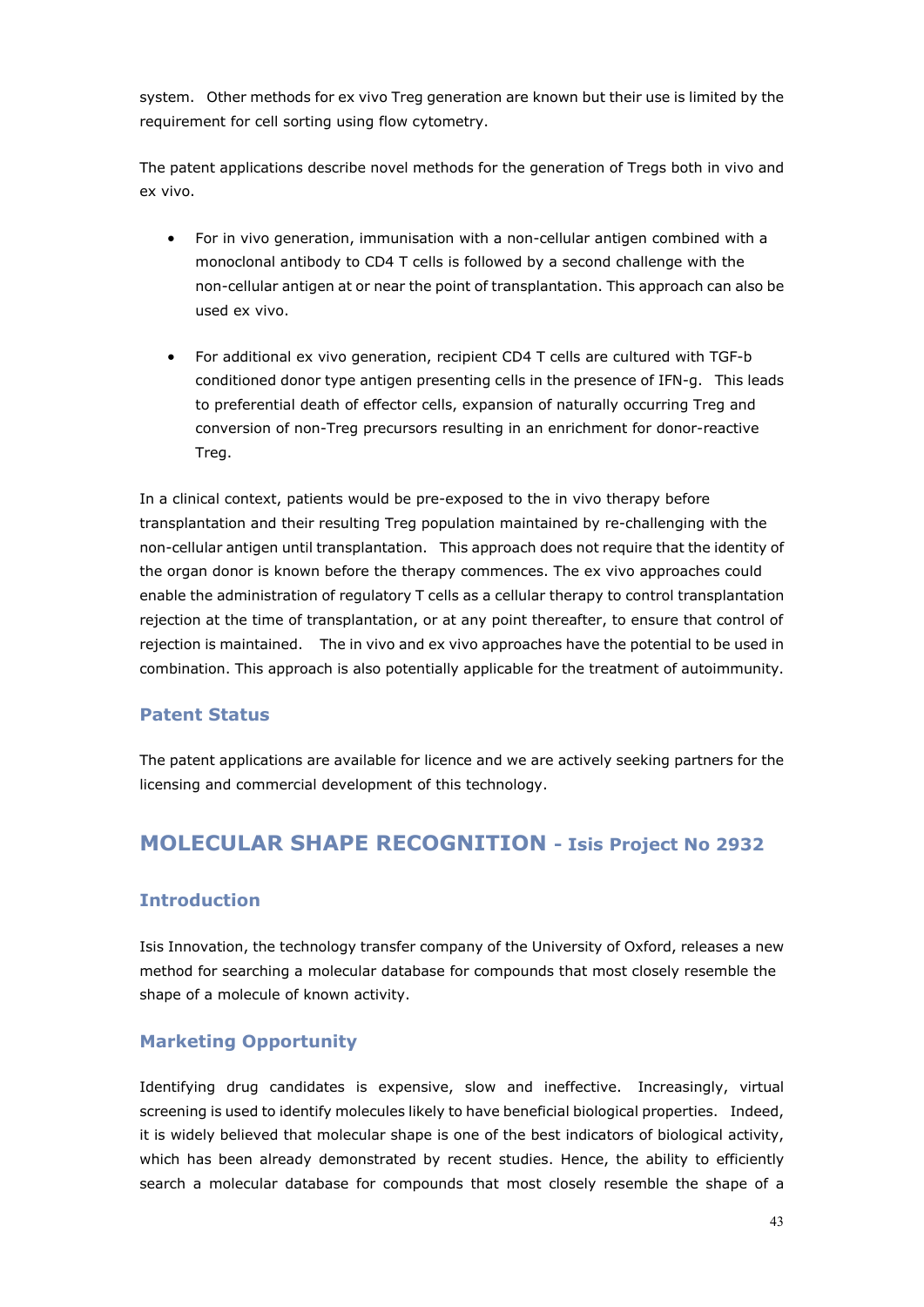system. Other methods for ex vivo Treg generation are known but their use is limited by the requirement for cell sorting using flow cytometry.

The patent applications describe novel methods for the generation of Tregs both in vivo and ex vivo.

- For in vivo generation, immunisation with a non-cellular antigen combined with a monoclonal antibody to CD4 T cells is followed by a second challenge with the non-cellular antigen at or near the point of transplantation. This approach can also be used ex vivo.

- For additional ex vivo generation, recipient CD4 T cells are cultured with TGF-b conditioned donor type antigen presenting cells in the presence of IFN-g. This leads to preferential death of effector cells, expansion of naturally occurring Treg and conversion of non-Treg precursors resulting in an enrichment for donor-reactive Treg.

In a clinical context, patients would be pre-exposed to the in vivo therapy before transplantation and their resulting Treg population maintained by re-challenging with the non-cellular antigen until transplantation. This approach does not require that the identity of the organ donor is known before the therapy commences. The ex vivo approaches could enable the administration of regulatory T cells as a cellular therapy to control transplantation rejection at the time of transplantation, or at any point thereafter, to ensure that control of rejection is maintained. The in vivo and ex vivo approaches have the potential to be used in combination. This approach is also potentially applicable for the treatment of autoimmunity.

### Patent Status

The patent applications are available for licence and we are actively seeking partners for the licensing and commercial development of this technology.

## MOLECULAR SHAPE RECOGNITION - Isis Project No 2932

### Introduction

Isis Innovation, the technology transfer company of the University of Oxford, releases a new method for searching a molecular database for compounds that most closely resemble the shape of a molecule of known activity.

### Marketing Opportunity

Identifying drug candidates is expensive, slow and ineffective. Increasingly, virtual screening is used to identify molecules likely to have beneficial biological properties. Indeed, it is widely believed that molecular shape is one of the best indicators of biological activity, which has been already demonstrated by recent studies. Hence, the ability to efficiently search a molecular database for compounds that most closely resemble the shape of a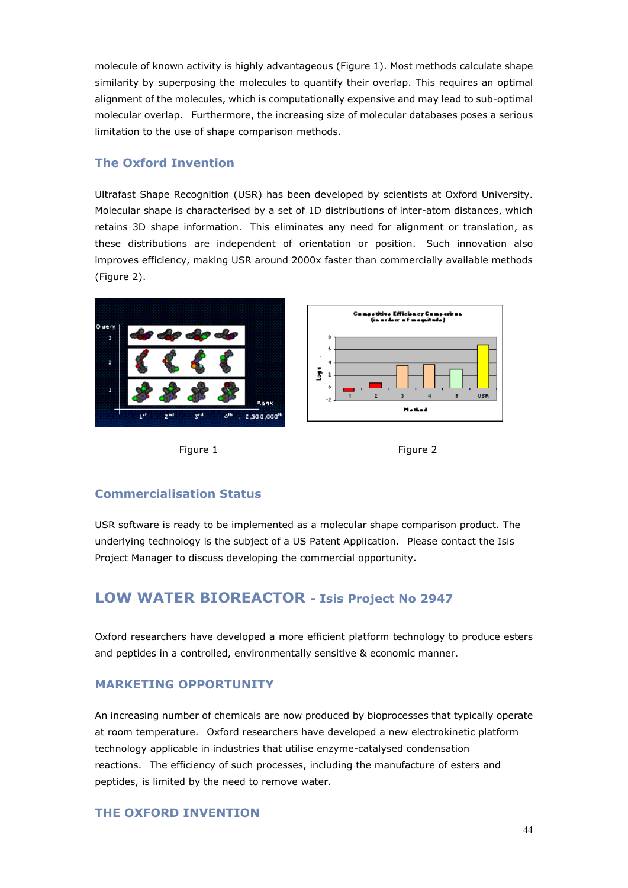molecule of known activity is highly advantageous (Figure 1). Most methods calculate shape similarity by superposing the molecules to quantify their overlap. This requires an optimal alignment of the molecules, which is computationally expensive and may lead to sub-optimal molecular overlap. Furthermore, the increasing size of molecular databases poses a serious limitation to the use of shape comparison methods.

### The Oxford Invention

Ultrafast Shape Recognition (USR) has been developed by scientists at Oxford University. Molecular shape is characterised by a set of 1D distributions of inter-atom distances, which retains 3D shape information. This eliminates any need for alignment or translation, as these distributions are independent of orientation or position. Such innovation also improves efficiency, making USR around 2000x faster than commercially available methods (Figure 2).

Figure 1

Figure 2

### Commercialisation Status

USR software is ready to be implemented as a molecular shape comparison product. The underlying technology is the subject of a US Patent Application. Please contact the Isis Project Manager to discuss developing the commercial opportunity.

## LOW WATER BIOREACTOR - Isis Project No 2947

Oxford researchers have developed a more efficient platform technology to produce esters and peptides in a controlled, environmentally sensitive & economic manner.

### MARKETING OPPORTUNITY

An increasing number of chemicals are now produced by bioprocesses that typically operate at room temperature. Oxford researchers have developed a new electrokinetic platform technology applicable in industries that utilise enzyme-catalysed condensation reactions. The efficiency of such processes, including the manufacture of esters and peptides, is limited by the need to remove water.

### THE OXFORD INVENTION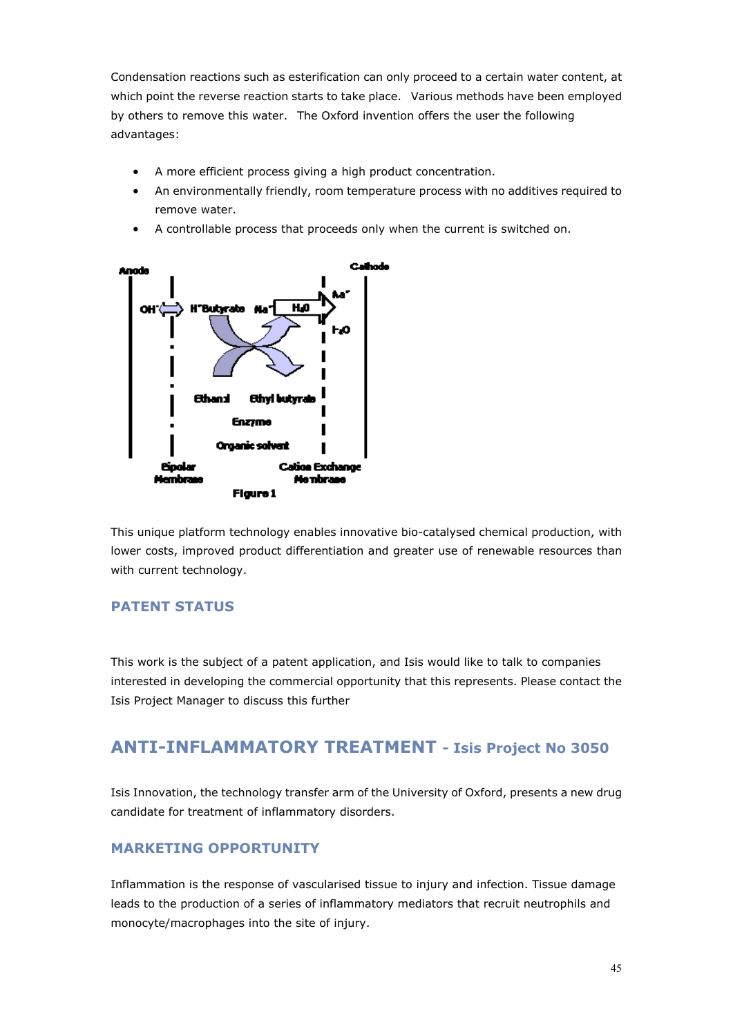Condensation reactions such as esterification can only proceed to a certain water content, at which point the reverse reaction starts to take place. Various methods have been employed by others to remove this water. The Oxford invention offers the user the following advantages:

- A more efficient process giving a high product concentration.
- An environmentally friendly, room temperature process with no additives required to remove water.
- A controllable process that proceeds only when the current is switched on.

Figure 1

This unique platform technology enables innovative bio-catalysed chemical production, with lower costs, improved product differentiation and greater use of renewable resources than with current technology.

## PATENT STATUS

This work is the subject of a patent application, and Isis would like to talk to companies interested in developing the commercial opportunity that this represents. Please contact the Isis Project Manager to discuss this further

# ANTI-INFLAMMATORY TREATMENT - Isis Project No 3050

Isis Innovation, the technology transfer arm of the University of Oxford, presents a new drug candidate for treatment of inflammatory disorders.

## MARKETING OPPORTUNITY

Inflammation is the response of vascularised tissue to injury and infection. Tissue damage leads to the production of a series of inflammatory mediators that recruit neutrophils and monocyte/macrophages into the site of injury.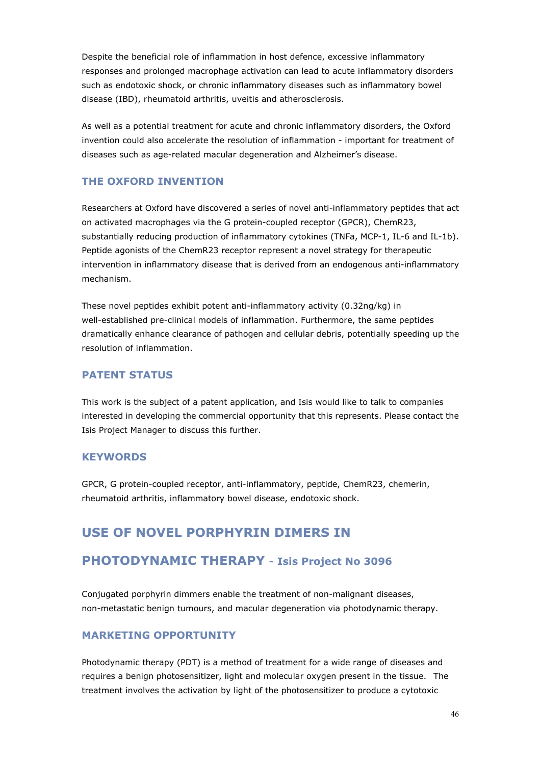Despite the beneficial role of inflammation in host defence, excessive inflammatory responses and prolonged macrophage activation can lead to acute inflammatory disorders such as endotoxic shock, or chronic inflammatory diseases such as inflammatory bowel disease (IBD), rheumatoid arthritis, uveitis and atherosclerosis.

As well as a potential treatment for acute and chronic inflammatory disorders, the Oxford invention could also accelerate the resolution of inflammation - important for treatment of diseases such as age-related macular degeneration and Alzheimer's disease.

### THE OXFORD INVENTION

Researchers at Oxford have discovered a series of novel anti-inflammatory peptides that act on activated macrophages via the G protein-coupled receptor (GPCR), ChemR23, substantially reducing production of inflammatory cytokines (TNFa, MCP-1, IL-6 and IL-1b). Peptide agonists of the ChemR23 receptor represent a novel strategy for therapeutic intervention in inflammatory disease that is derived from an endogenous anti-inflammatory mechanism.

These novel peptides exhibit potent anti-inflammatory activity (0.32ng/kg) in well-established pre-clinical models of inflammation. Furthermore, the same peptides dramatically enhance clearance of pathogen and cellular debris, potentially speeding up the resolution of inflammation.

### PATENT STATUS

This work is the subject of a patent application, and Isis would like to talk to companies interested in developing the commercial opportunity that this represents. Please contact the Isis Project Manager to discuss this further.

### KEYWORDS

GPCR, G protein-coupled receptor, anti-inflammatory, peptide, ChemR23, chemerin, rheumatoid arthritis, inflammatory bowel disease, endotoxic shock.

## USE OF NOVEL PORPHYRIN DIMERS IN PHOTODYNAMIC THERAPY - Isis Project No 3096

Conjugated porphyrin dimmers enable the treatment of non-malignant diseases, non-metastatic benign tumours, and macular degeneration via photodynamic therapy.

### MARKETING OPPORTUNITY

Photodynamic therapy (PDT) is a method of treatment for a wide range of diseases and requires a benign photosensitizer, light and molecular oxygen present in the tissue. The treatment involves the activation by light of the photosensitizer to produce a cytotoxic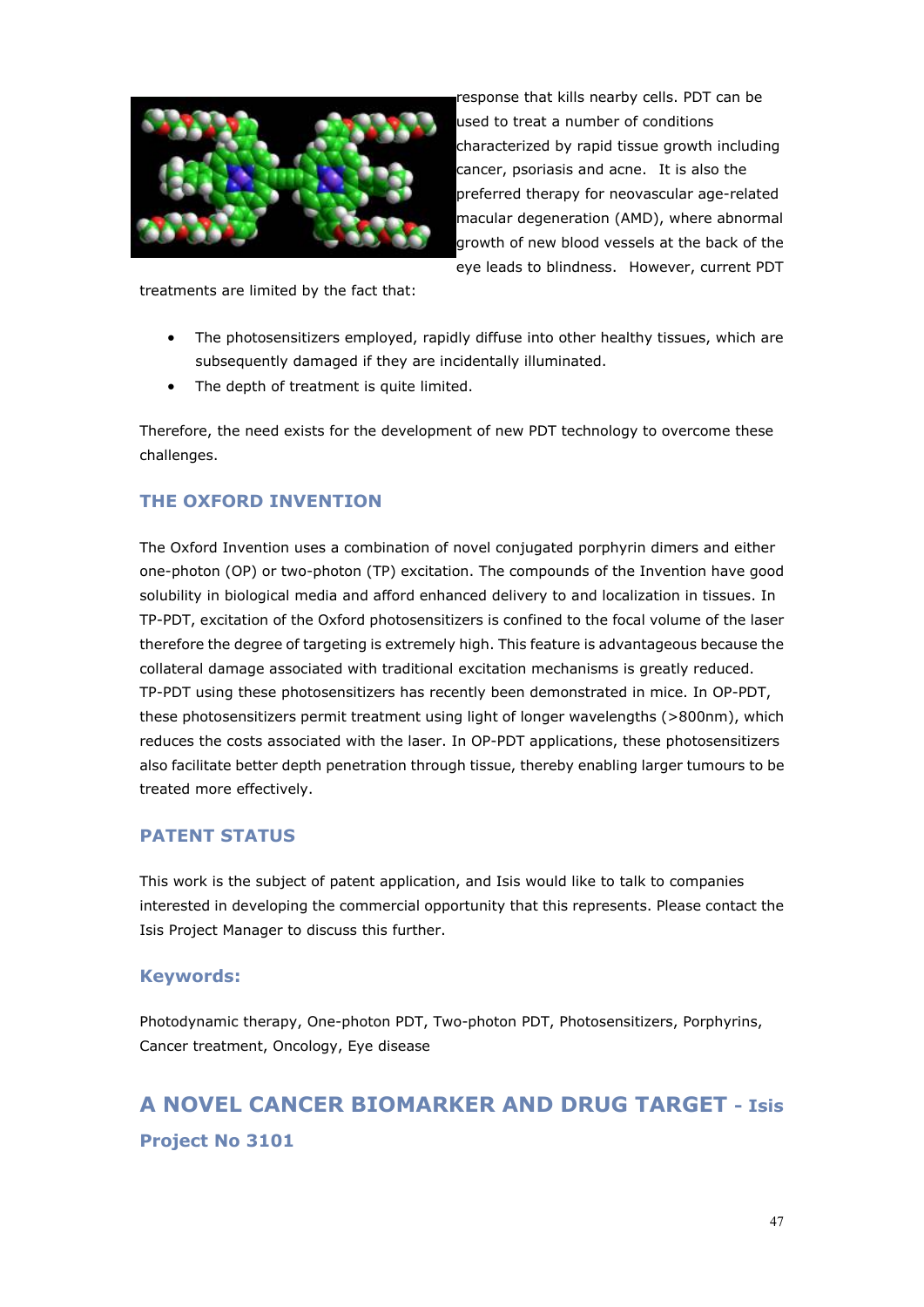response that kills nearby cells. PDT can be used to treat a number of conditions characterized by rapid tissue growth including cancer, psoriasis and acne. It is also the preferred therapy for neovascular age-related macular degeneration (AMD), where abnormal growth of new blood vessels at the back of the eye leads to blindness. However, current PDT treatments are limited by the fact that:

- The photosensitizers employed, rapidly diffuse into other healthy tissues, which are subsequently damaged if they are incidentally illuminated.
- The depth of treatment is quite limited.

Therefore, the need exists for the development of new PDT technology to overcome these challenges.

### THE OXFORD INVENTION

The Oxford Invention uses a combination of novel conjugated porphyrin dimers and either one-photon (OP) or two-photon (TP) excitation. The compounds of the Invention have good solubility in biological media and afford enhanced delivery to and localization in tissues. In TP-PDT, excitation of the Oxford photosensitizers is confined to the focal volume of the laser therefore the degree of targeting is extremely high. This feature is advantageous because the collateral damage associated with traditional excitation mechanisms is greatly reduced. TP-PDT using these photosensitizers has recently been demonstrated in mice. In OP-PDT, these photosensitizers permit treatment using light of longer wavelengths (>800nm), which reduces the costs associated with the laser. In OP-PDT applications, these photosensitizers also facilitate better depth penetration through tissue, thereby enabling larger tumours to be treated more effectively.

### PATENT STATUS

This work is the subject of patent application, and Isis would like to talk to companies interested in developing the commercial opportunity that this represents. Please contact the Isis Project Manager to discuss this further.

### Keywords:

Photodynamic therapy, One-photon PDT, Two-photon PDT, Photosensitizers, Porphyrins, Cancer treatment, Oncology, Eye disease

## A NOVEL CANCER BIOMARKER AND DRUG TARGET - Isis Project No 3101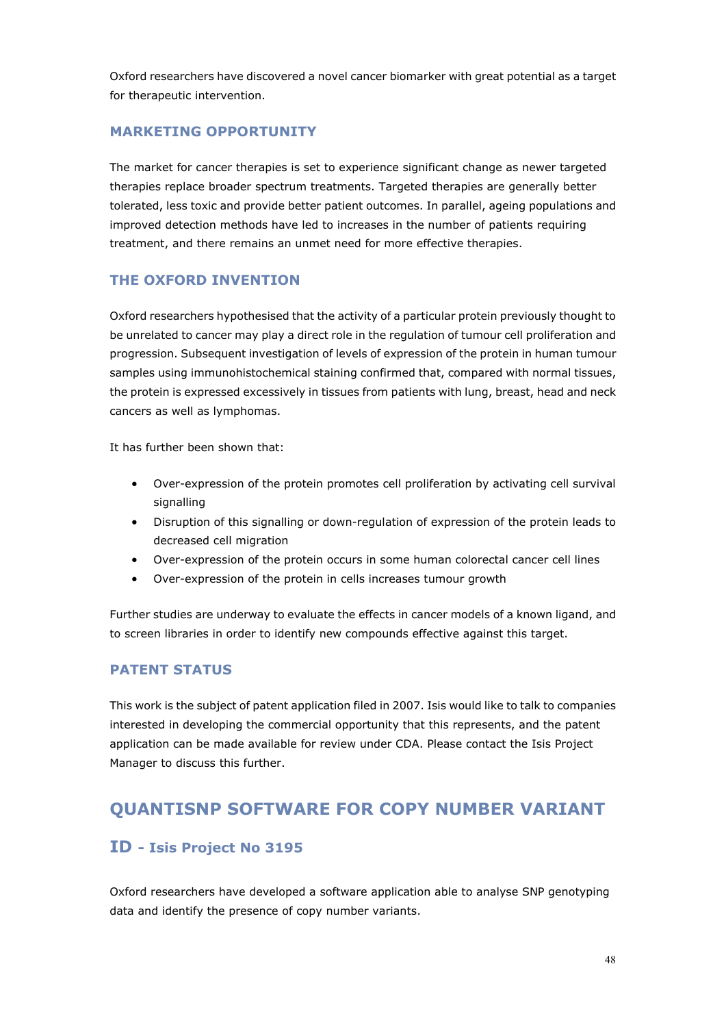Oxford researchers have discovered a novel cancer biomarker with great potential as a target for therapeutic intervention.

### MARKETING OPPORTUNITY

The market for cancer therapies is set to experience significant change as newer targeted therapies replace broader spectrum treatments. Targeted therapies are generally better tolerated, less toxic and provide better patient outcomes. In parallel, ageing populations and improved detection methods have led to increases in the number of patients requiring treatment, and there remains an unmet need for more effective therapies.

### THE OXFORD INVENTION

Oxford researchers hypothesised that the activity of a particular protein previously thought to be unrelated to cancer may play a direct role in the regulation of tumour cell proliferation and progression. Subsequent investigation of levels of expression of the protein in human tumour samples using immunohistochemical staining confirmed that, compared with normal tissues, the protein is expressed excessively in tissues from patients with lung, breast, head and neck cancers as well as lymphomas.

It has further been shown that:

- Over-expression of the protein promotes cell proliferation by activating cell survival signalling
- Disruption of this signalling or down-regulation of expression of the protein leads to decreased cell migration
- Over-expression of the protein occurs in some human colorectal cancer cell lines
- Over-expression of the protein in cells increases tumour growth

Further studies are underway to evaluate the effects in cancer models of a known ligand, and to screen libraries in order to identify new compounds effective against this target.

### PATENT STATUS

This work is the subject of patent application filed in 2007. Isis would like to talk to companies interested in developing the commercial opportunity that this represents, and the patent application can be made available for review under CDA. Please contact the Isis Project Manager to discuss this further.

## QUANTISNP SOFTWARE FOR COPY NUMBER VARIANT ID - Isis Project No 3195

Oxford researchers have developed a software application able to analyse SNP genotyping data and identify the presence of copy number variants.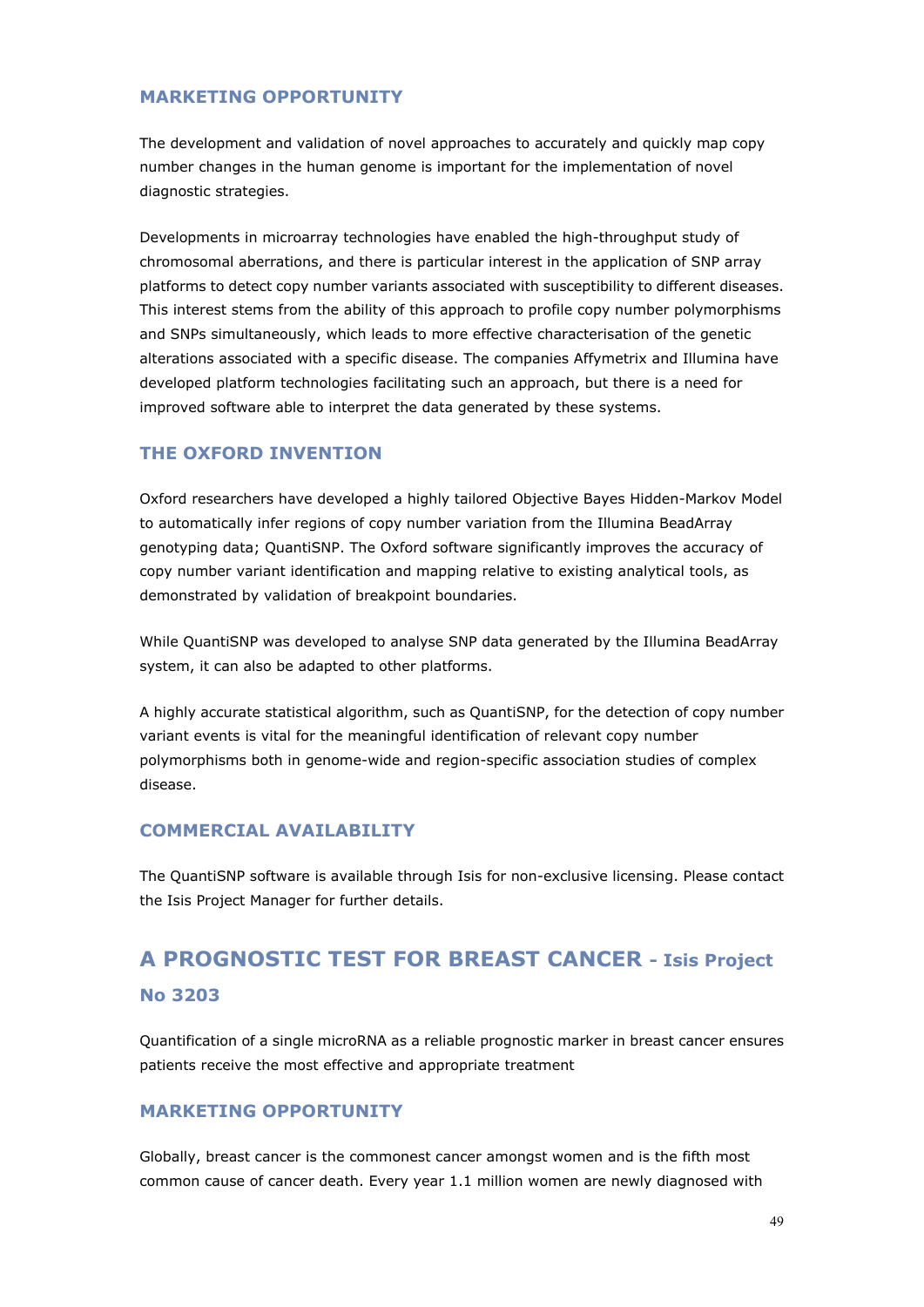### MARKETING OPPORTUNITY

The development and validation of novel approaches to accurately and quickly map copy number changes in the human genome is important for the implementation of novel diagnostic strategies.

Developments in microarray technologies have enabled the high-throughput study of chromosomal aberrations, and there is particular interest in the application of SNP array platforms to detect copy number variants associated with susceptibility to different diseases. This interest stems from the ability of this approach to profile copy number polymorphisms and SNPs simultaneously, which leads to more effective characterisation of the genetic alterations associated with a specific disease. The companies Affymetrix and Illumina have developed platform technologies facilitating such an approach, but there is a need for improved software able to interpret the data generated by these systems.

### THE OXFORD INVENTION

Oxford researchers have developed a highly tailored Objective Bayes Hidden-Markov Model to automatically infer regions of copy number variation from the Illumina BeadArray genotyping data; QuantiSNP. The Oxford software significantly improves the accuracy of copy number variant identification and mapping relative to existing analytical tools, as demonstrated by validation of breakpoint boundaries.

While QuantiSNP was developed to analyse SNP data generated by the Illumina BeadArray system, it can also be adapted to other platforms.

A highly accurate statistical algorithm, such as QuantiSNP, for the detection of copy number variant events is vital for the meaningful identification of relevant copy number polymorphisms both in genome-wide and region-specific association studies of complex disease.

### COMMERCIAL AVAILABILITY

The QuantiSNP software is available through Isis for non-exclusive licensing. Please contact the Isis Project Manager for further details.

## A PROGNOSTIC TEST FOR BREAST CANCER - Isis Project No 3203

Quantification of a single microRNA as a reliable prognostic marker in breast cancer ensures patients receive the most effective and appropriate treatment

### MARKETING OPPORTUNITY

Globally, breast cancer is the commonest cancer amongst women and is the fifth most common cause of cancer death. Every year 1.1 million women are newly diagnosed with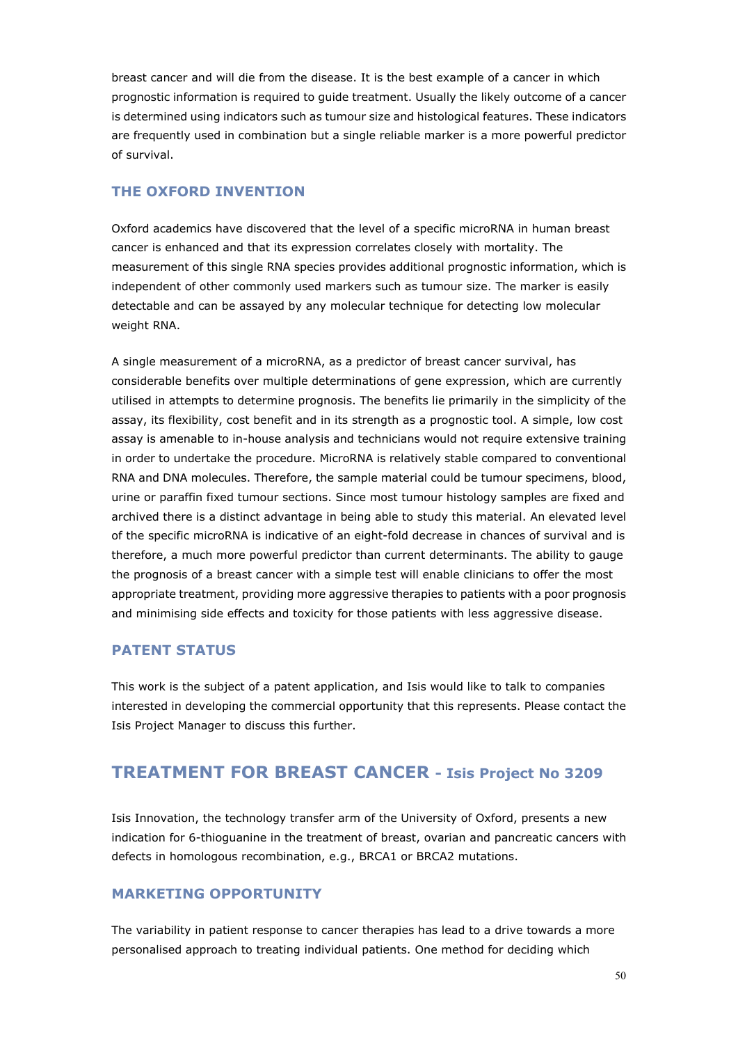breast cancer and will die from the disease. It is the best example of a cancer in which prognostic information is required to guide treatment. Usually the likely outcome of a cancer is determined using indicators such as tumour size and histological features. These indicators are frequently used in combination but a single reliable marker is a more powerful predictor of survival.

### THE OXFORD INVENTION

Oxford academics have discovered that the level of a specific microRNA in human breast cancer is enhanced and that its expression correlates closely with mortality. The measurement of this single RNA species provides additional prognostic information, which is independent of other commonly used markers such as tumour size. The marker is easily detectable and can be assayed by any molecular technique for detecting low molecular weight RNA.

A single measurement of a microRNA, as a predictor of breast cancer survival, has considerable benefits over multiple determinations of gene expression, which are currently utilised in attempts to determine prognosis. The benefits lie primarily in the simplicity of the assay, its flexibility, cost benefit and in its strength as a prognostic tool. A simple, low cost assay is amenable to in-house analysis and technicians would not require extensive training in order to undertake the procedure. MicroRNA is relatively stable compared to conventional RNA and DNA molecules. Therefore, the sample material could be tumour specimens, blood, urine or paraffin fixed tumour sections. Since most tumour histology samples are fixed and archived there is a distinct advantage in being able to study this material. An elevated level of the specific microRNA is indicative of an eight-fold decrease in chances of survival and is therefore, a much more powerful predictor than current determinants. The ability to gauge the prognosis of a breast cancer with a simple test will enable clinicians to offer the most appropriate treatment, providing more aggressive therapies to patients with a poor prognosis and minimising side effects and toxicity for those patients with less aggressive disease.

### PATENT STATUS

This work is the subject of a patent application, and Isis would like to talk to companies interested in developing the commercial opportunity that this represents. Please contact the Isis Project Manager to discuss this further.

## TREATMENT FOR BREAST CANCER - Isis Project No 3209

Isis Innovation, the technology transfer arm of the University of Oxford, presents a new indication for 6-thioguanine in the treatment of breast, ovarian and pancreatic cancers with defects in homologous recombination, e.g., BRCA1 or BRCA2 mutations.

### MARKETING OPPORTUNITY

The variability in patient response to cancer therapies has lead to a drive towards a more personalised approach to treating individual patients. One method for deciding which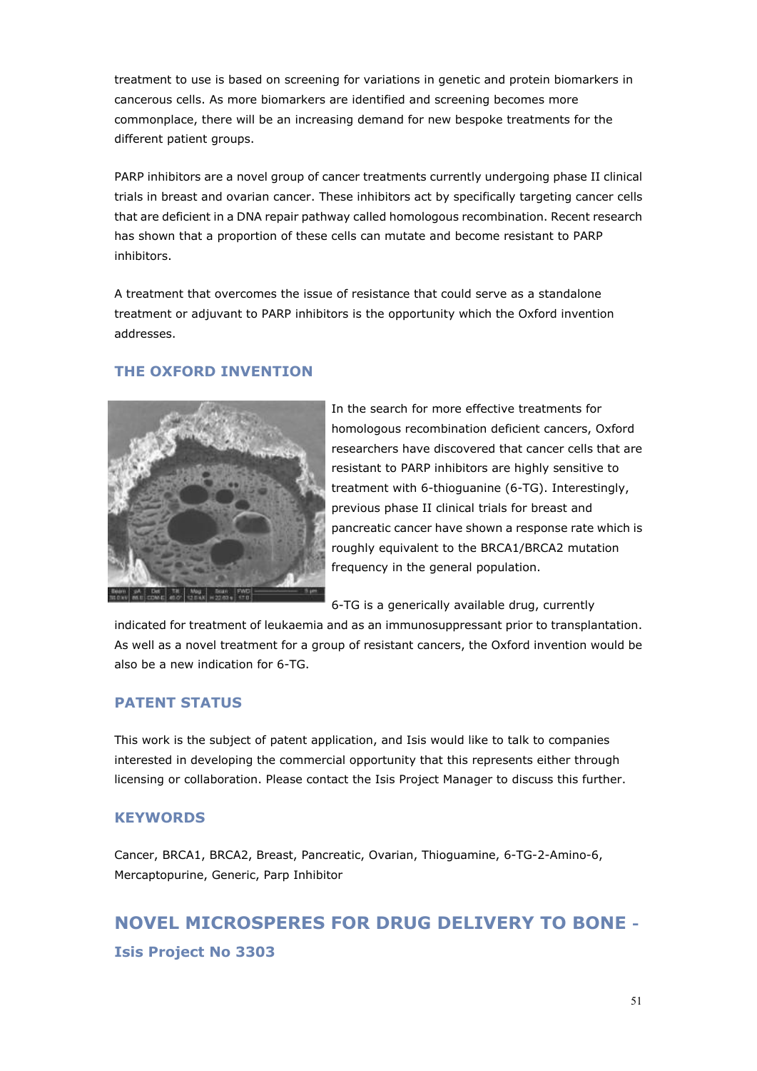treatment to use is based on screening for variations in genetic and protein biomarkers in cancerous cells. As more biomarkers are identified and screening becomes more commonplace, there will be an increasing demand for new bespoke treatments for the different patient groups.

PARP inhibitors are a novel group of cancer treatments currently undergoing phase II clinical trials in breast and ovarian cancer. These inhibitors act by specifically targeting cancer cells that are deficient in a DNA repair pathway called homologous recombination. Recent research has shown that a proportion of these cells can mutate and become resistant to PARP inhibitors.

A treatment that overcomes the issue of resistance that could serve as a standalone treatment or adjuvant to PARP inhibitors is the opportunity which the Oxford invention addresses.

## THE OXFORD INVENTION

In the search for more effective treatments for homologous recombination deficient cancers, Oxford researchers have discovered that cancer cells that are resistant to PARP inhibitors are highly sensitive to treatment with 6-thioguanine (6-TG). Interestingly, previous phase II clinical trials for breast and pancreatic cancer have shown a response rate which is roughly equivalent to the BRCA1/BRCA2 mutation frequency in the general population.

6-TG is a generically available drug, currently indicated for treatment of leukaemia and as an immunosuppressant prior to transplantation. As well as a novel treatment for a group of resistant cancers, the Oxford invention would be also be a new indication for 6-TG.

## PATENT STATUS

This work is the subject of patent application, and Isis would like to talk to companies interested in developing the commercial opportunity that this represents either through licensing or collaboration. Please contact the Isis Project Manager to discuss this further.

## KEYWORDS

Cancer, BRCA1, BRCA2, Breast, Pancreatic, Ovarian, Thioguamine, 6-TG-2-Amino-6, Mercaptopurine, Generic, Parp Inhibitor

# NOVEL MICROSPERES FOR DRUG DELIVERY TO BONE - 

## Isis Project No 3303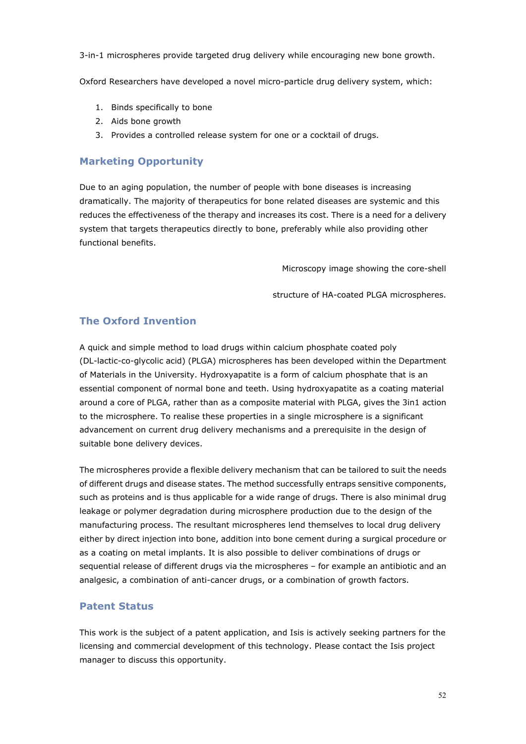3-in-1 microspheres provide targeted drug delivery while encouraging new bone growth.

Oxford Researchers have developed a novel micro-particle drug delivery system, which:

1. Binds specifically to bone
2. Aids bone growth
3. Provides a controlled release system for one or a cocktail of drugs.

## Marketing Opportunity

Due to an aging population, the number of people with bone diseases is increasing dramatically. The majority of therapeutics for bone related diseases are systemic and this reduces the effectiveness of the therapy and increases its cost. There is a need for a delivery system that targets therapeutics directly to bone, preferably while also providing other functional benefits.

Microscopy image showing the core-shell

structure of HA-coated PLGA microspheres.

## The Oxford Invention

A quick and simple method to load drugs within calcium phosphate coated poly (DL-lactic-co-glycolic acid) (PLGA) microspheres has been developed within the Department of Materials in the University. Hydroxyapatite is a form of calcium phosphate that is an essential component of normal bone and teeth. Using hydroxyapatite as a coating material around a core of PLGA, rather than as a composite material with PLGA, gives the 3in1 action to the microsphere. To realise these properties in a single microsphere is a significant advancement on current drug delivery mechanisms and a prerequisite in the design of suitable bone delivery devices.

The microspheres provide a flexible delivery mechanism that can be tailored to suit the needs of different drugs and disease states. The method successfully entraps sensitive components, such as proteins and is thus applicable for a wide range of drugs. There is also minimal drug leakage or polymer degradation during microsphere production due to the design of the manufacturing process. The resultant microspheres lend themselves to local drug delivery either by direct injection into bone, addition into bone cement during a surgical procedure or as a coating on metal implants. It is also possible to deliver combinations of drugs or sequential release of different drugs via the microspheres – for example an antibiotic and an analgesic, a combination of anti-cancer drugs, or a combination of growth factors.

## Patent Status

This work is the subject of a patent application, and Isis is actively seeking partners for the licensing and commercial development of this technology. Please contact the Isis project manager to discuss this opportunity.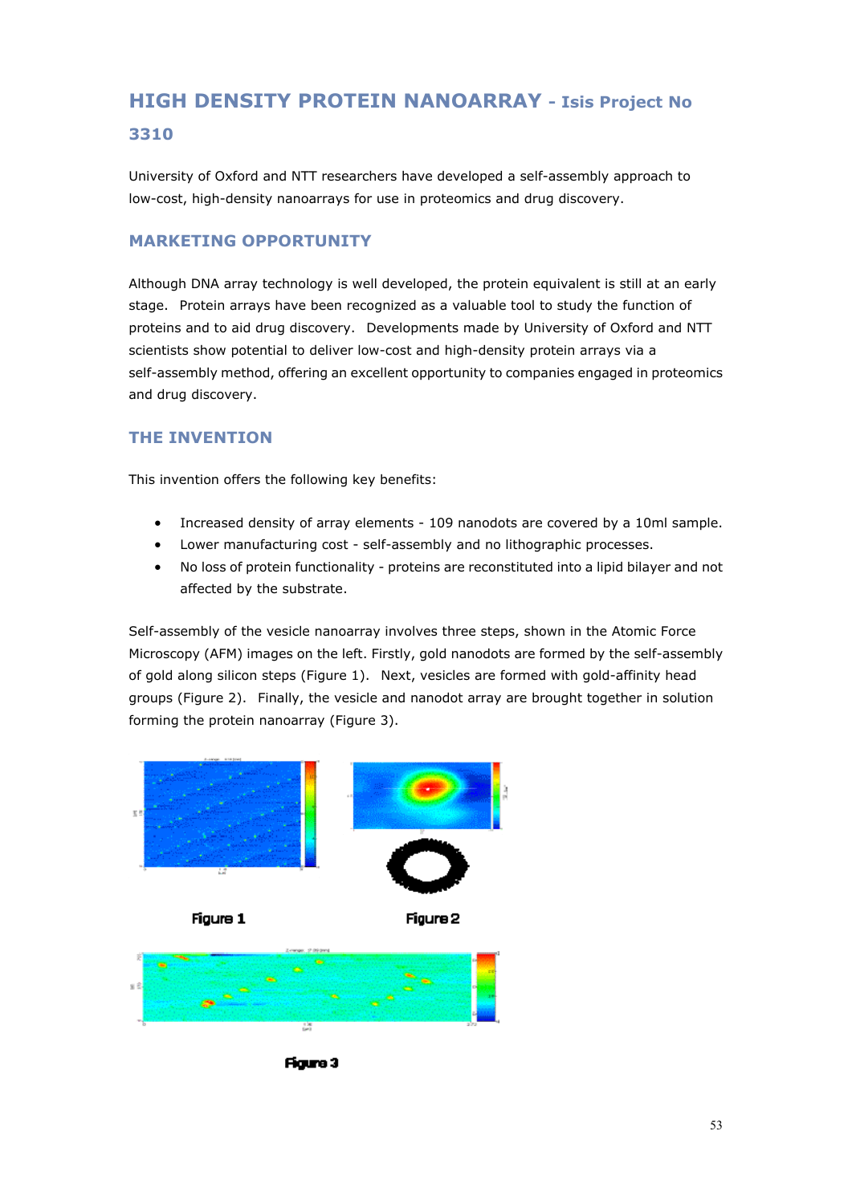# HIGH DENSITY PROTEIN NANOARRAY - Isis Project No 3310

University of Oxford and NTT researchers have developed a self-assembly approach to low-cost, high-density nanoarrays for use in proteomics and drug discovery.

## MARKETING OPPORTUNITY

Although DNA array technology is well developed, the protein equivalent is still at an early stage. Protein arrays have been recognized as a valuable tool to study the function of proteins and to aid drug discovery. Developments made by University of Oxford and NTT scientists show potential to deliver low-cost and high-density protein arrays via a self-assembly method, offering an excellent opportunity to companies engaged in proteomics and drug discovery.

## THE INVENTION

This invention offers the following key benefits:

- Increased density of array elements - 109 nanodots are covered by a 10ml sample.
- Lower manufacturing cost - self-assembly and no lithographic processes.
- No loss of protein functionality - proteins are reconstituted into a lipid bilayer and not affected by the substrate.

Self-assembly of the vesicle nanoarray involves three steps, shown in the Atomic Force Microscopy (AFM) images on the left. Firstly, gold nanodots are formed by the self-assembly of gold along silicon steps (Figure 1). Next, vesicles are formed with gold-affinity head groups (Figure 2). Finally, the vesicle and nanodot array are brought together in solution forming the protein nanoarray (Figure 3).

Figure 1

Figure 2

Figure 3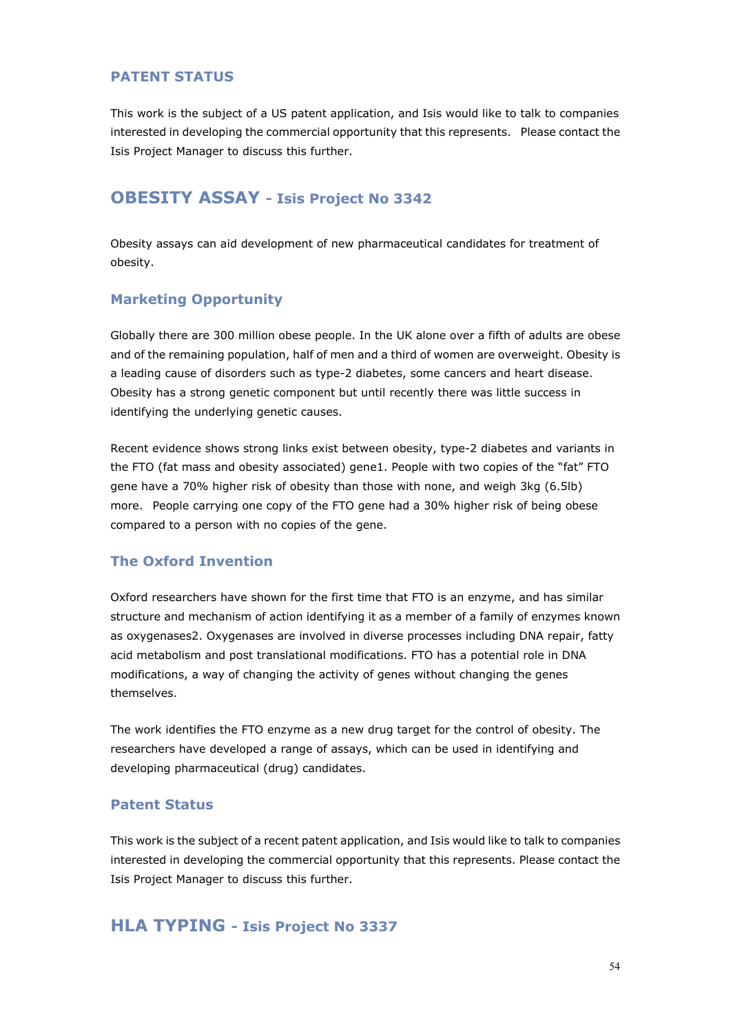### PATENT STATUS

This work is the subject of a US patent application, and Isis would like to talk to companies interested in developing the commercial opportunity that this represents. Please contact the Isis Project Manager to discuss this further.

## OBESITY ASSAY - Isis Project No 3342

Obesity assays can aid development of new pharmaceutical candidates for treatment of obesity.

### Marketing Opportunity

Globally there are 300 million obese people. In the UK alone over a fifth of adults are obese and of the remaining population, half of men and a third of women are overweight. Obesity is a leading cause of disorders such as type-2 diabetes, some cancers and heart disease. Obesity has a strong genetic component but until recently there was little success in identifying the underlying genetic causes.

Recent evidence shows strong links exist between obesity, type-2 diabetes and variants in the FTO (fat mass and obesity associated) gene[1]. People with two copies of the "fat" FTO gene have a 70% higher risk of obesity than those with none, and weigh 3kg (6.5lb) more. People carrying one copy of the FTO gene had a 30% higher risk of being obese compared to a person with no copies of the gene.

### The Oxford Invention

Oxford researchers have shown for the first time that FTO is an enzyme, and has similar structure and mechanism of action identifying it as a member of a family of enzymes known as oxygenases[2]. Oxygenases are involved in diverse processes including DNA repair, fatty acid metabolism and post translational modifications. FTO has a potential role in DNA modifications, a way of changing the activity of genes without changing the genes themselves.

The work identifies the FTO enzyme as a new drug target for the control of obesity. The researchers have developed a range of assays, which can be used in identifying and developing pharmaceutical (drug) candidates.

### Patent Status

This work is the subject of a recent patent application, and Isis would like to talk to companies interested in developing the commercial opportunity that this represents. Please contact the Isis Project Manager to discuss this further.

## HLA TYPING - Isis Project No 3337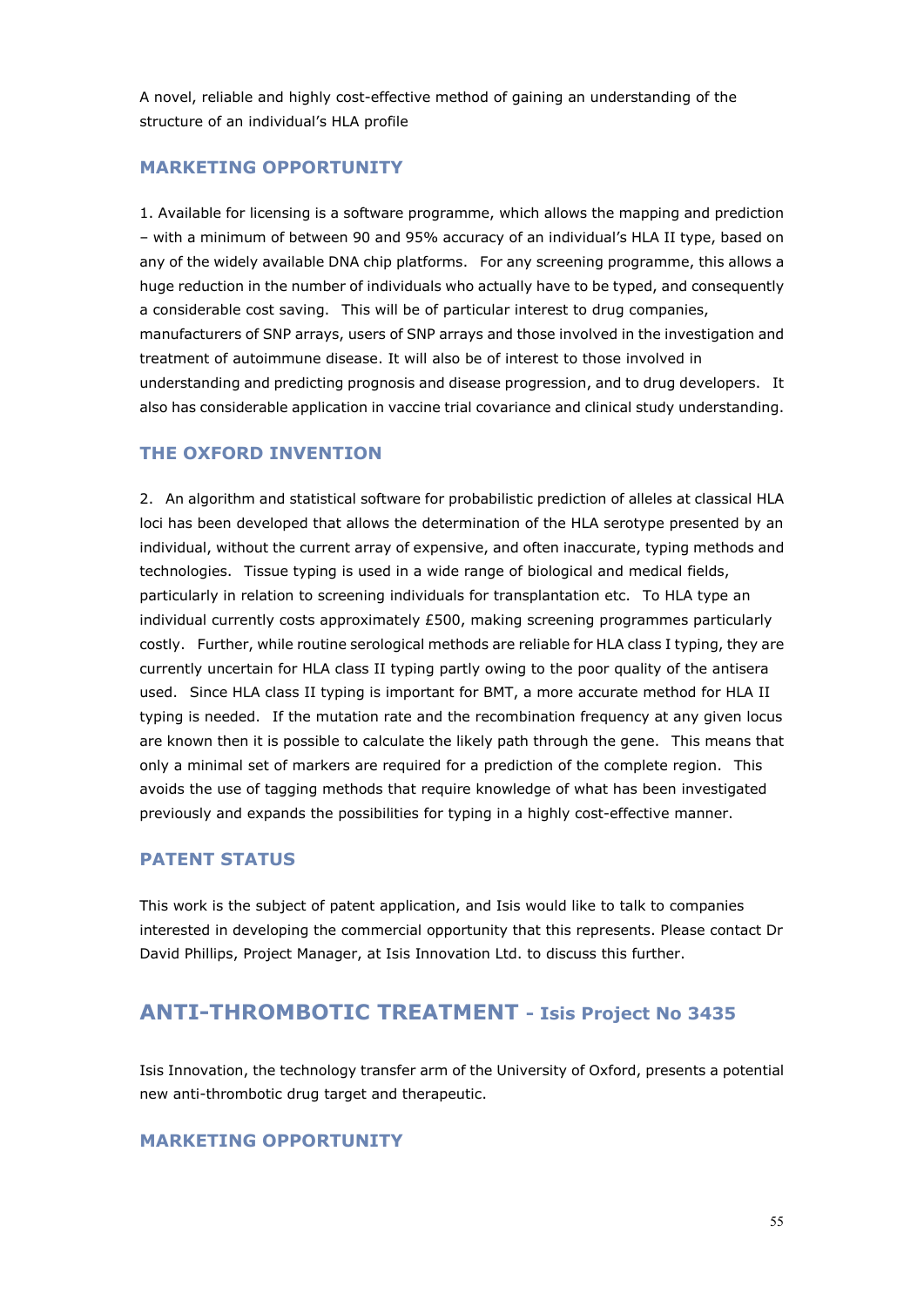A novel, reliable and highly cost-effective method of gaining an understanding of the structure of an individual's HLA profile

### MARKETING OPPORTUNITY

1. Available for licensing is a software programme, which allows the mapping and prediction – with a minimum of between 90 and 95% accuracy of an individual's HLA II type, based on any of the widely available DNA chip platforms. For any screening programme, this allows a huge reduction in the number of individuals who actually have to be typed, and consequently a considerable cost saving. This will be of particular interest to drug companies, manufacturers of SNP arrays, users of SNP arrays and those involved in the investigation and treatment of autoimmune disease. It will also be of interest to those involved in understanding and predicting prognosis and disease progression, and to drug developers. It also has considerable application in vaccine trial covariance and clinical study understanding.

### THE OXFORD INVENTION

2. An algorithm and statistical software for probabilistic prediction of alleles at classical HLA loci has been developed that allows the determination of the HLA serotype presented by an individual, without the current array of expensive, and often inaccurate, typing methods and technologies. Tissue typing is used in a wide range of biological and medical fields, particularly in relation to screening individuals for transplantation etc. To HLA type an individual currently costs approximately £500, making screening programmes particularly costly. Further, while routine serological methods are reliable for HLA class I typing, they are currently uncertain for HLA class II typing partly owing to the poor quality of the antisera used. Since HLA class II typing is important for BMT, a more accurate method for HLA II typing is needed. If the mutation rate and the recombination frequency at any given locus are known then it is possible to calculate the likely path through the gene. This means that only a minimal set of markers are required for a prediction of the complete region. This avoids the use of tagging methods that require knowledge of what has been investigated previously and expands the possibilities for typing in a highly cost-effective manner.

### PATENT STATUS

This work is the subject of patent application, and Isis would like to talk to companies interested in developing the commercial opportunity that this represents. Please contact Dr David Phillips, Project Manager, at Isis Innovation Ltd. to discuss this further.

## ANTI-THROMBOTIC TREATMENT - Isis Project No 3435

Isis Innovation, the technology transfer arm of the University of Oxford, presents a potential new anti-thrombotic drug target and therapeutic.

### MARKETING OPPORTUNITY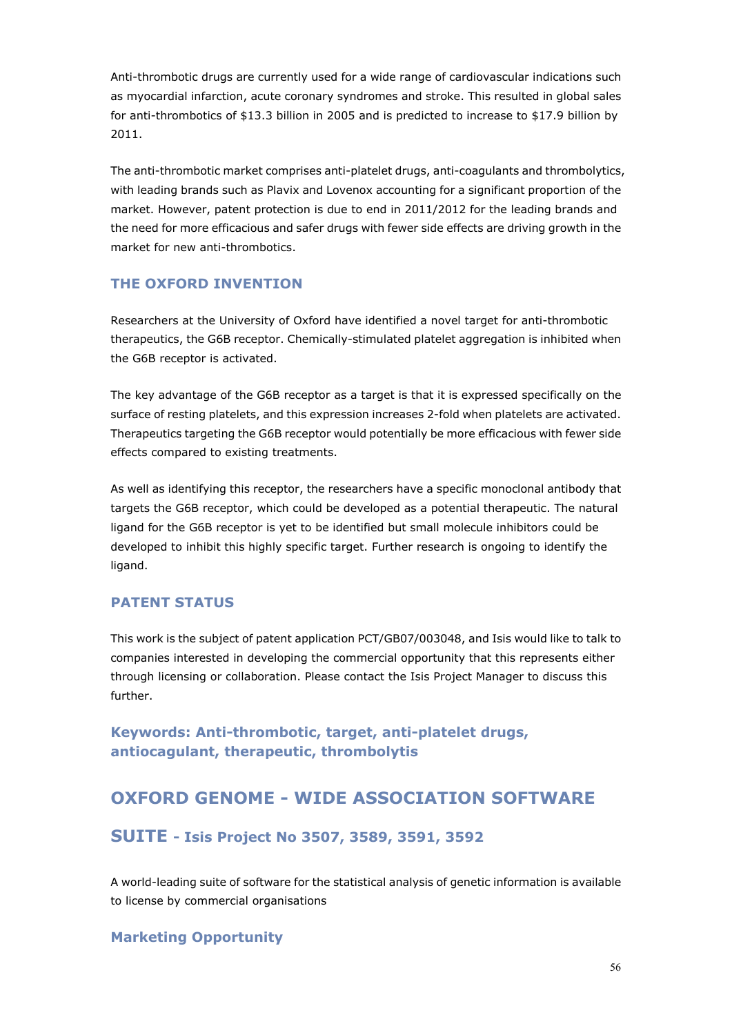Anti-thrombotic drugs are currently used for a wide range of cardiovascular indications such as myocardial infarction, acute coronary syndromes and stroke. This resulted in global sales for anti-thrombotics of $13.3 billion in 2005 and is predicted to increase to $17.9 billion by 2011.

The anti-thrombotic market comprises anti-platelet drugs, anti-coagulants and thrombolytics, with leading brands such as Plavix and Lovenox accounting for a significant proportion of the market. However, patent protection is due to end in 2011/2012 for the leading brands and the need for more efficacious and safer drugs with fewer side effects are driving growth in the market for new anti-thrombotics.

### THE OXFORD INVENTION

Researchers at the University of Oxford have identified a novel target for anti-thrombotic therapeutics, the G6B receptor. Chemically-stimulated platelet aggregation is inhibited when the G6B receptor is activated.

The key advantage of the G6B receptor as a target is that it is expressed specifically on the surface of resting platelets, and this expression increases 2-fold when platelets are activated. Therapeutics targeting the G6B receptor would potentially be more efficacious with fewer side effects compared to existing treatments.

As well as identifying this receptor, the researchers have a specific monoclonal antibody that targets the G6B receptor, which could be developed as a potential therapeutic. The natural ligand for the G6B receptor is yet to be identified but small molecule inhibitors could be developed to inhibit this highly specific target. Further research is ongoing to identify the ligand.

### PATENT STATUS

This work is the subject of patent application PCT/GB07/003048, and Isis would like to talk to companies interested in developing the commercial opportunity that this represents either through licensing or collaboration. Please contact the Isis Project Manager to discuss this further.

### Keywords: Anti-thrombotic, target, anti-platelet drugs, antiocagulant, therapeutic, thrombolytis

## OXFORD GENOME - WIDE ASSOCIATION SOFTWARE SUITE - Isis Project No 3507, 3589, 3591, 3592

A world-leading suite of software for the statistical analysis of genetic information is available to license by commercial organisations

### Marketing Opportunity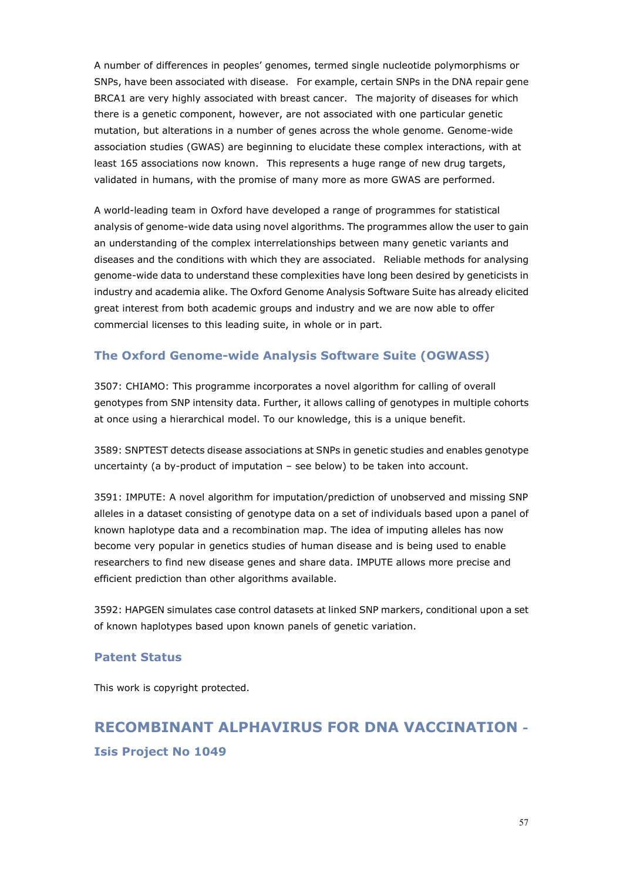A number of differences in peoples' genomes, termed single nucleotide polymorphisms or SNPs, have been associated with disease. For example, certain SNPs in the DNA repair gene BRCA1 are very highly associated with breast cancer. The majority of diseases for which there is a genetic component, however, are not associated with one particular genetic mutation, but alterations in a number of genes across the whole genome. Genome-wide association studies (GWAS) are beginning to elucidate these complex interactions, with at least 165 associations now known. This represents a huge range of new drug targets, validated in humans, with the promise of many more as more GWAS are performed.

A world-leading team in Oxford have developed a range of programmes for statistical analysis of genome-wide data using novel algorithms. The programmes allow the user to gain an understanding of the complex interrelationships between many genetic variants and diseases and the conditions with which they are associated. Reliable methods for analysing genome-wide data to understand these complexities have long been desired by geneticists in industry and academia alike. The Oxford Genome Analysis Software Suite has already elicited great interest from both academic groups and industry and we are now able to offer commercial licenses to this leading suite, in whole or in part.

### The Oxford Genome-wide Analysis Software Suite (OGWASS)

3507: CHIAMO: This programme incorporates a novel algorithm for calling of overall genotypes from SNP intensity data. Further, it allows calling of genotypes in multiple cohorts at once using a hierarchical model. To our knowledge, this is a unique benefit.

3589: SNPTEST detects disease associations at SNPs in genetic studies and enables genotype uncertainty (a by-product of imputation – see below) to be taken into account.

3591: IMPUTE: A novel algorithm for imputation/prediction of unobserved and missing SNP alleles in a dataset consisting of genotype data on a set of individuals based upon a panel of known haplotype data and a recombination map. The idea of imputing alleles has now become very popular in genetics studies of human disease and is being used to enable researchers to find new disease genes and share data. IMPUTE allows more precise and efficient prediction than other algorithms available.

3592: HAPGEN simulates case control datasets at linked SNP markers, conditional upon a set of known haplotypes based upon known panels of genetic variation.

### Patent Status

This work is copyright protected.

## RECOMBINANT ALPHAVIRUS FOR DNA VACCINATION -

### Isis Project No 1049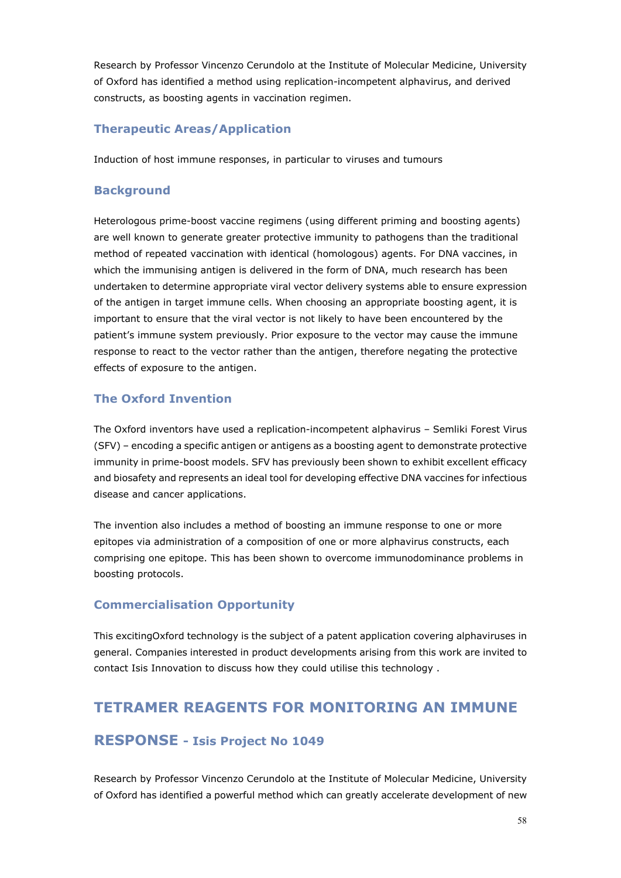Research by Professor Vincenzo Cerundolo at the Institute of Molecular Medicine, University of Oxford has identified a method using replication-incompetent alphavirus, and derived constructs, as boosting agents in vaccination regimen.

### Therapeutic Areas/Application

Induction of host immune responses, in particular to viruses and tumours

### Background

Heterologous prime-boost vaccine regimens (using different priming and boosting agents) are well known to generate greater protective immunity to pathogens than the traditional method of repeated vaccination with identical (homologous) agents. For DNA vaccines, in which the immunising antigen is delivered in the form of DNA, much research has been undertaken to determine appropriate viral vector delivery systems able to ensure expression of the antigen in target immune cells. When choosing an appropriate boosting agent, it is important to ensure that the viral vector is not likely to have been encountered by the patient's immune system previously. Prior exposure to the vector may cause the immune response to react to the vector rather than the antigen, therefore negating the protective effects of exposure to the antigen.

### The Oxford Invention

The Oxford inventors have used a replication-incompetent alphavirus – Semliki Forest Virus (SFV) – encoding a specific antigen or antigens as a boosting agent to demonstrate protective immunity in prime-boost models. SFV has previously been shown to exhibit excellent efficacy and biosafety and represents an ideal tool for developing effective DNA vaccines for infectious disease and cancer applications.

The invention also includes a method of boosting an immune response to one or more epitopes via administration of a composition of one or more alphavirus constructs, each comprising one epitope. This has been shown to overcome immunodominance problems in boosting protocols.

### Commercialisation Opportunity

This excitingOxford technology is the subject of a patent application covering alphaviruses in general. Companies interested in product developments arising from this work are invited to contact Isis Innovation to discuss how they could utilise this technology .

## TETRAMER REAGENTS FOR MONITORING AN IMMUNE RESPONSE - Isis Project No 1049

Research by Professor Vincenzo Cerundolo at the Institute of Molecular Medicine, University of Oxford has identified a powerful method which can greatly accelerate development of new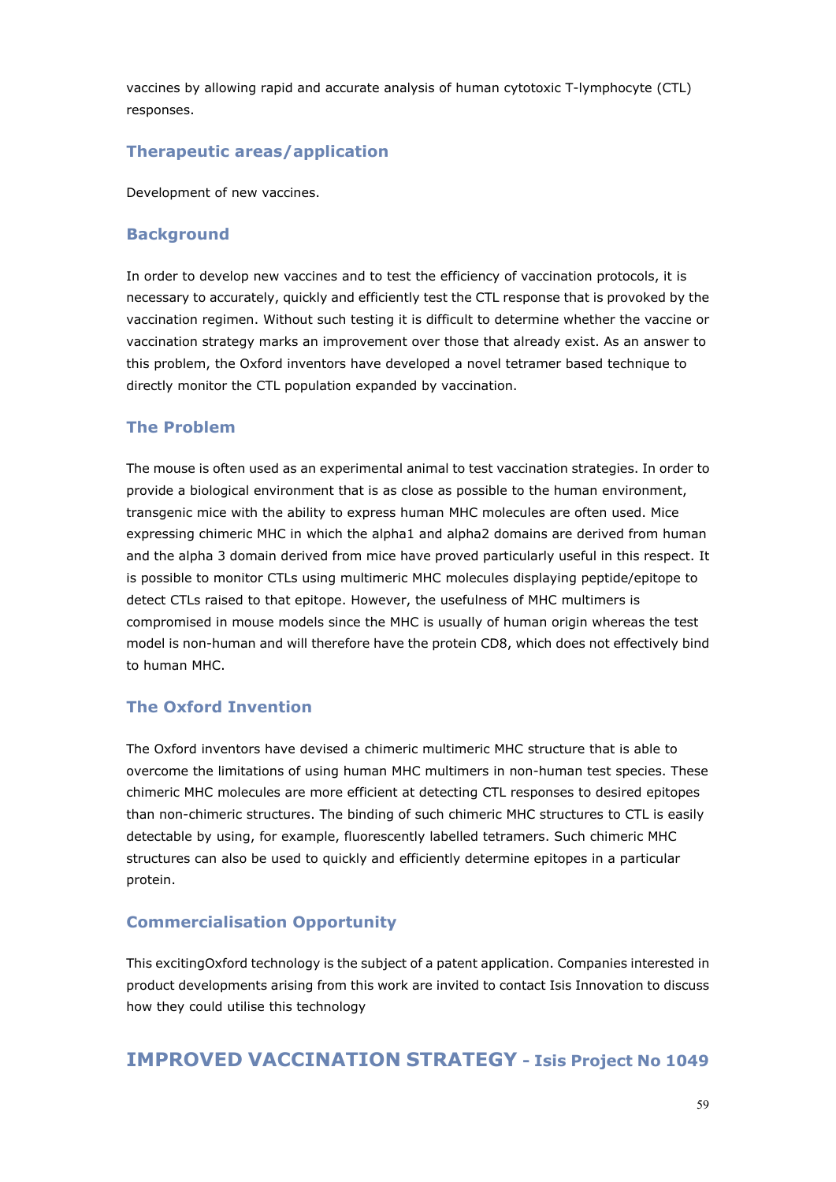vaccines by allowing rapid and accurate analysis of human cytotoxic T-lymphocyte (CTL) responses.

### Therapeutic areas/application

Development of new vaccines.

### Background

In order to develop new vaccines and to test the efficiency of vaccination protocols, it is necessary to accurately, quickly and efficiently test the CTL response that is provoked by the vaccination regimen. Without such testing it is difficult to determine whether the vaccine or vaccination strategy marks an improvement over those that already exist. As an answer to this problem, the Oxford inventors have developed a novel tetramer based technique to directly monitor the CTL population expanded by vaccination.

### The Problem

The mouse is often used as an experimental animal to test vaccination strategies. In order to provide a biological environment that is as close as possible to the human environment, transgenic mice with the ability to express human MHC molecules are often used. Mice expressing chimeric MHC in which the alpha1 and alpha2 domains are derived from human and the alpha 3 domain derived from mice have proved particularly useful in this respect. It is possible to monitor CTLs using multimeric MHC molecules displaying peptide/epitope to detect CTLs raised to that epitope. However, the usefulness of MHC multimers is compromised in mouse models since the MHC is usually of human origin whereas the test model is non-human and will therefore have the protein CD8, which does not effectively bind to human MHC.

### The Oxford Invention

The Oxford inventors have devised a chimeric multimeric MHC structure that is able to overcome the limitations of using human MHC multimers in non-human test species. These chimeric MHC molecules are more efficient at detecting CTL responses to desired epitopes than non-chimeric structures. The binding of such chimeric MHC structures to CTL is easily detectable by using, for example, fluorescently labelled tetramers. Such chimeric MHC structures can also be used to quickly and efficiently determine epitopes in a particular protein.

### Commercialisation Opportunity

This excitingOxford technology is the subject of a patent application. Companies interested in product developments arising from this work are invited to contact Isis Innovation to discuss how they could utilise this technology

## IMPROVED VACCINATION STRATEGY - Isis Project No 1049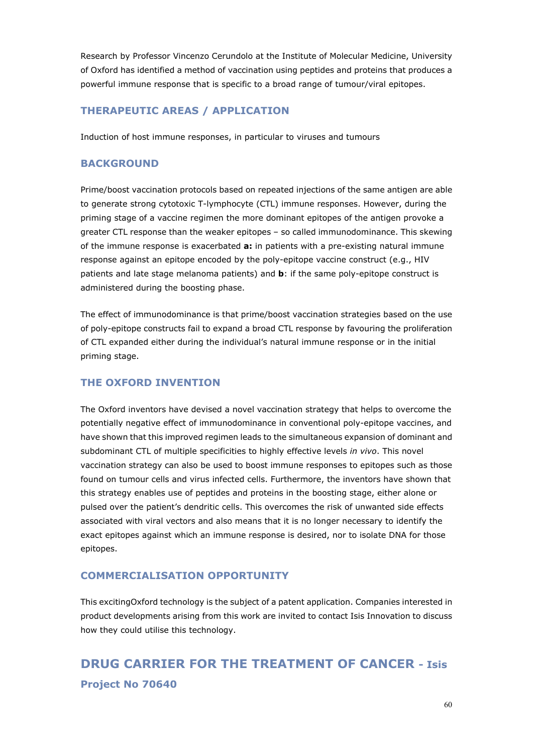Research by Professor Vincenzo Cerundolo at the Institute of Molecular Medicine, University of Oxford has identified a method of vaccination using peptides and proteins that produces a powerful immune response that is specific to a broad range of tumour/viral epitopes.

### THERAPEUTIC AREAS / APPLICATION

Induction of host immune responses, in particular to viruses and tumours

### BACKGROUND

Prime/boost vaccination protocols based on repeated injections of the same antigen are able to generate strong cytotoxic T-lymphocyte (CTL) immune responses. However, during the priming stage of a vaccine regimen the more dominant epitopes of the antigen provoke a greater CTL response than the weaker epitopes – so called immunodominance. This skewing of the immune response is exacerbated **a:** in patients with a pre-existing natural immune response against an epitope encoded by the poly-epitope vaccine construct (e.g., HIV patients and late stage melanoma patients) and **b**: if the same poly-epitope construct is administered during the boosting phase.

The effect of immunodominance is that prime/boost vaccination strategies based on the use of poly-epitope constructs fail to expand a broad CTL response by favouring the proliferation of CTL expanded either during the individual's natural immune response or in the initial priming stage.

### THE OXFORD INVENTION

The Oxford inventors have devised a novel vaccination strategy that helps to overcome the potentially negative effect of immunodominance in conventional poly-epitope vaccines, and have shown that this improved regimen leads to the simultaneous expansion of dominant and subdominant CTL of multiple specificities to highly effective levels *in vivo*. This novel vaccination strategy can also be used to boost immune responses to epitopes such as those found on tumour cells and virus infected cells. Furthermore, the inventors have shown that this strategy enables use of peptides and proteins in the boosting stage, either alone or pulsed over the patient's dendritic cells. This overcomes the risk of unwanted side effects associated with viral vectors and also means that it is no longer necessary to identify the exact epitopes against which an immune response is desired, nor to isolate DNA for those epitopes.

### COMMERCIALISATION OPPORTUNITY

This excitingOxford technology is the subject of a patent application. Companies interested in product developments arising from this work are invited to contact Isis Innovation to discuss how they could utilise this technology.

## DRUG CARRIER FOR THE TREATMENT OF CANCER - Isis Project No 70640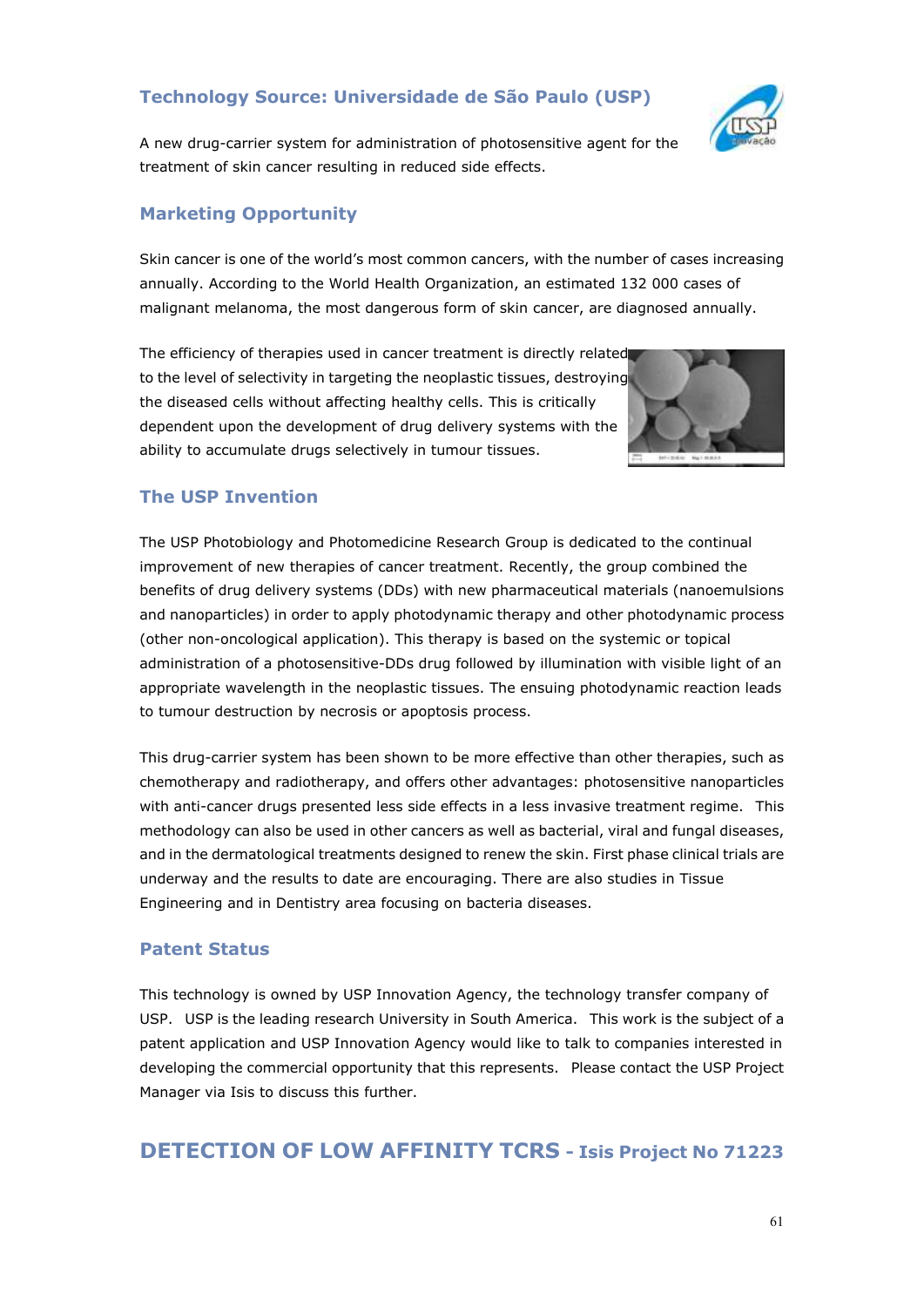### Technology Source: Universidade de São Paulo (USP)

A new drug-carrier system for administration of photosensitive agent for the treatment of skin cancer resulting in reduced side effects.

### Marketing Opportunity

Skin cancer is one of the world's most common cancers, with the number of cases increasing annually. According to the World Health Organization, an estimated 132 000 cases of malignant melanoma, the most dangerous form of skin cancer, are diagnosed annually.

The efficiency of therapies used in cancer treatment is directly related to the level of selectivity in targeting the neoplastic tissues, destroying the diseased cells without affecting healthy cells. This is critically dependent upon the development of drug delivery systems with the ability to accumulate drugs selectively in tumour tissues.

### The USP Invention

The USP Photobiology and Photomedicine Research Group is dedicated to the continual improvement of new therapies of cancer treatment. Recently, the group combined the benefits of drug delivery systems (DDs) with new pharmaceutical materials (nanoemulsions and nanoparticles) in order to apply photodynamic therapy and other photodynamic process (other non-oncological application). This therapy is based on the systemic or topical administration of a photosensitive-DDs drug followed by illumination with visible light of an appropriate wavelength in the neoplastic tissues. The ensuing photodynamic reaction leads to tumour destruction by necrosis or apoptosis process.

This drug-carrier system has been shown to be more effective than other therapies, such as chemotherapy and radiotherapy, and offers other advantages: photosensitive nanoparticles with anti-cancer drugs presented less side effects in a less invasive treatment regime. This methodology can also be used in other cancers as well as bacterial, viral and fungal diseases, and in the dermatological treatments designed to renew the skin. First phase clinical trials are underway and the results to date are encouraging. There are also studies in Tissue Engineering and in Dentistry area focusing on bacteria diseases.

### Patent Status

This technology is owned by USP Innovation Agency, the technology transfer company of USP. USP is the leading research University in South America. This work is the subject of a patent application and USP Innovation Agency would like to talk to companies interested in developing the commercial opportunity that this represents. Please contact the USP Project Manager via Isis to discuss this further.

## DETECTION OF LOW AFFINITY TCRS - Isis Project No 71223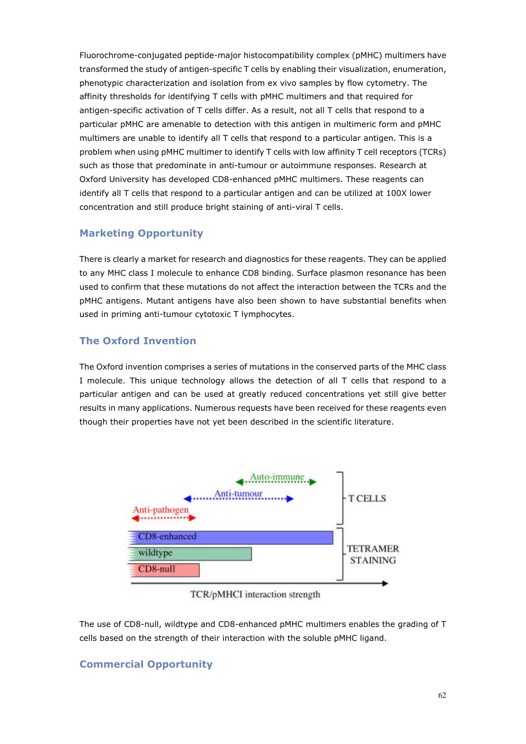Fluorochrome-conjugated peptide-major histocompatibility complex (pMHC) multimers have transformed the study of antigen-specific T cells by enabling their visualization, enumeration, phenotypic characterization and isolation from ex vivo samples by flow cytometry. The affinity thresholds for identifying T cells with pMHC multimers and that required for antigen-specific activation of T cells differ. As a result, not all T cells that respond to a particular pMHC are amenable to detection with this antigen in multimeric form and pMHC multimers are unable to identify all T cells that respond to a particular antigen. This is a problem when using pMHC multimer to identify T cells with low affinity T cell receptors (TCRs) such as those that predominate in anti-tumour or autoimmune responses. Research at Oxford University has developed CD8-enhanced pMHC multimers. These reagents can identify all T cells that respond to a particular antigen and can be utilized at 100X lower concentration and still produce bright staining of anti-viral T cells.

## Marketing Opportunity

There is clearly a market for research and diagnostics for these reagents. They can be applied to any MHC class I molecule to enhance CD8 binding. Surface plasmon resonance has been used to confirm that these mutations do not affect the interaction between the TCRs and the pMHC antigens. Mutant antigens have also been shown to have substantial benefits when used in priming anti-tumour cytotoxic T lymphocytes.

## The Oxford Invention

The Oxford invention comprises a series of mutations in the conserved parts of the MHC class I molecule. This unique technology allows the detection of all T cells that respond to a particular antigen and can be used at greatly reduced concentrations yet still give better results in many applications. Numerous requests have been received for these reagents even though their properties have not yet been described in the scientific literature.

Auto-immune

Anti-tumour

Anti-pathogen

T CELLS

CD8-enhanced

wildtype

CD8-null

TETRAMER STAINING

TCR/pMHCI interaction strength

The use of CD8-null, wildtype and CD8-enhanced pMHC multimers enables the grading of T cells based on the strength of their interaction with the soluble pMHC ligand.

## Commercial Opportunity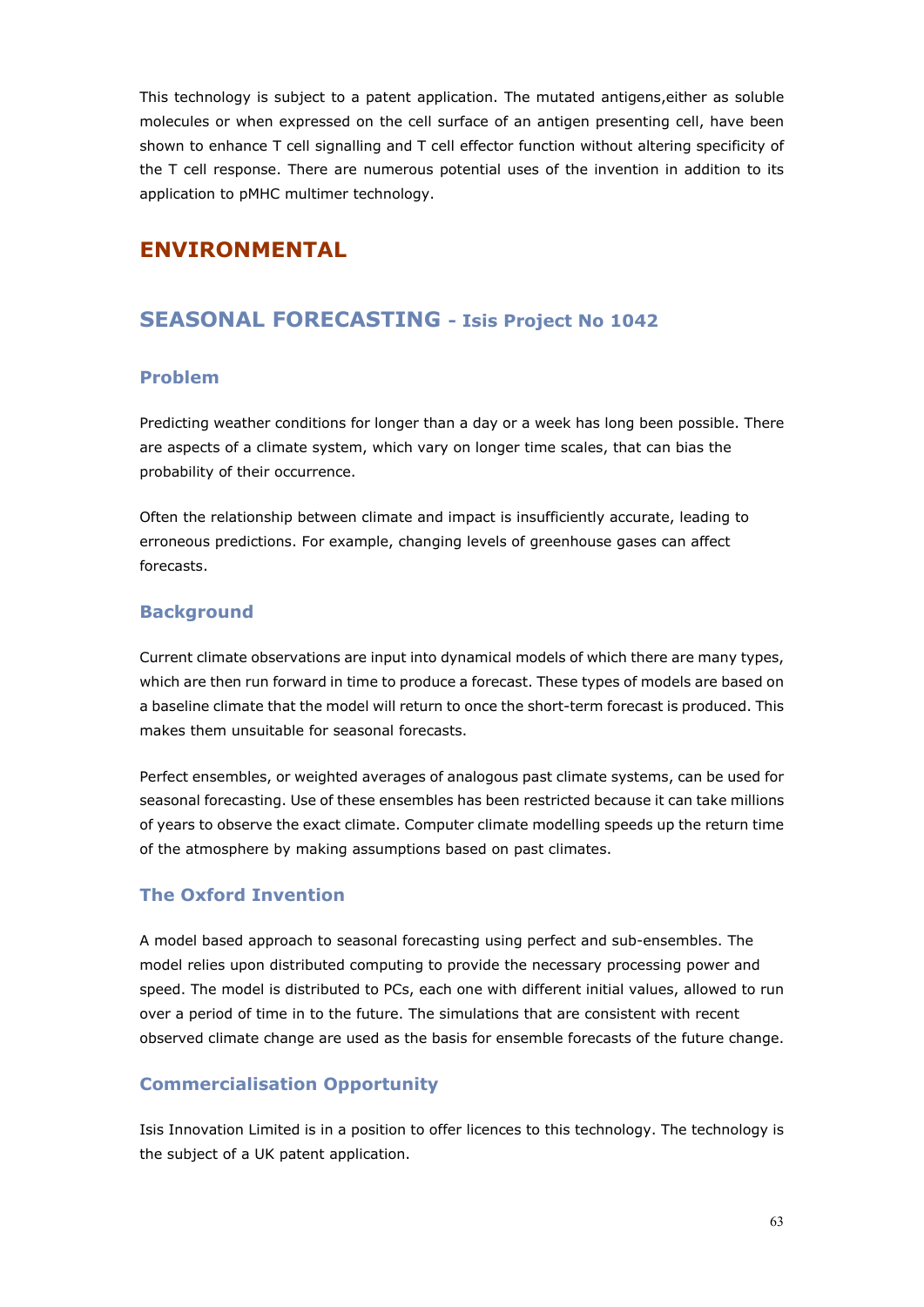This technology is subject to a patent application. The mutated antigens,either as soluble molecules or when expressed on the cell surface of an antigen presenting cell, have been shown to enhance T cell signalling and T cell effector function without altering specificity of the T cell response. There are numerous potential uses of the invention in addition to its application to pMHC multimer technology.

# ENVIRONMENTAL

## SEASONAL FORECASTING - Isis Project No 1042

### Problem

Predicting weather conditions for longer than a day or a week has long been possible. There are aspects of a climate system, which vary on longer time scales, that can bias the probability of their occurrence.

Often the relationship between climate and impact is insufficiently accurate, leading to erroneous predictions. For example, changing levels of greenhouse gases can affect forecasts.

### Background

Current climate observations are input into dynamical models of which there are many types, which are then run forward in time to produce a forecast. These types of models are based on a baseline climate that the model will return to once the short-term forecast is produced. This makes them unsuitable for seasonal forecasts.

Perfect ensembles, or weighted averages of analogous past climate systems, can be used for seasonal forecasting. Use of these ensembles has been restricted because it can take millions of years to observe the exact climate. Computer climate modelling speeds up the return time of the atmosphere by making assumptions based on past climates.

### The Oxford Invention

A model based approach to seasonal forecasting using perfect and sub-ensembles. The model relies upon distributed computing to provide the necessary processing power and speed. The model is distributed to PCs, each one with different initial values, allowed to run over a period of time in to the future. The simulations that are consistent with recent observed climate change are used as the basis for ensemble forecasts of the future change.

### Commercialisation Opportunity

Isis Innovation Limited is in a position to offer licences to this technology. The technology is the subject of a UK patent application.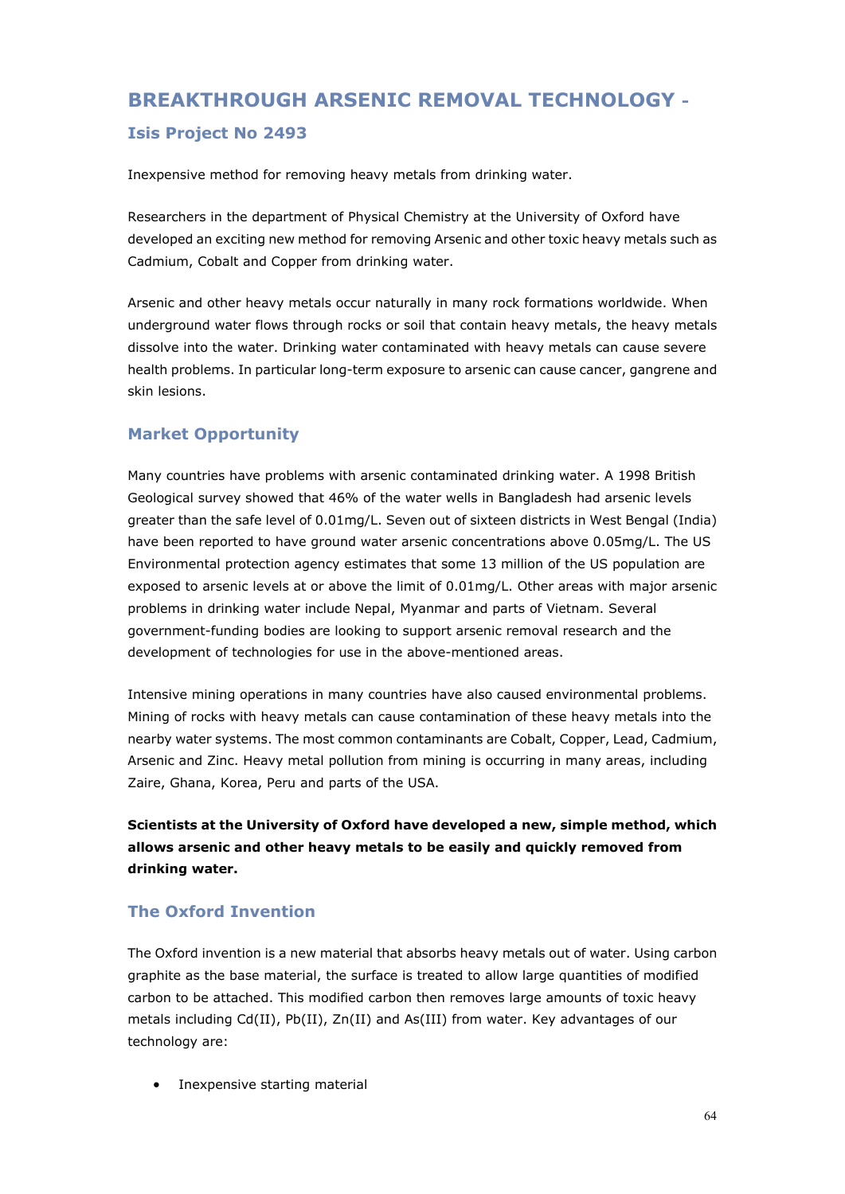# BREAKTHROUGH ARSENIC REMOVAL TECHNOLOGY -

## Isis Project No 2493

Inexpensive method for removing heavy metals from drinking water.

Researchers in the department of Physical Chemistry at the University of Oxford have developed an exciting new method for removing Arsenic and other toxic heavy metals such as Cadmium, Cobalt and Copper from drinking water.

Arsenic and other heavy metals occur naturally in many rock formations worldwide. When underground water flows through rocks or soil that contain heavy metals, the heavy metals dissolve into the water. Drinking water contaminated with heavy metals can cause severe health problems. In particular long-term exposure to arsenic can cause cancer, gangrene and skin lesions.

## Market Opportunity

Many countries have problems with arsenic contaminated drinking water. A 1998 British Geological survey showed that 46% of the water wells in Bangladesh had arsenic levels greater than the safe level of 0.01mg/L. Seven out of sixteen districts in West Bengal (India) have been reported to have ground water arsenic concentrations above 0.05mg/L. The US Environmental protection agency estimates that some 13 million of the US population are exposed to arsenic levels at or above the limit of 0.01mg/L. Other areas with major arsenic problems in drinking water include Nepal, Myanmar and parts of Vietnam. Several government-funding bodies are looking to support arsenic removal research and the development of technologies for use in the above-mentioned areas.

Intensive mining operations in many countries have also caused environmental problems. Mining of rocks with heavy metals can cause contamination of these heavy metals into the nearby water systems. The most common contaminants are Cobalt, Copper, Lead, Cadmium, Arsenic and Zinc. Heavy metal pollution from mining is occurring in many areas, including Zaire, Ghana, Korea, Peru and parts of the USA.

**Scientists at the University of Oxford have developed a new, simple method, which allows arsenic and other heavy metals to be easily and quickly removed from drinking water.**

## The Oxford Invention

The Oxford invention is a new material that absorbs heavy metals out of water. Using carbon graphite as the base material, the surface is treated to allow large quantities of modified carbon to be attached. This modified carbon then removes large amounts of toxic heavy metals including Cd(II), Pb(II), Zn(II) and As(III) from water. Key advantages of our technology are:

- Inexpensive starting material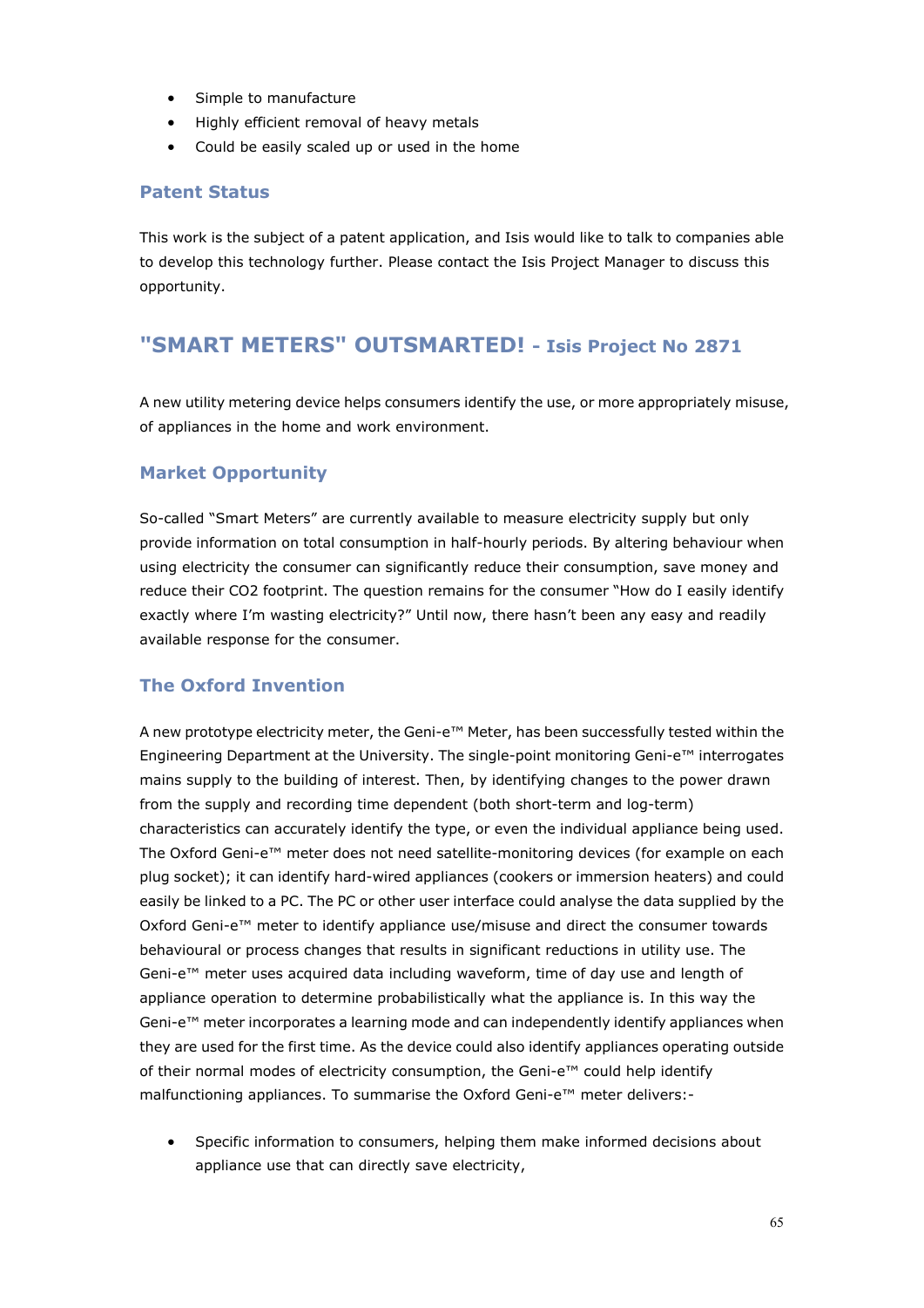- Simple to manufacture
- Highly efficient removal of heavy metals
- Could be easily scaled up or used in the home

### Patent Status

This work is the subject of a patent application, and Isis would like to talk to companies able to develop this technology further. Please contact the Isis Project Manager to discuss this opportunity.

## "SMART METERS" OUTSMARTED! - Isis Project No 2871

A new utility metering device helps consumers identify the use, or more appropriately misuse, of appliances in the home and work environment.

### Market Opportunity

So-called "Smart Meters" are currently available to measure electricity supply but only provide information on total consumption in half-hourly periods. By altering behaviour when using electricity the consumer can significantly reduce their consumption, save money and reduce their CO2 footprint. The question remains for the consumer "How do I easily identify exactly where I'm wasting electricity?" Until now, there hasn't been any easy and readily available response for the consumer.

### The Oxford Invention

A new prototype electricity meter, the Geni-e™ Meter, has been successfully tested within the Engineering Department at the University. The single-point monitoring Geni-e™ interrogates mains supply to the building of interest. Then, by identifying changes to the power drawn from the supply and recording time dependent (both short-term and log-term) characteristics can accurately identify the type, or even the individual appliance being used. The Oxford Geni-e™ meter does not need satellite-monitoring devices (for example on each plug socket); it can identify hard-wired appliances (cookers or immersion heaters) and could easily be linked to a PC. The PC or other user interface could analyse the data supplied by the Oxford Geni-e™ meter to identify appliance use/misuse and direct the consumer towards behavioural or process changes that results in significant reductions in utility use. The Geni-e™ meter uses acquired data including waveform, time of day use and length of appliance operation to determine probabilistically what the appliance is. In this way the Geni-e™ meter incorporates a learning mode and can independently identify appliances when they are used for the first time. As the device could also identify appliances operating outside of their normal modes of electricity consumption, the Geni-e™ could help identify malfunctioning appliances. To summarise the Oxford Geni-e™ meter delivers:-

- Specific information to consumers, helping them make informed decisions about appliance use that can directly save electricity,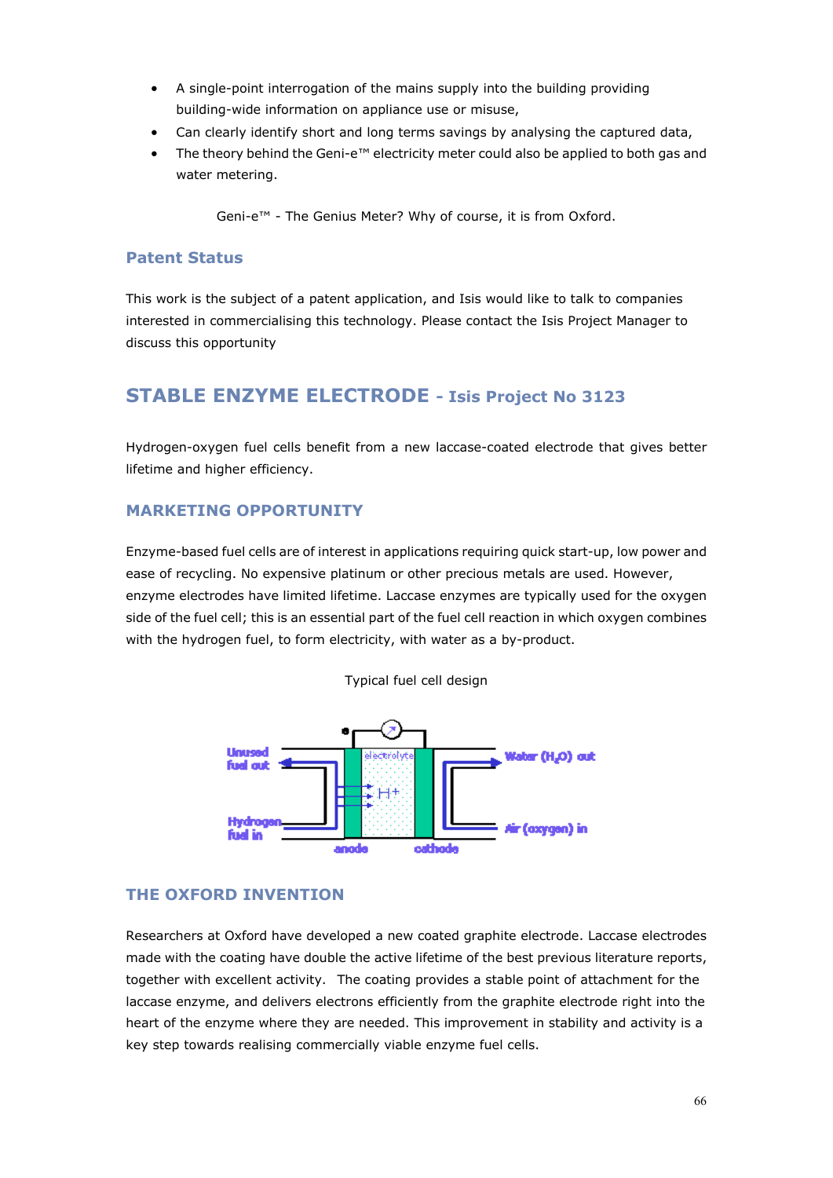- A single-point interrogation of the mains supply into the building providing building-wide information on appliance use or misuse,
- Can clearly identify short and long terms savings by analysing the captured data,
- The theory behind the Geni-e™ electricity meter could also be applied to both gas and water metering.

Geni-e™ - The Genius Meter? Why of course, it is from Oxford.

### Patent Status

This work is the subject of a patent application, and Isis would like to talk to companies interested in commercialising this technology. Please contact the Isis Project Manager to discuss this opportunity

## STABLE ENZYME ELECTRODE - Isis Project No 3123

Hydrogen-oxygen fuel cells benefit from a new laccase-coated electrode that gives better lifetime and higher efficiency.

### MARKETING OPPORTUNITY

Enzyme-based fuel cells are of interest in applications requiring quick start-up, low power and ease of recycling. No expensive platinum or other precious metals are used. However, enzyme electrodes have limited lifetime. Laccase enzymes are typically used for the oxygen side of the fuel cell; this is an essential part of the fuel cell reaction in which oxygen combines with the hydrogen fuel, to form electricity, with water as a by-product.

Typical fuel cell design

Unused fuel out | electrolyte | $H^+$ | Water ($H_2O$) out | Hydrogen fuel in | Air (oxygen) in | anode | cathode

### THE OXFORD INVENTION

Researchers at Oxford have developed a new coated graphite electrode. Laccase electrodes made with the coating have double the active lifetime of the best previous literature reports, together with excellent activity. The coating provides a stable point of attachment for the laccase enzyme, and delivers electrons efficiently from the graphite electrode right into the heart of the enzyme where they are needed. This improvement in stability and activity is a key step towards realising commercially viable enzyme fuel cells.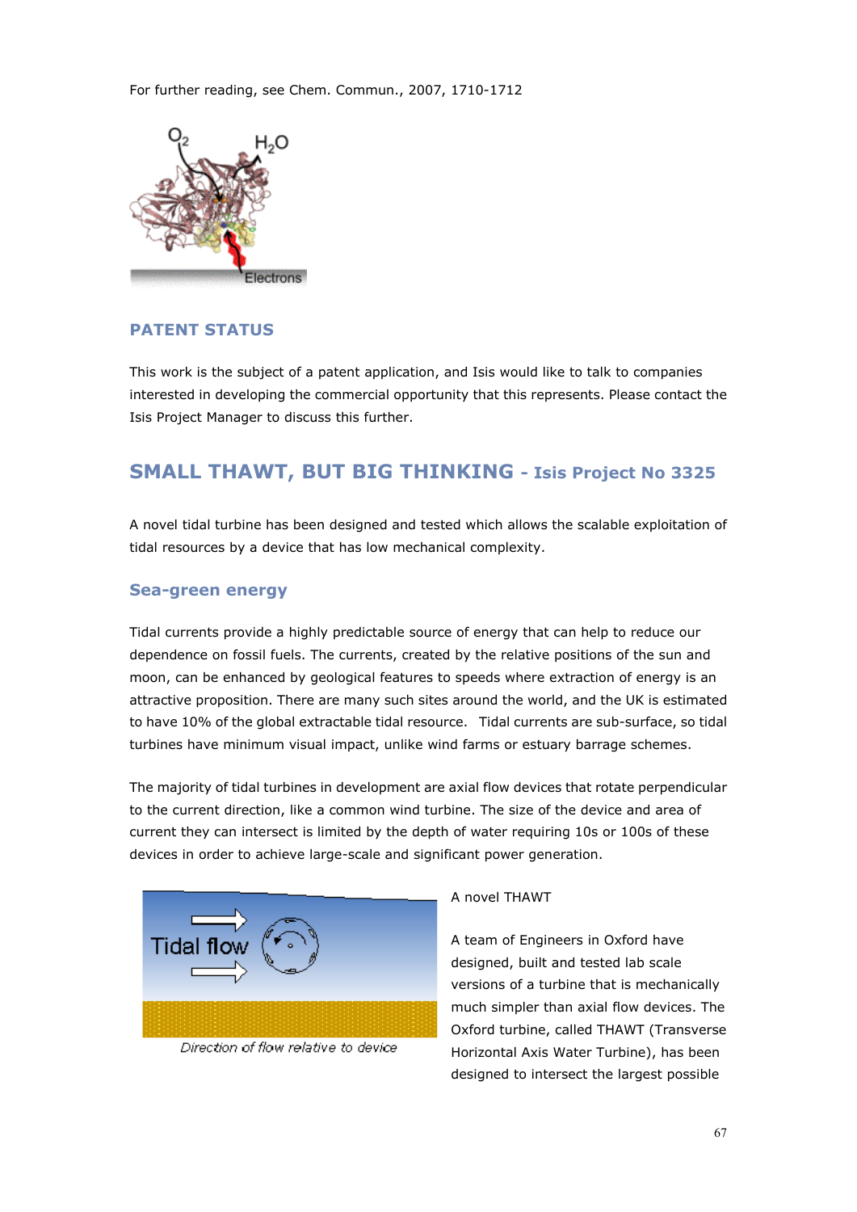For further reading, see Chem. Commun., 2007, 1710-1712

### PATENT STATUS

This work is the subject of a patent application, and Isis would like to talk to companies interested in developing the commercial opportunity that this represents. Please contact the Isis Project Manager to discuss this further.

## SMALL THAWT, BUT BIG THINKING - Isis Project No 3325

A novel tidal turbine has been designed and tested which allows the scalable exploitation of tidal resources by a device that has low mechanical complexity.

### Sea-green energy

Tidal currents provide a highly predictable source of energy that can help to reduce our dependence on fossil fuels. The currents, created by the relative positions of the sun and moon, can be enhanced by geological features to speeds where extraction of energy is an attractive proposition. There are many such sites around the world, and the UK is estimated to have 10% of the global extractable tidal resource. Tidal currents are sub-surface, so tidal turbines have minimum visual impact, unlike wind farms or estuary barrage schemes.

The majority of tidal turbines in development are axial flow devices that rotate perpendicular to the current direction, like a common wind turbine. The size of the device and area of current they can intersect is limited by the depth of water requiring 10s or 100s of these devices in order to achieve large-scale and significant power generation.

Direction of flow relative to device

A novel THAWT

A team of Engineers in Oxford have designed, built and tested lab scale versions of a turbine that is mechanically much simpler than axial flow devices. The Oxford turbine, called THAWT (Transverse Horizontal Axis Water Turbine), has been designed to intersect the largest possible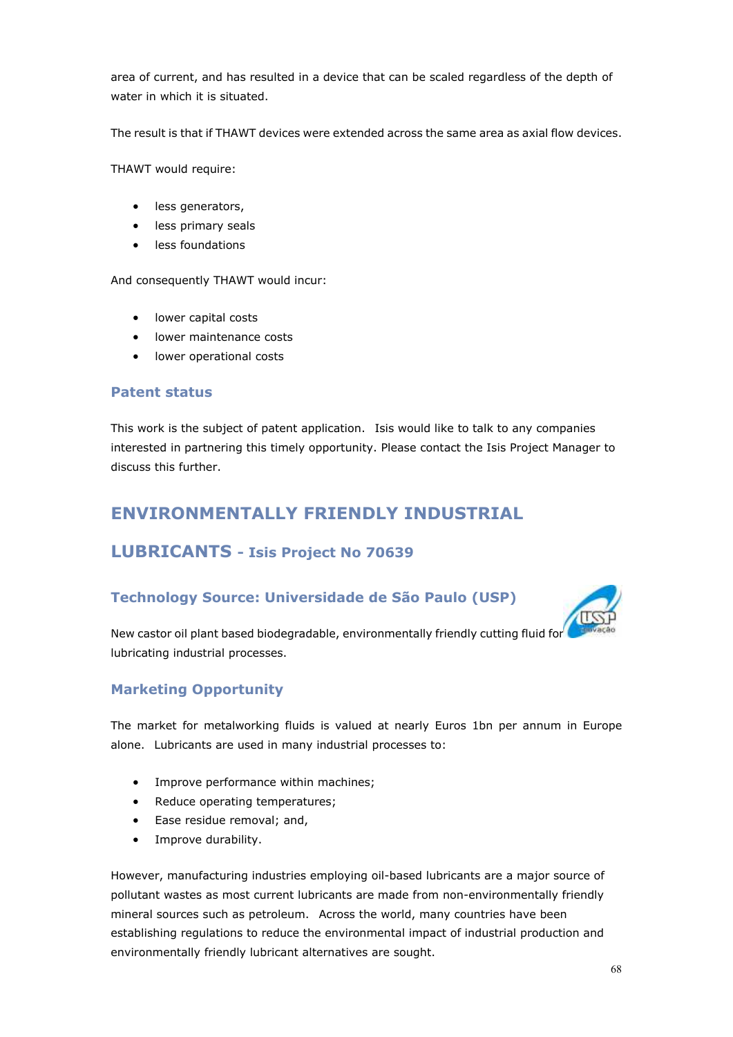area of current, and has resulted in a device that can be scaled regardless of the depth of water in which it is situated.

The result is that if THAWT devices were extended across the same area as axial flow devices.

THAWT would require:

- less generators,
- less primary seals
- less foundations

And consequently THAWT would incur:

- lower capital costs
- lower maintenance costs
- lower operational costs

### Patent status

This work is the subject of patent application. Isis would like to talk to any companies interested in partnering this timely opportunity. Please contact the Isis Project Manager to discuss this further.

## ENVIRONMENTALLY FRIENDLY INDUSTRIAL LUBRICANTS - Isis Project No 70639

### Technology Source: Universidade de São Paulo (USP)

New castor oil plant based biodegradable, environmentally friendly cutting fluid for lubricating industrial processes.

### Marketing Opportunity

The market for metalworking fluids is valued at nearly Euros 1bn per annum in Europe alone. Lubricants are used in many industrial processes to:

- Improve performance within machines;
- Reduce operating temperatures;
- Ease residue removal; and,
- Improve durability.

However, manufacturing industries employing oil-based lubricants are a major source of pollutant wastes as most current lubricants are made from non-environmentally friendly mineral sources such as petroleum. Across the world, many countries have been establishing regulations to reduce the environmental impact of industrial production and environmentally friendly lubricant alternatives are sought.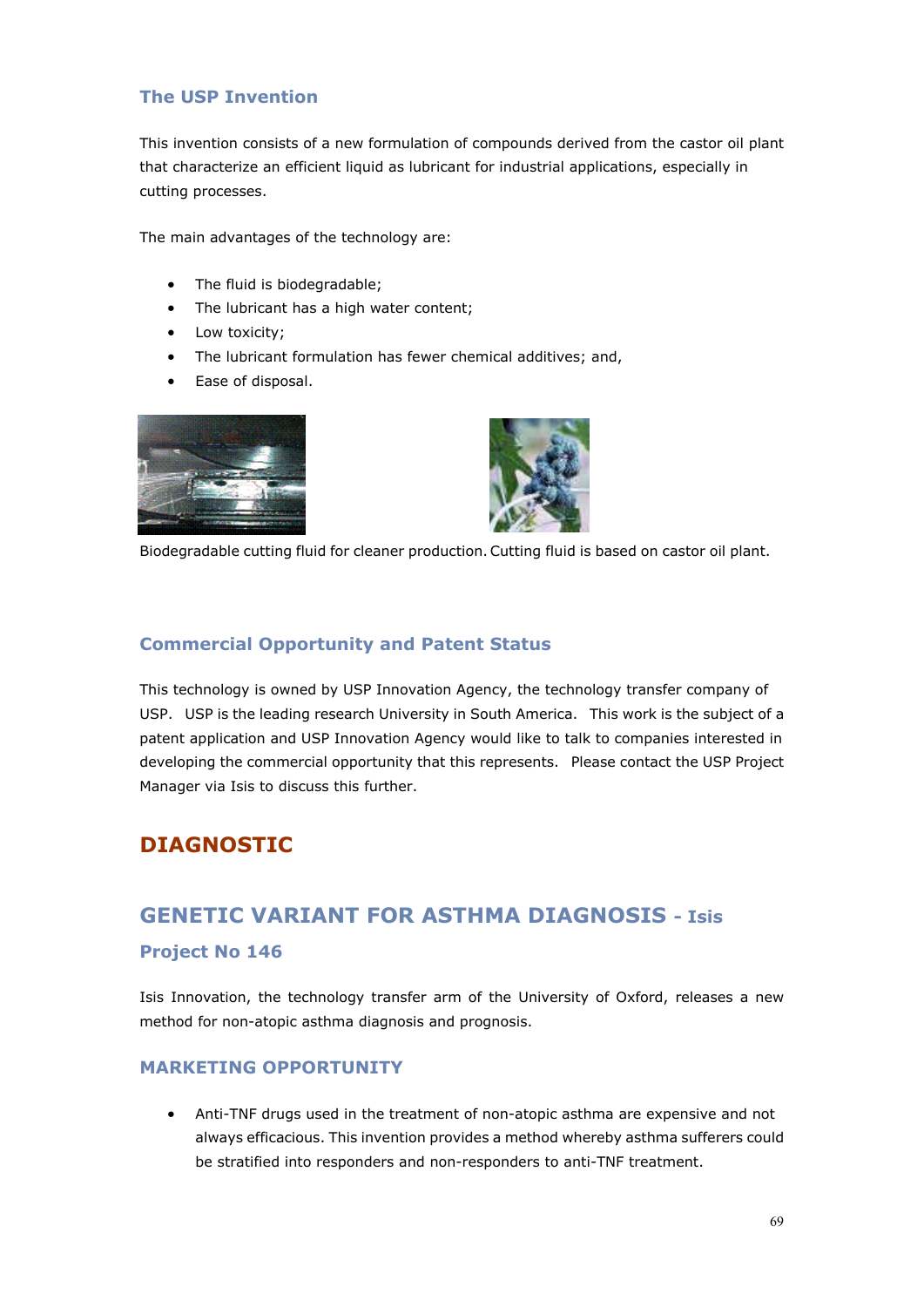### The USP Invention

This invention consists of a new formulation of compounds derived from the castor oil plant that characterize an efficient liquid as lubricant for industrial applications, especially in cutting processes.

The main advantages of the technology are:

- The fluid is biodegradable;
- The lubricant has a high water content;
- Low toxicity;
- The lubricant formulation has fewer chemical additives; and,
- Ease of disposal.

Biodegradable cutting fluid for cleaner production. Cutting fluid is based on castor oil plant.

### Commercial Opportunity and Patent Status

This technology is owned by USP Innovation Agency, the technology transfer company of USP. USP is the leading research University in South America. This work is the subject of a patent application and USP Innovation Agency would like to talk to companies interested in developing the commercial opportunity that this represents. Please contact the USP Project Manager via Isis to discuss this further.

# DIAGNOSTIC

## GENETIC VARIANT FOR ASTHMA DIAGNOSIS - Isis

### Project No 146

Isis Innovation, the technology transfer arm of the University of Oxford, releases a new method for non-atopic asthma diagnosis and prognosis.

### MARKETING OPPORTUNITY

- Anti-TNF drugs used in the treatment of non-atopic asthma are expensive and not always efficacious. This invention provides a method whereby asthma sufferers could be stratified into responders and non-responders to anti-TNF treatment.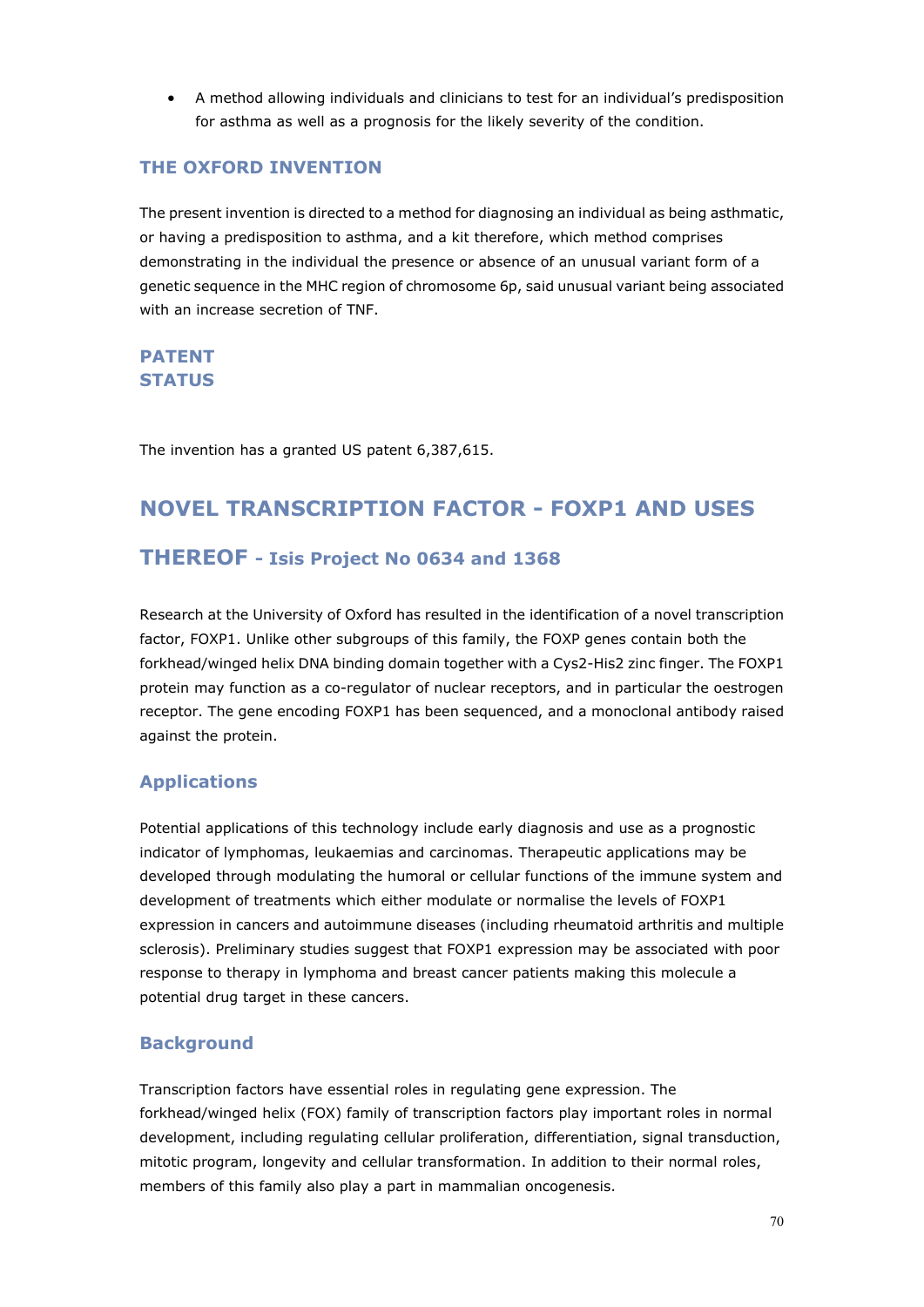- A method allowing individuals and clinicians to test for an individual's predisposition for asthma as well as a prognosis for the likely severity of the condition.

### THE OXFORD INVENTION

The present invention is directed to a method for diagnosing an individual as being asthmatic, or having a predisposition to asthma, and a kit therefore, which method comprises demonstrating in the individual the presence or absence of an unusual variant form of a genetic sequence in the MHC region of chromosome 6p, said unusual variant being associated with an increase secretion of TNF.

### PATENT STATUS

The invention has a granted US patent 6,387,615.

## NOVEL TRANSCRIPTION FACTOR - FOXP1 AND USES THEREOF - Isis Project No 0634 and 1368

Research at the University of Oxford has resulted in the identification of a novel transcription factor, FOXP1. Unlike other subgroups of this family, the FOXP genes contain both the forkhead/winged helix DNA binding domain together with a Cys2-His2 zinc finger. The FOXP1 protein may function as a co-regulator of nuclear receptors, and in particular the oestrogen receptor. The gene encoding FOXP1 has been sequenced, and a monoclonal antibody raised against the protein.

### Applications

Potential applications of this technology include early diagnosis and use as a prognostic indicator of lymphomas, leukaemias and carcinomas. Therapeutic applications may be developed through modulating the humoral or cellular functions of the immune system and development of treatments which either modulate or normalise the levels of FOXP1 expression in cancers and autoimmune diseases (including rheumatoid arthritis and multiple sclerosis). Preliminary studies suggest that FOXP1 expression may be associated with poor response to therapy in lymphoma and breast cancer patients making this molecule a potential drug target in these cancers.

### Background

Transcription factors have essential roles in regulating gene expression. The forkhead/winged helix (FOX) family of transcription factors play important roles in normal development, including regulating cellular proliferation, differentiation, signal transduction, mitotic program, longevity and cellular transformation. In addition to their normal roles, members of this family also play a part in mammalian oncogenesis.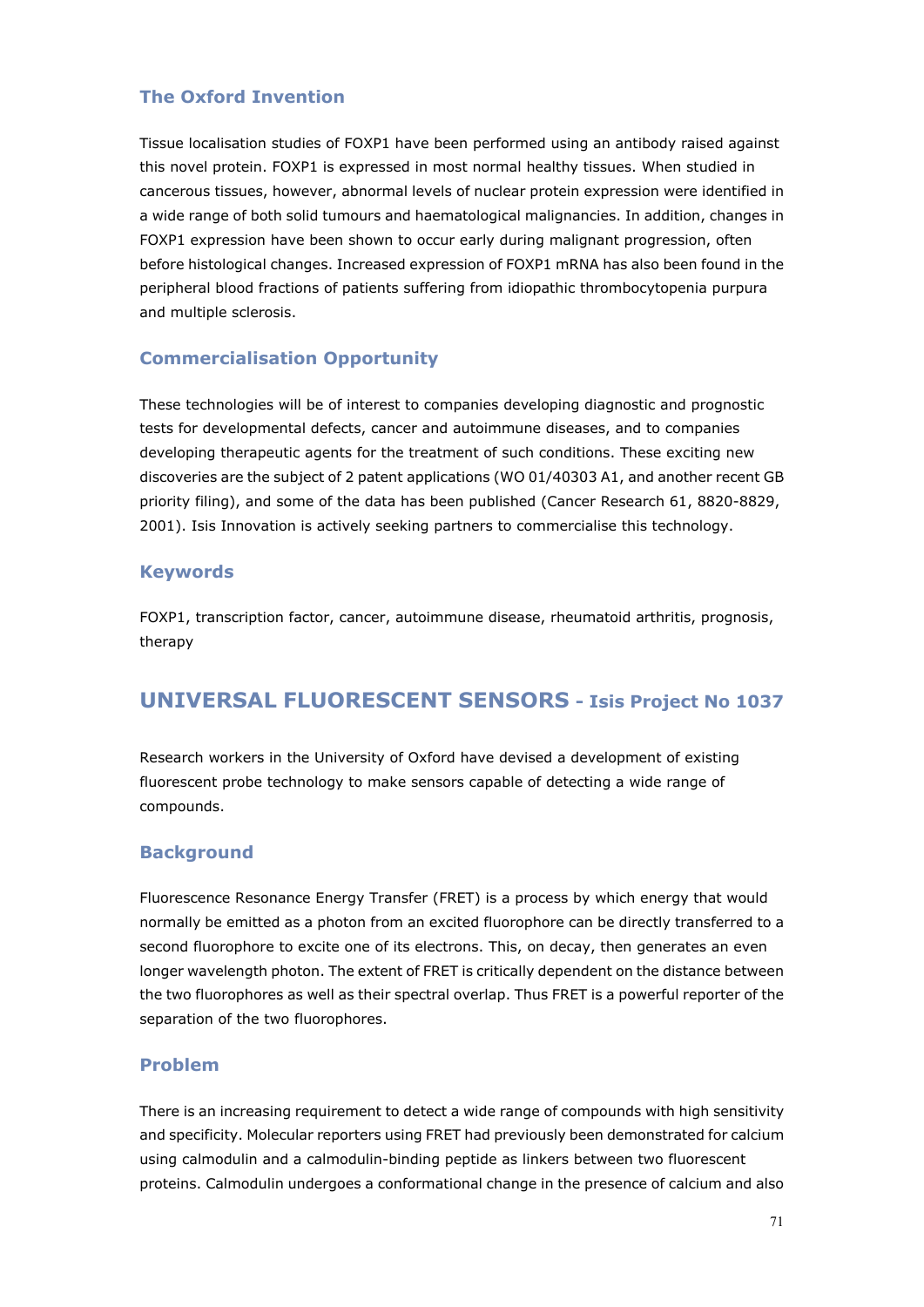### The Oxford Invention

Tissue localisation studies of FOXP1 have been performed using an antibody raised against this novel protein. FOXP1 is expressed in most normal healthy tissues. When studied in cancerous tissues, however, abnormal levels of nuclear protein expression were identified in a wide range of both solid tumours and haematological malignancies. In addition, changes in FOXP1 expression have been shown to occur early during malignant progression, often before histological changes. Increased expression of FOXP1 mRNA has also been found in the peripheral blood fractions of patients suffering from idiopathic thrombocytopenia purpura and multiple sclerosis.

### Commercialisation Opportunity

These technologies will be of interest to companies developing diagnostic and prognostic tests for developmental defects, cancer and autoimmune diseases, and to companies developing therapeutic agents for the treatment of such conditions. These exciting new discoveries are the subject of 2 patent applications (WO 01/40303 A1, and another recent GB priority filing), and some of the data has been published (Cancer Research 61, 8820-8829, 2001). Isis Innovation is actively seeking partners to commercialise this technology.

### Keywords

FOXP1, transcription factor, cancer, autoimmune disease, rheumatoid arthritis, prognosis, therapy

## UNIVERSAL FLUORESCENT SENSORS - Isis Project No 1037

Research workers in the University of Oxford have devised a development of existing fluorescent probe technology to make sensors capable of detecting a wide range of compounds.

### Background

Fluorescence Resonance Energy Transfer (FRET) is a process by which energy that would normally be emitted as a photon from an excited fluorophore can be directly transferred to a second fluorophore to excite one of its electrons. This, on decay, then generates an even longer wavelength photon. The extent of FRET is critically dependent on the distance between the two fluorophores as well as their spectral overlap. Thus FRET is a powerful reporter of the separation of the two fluorophores.

### Problem

There is an increasing requirement to detect a wide range of compounds with high sensitivity and specificity. Molecular reporters using FRET had previously been demonstrated for calcium using calmodulin and a calmodulin-binding peptide as linkers between two fluorescent proteins. Calmodulin undergoes a conformational change in the presence of calcium and also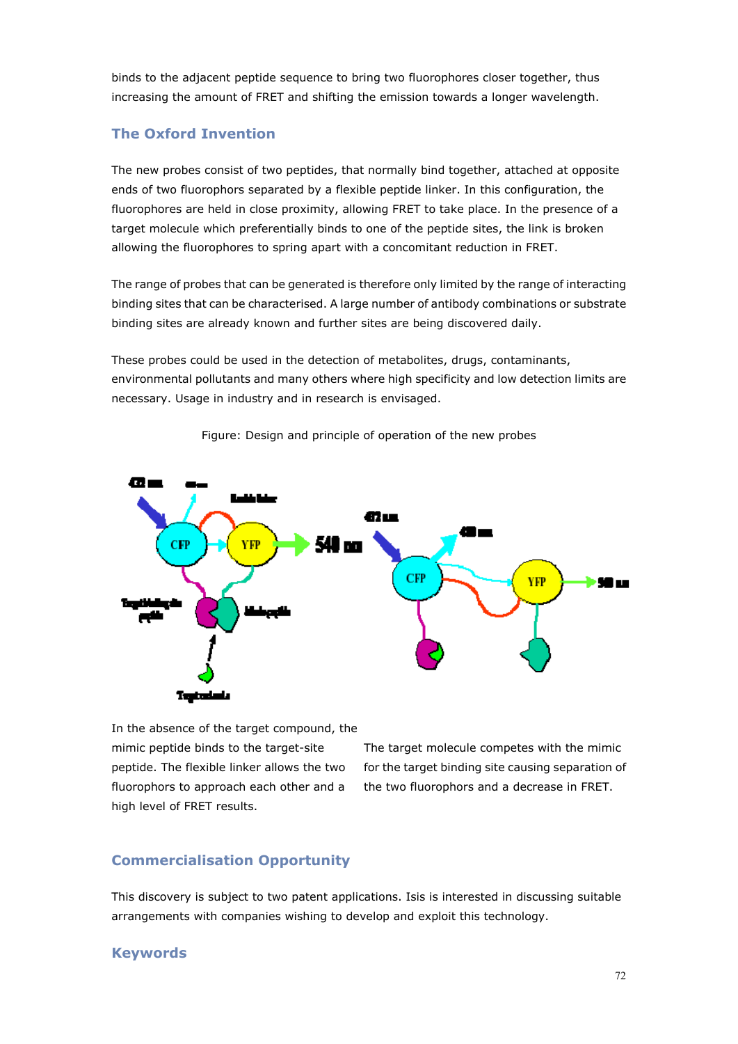binds to the adjacent peptide sequence to bring two fluorophores closer together, thus increasing the amount of FRET and shifting the emission towards a longer wavelength.

## The Oxford Invention

The new probes consist of two peptides, that normally bind together, attached at opposite ends of two fluorophors separated by a flexible peptide linker. In this configuration, the fluorophores are held in close proximity, allowing FRET to take place. In the presence of a target molecule which preferentially binds to one of the peptide sites, the link is broken allowing the fluorophores to spring apart with a concomitant reduction in FRET.

The range of probes that can be generated is therefore only limited by the range of interacting binding sites that can be characterised. A large number of antibody combinations or substrate binding sites are already known and further sites are being discovered daily.

These probes could be used in the detection of metabolites, drugs, contaminants, environmental pollutants and many others where high specificity and low detection limits are necessary. Usage in industry and in research is envisaged.

Figure: Design and principle of operation of the new probes

In the absence of the target compound, the mimic peptide binds to the target-site peptide. The flexible linker allows the two fluorophors to approach each other and a high level of FRET results.

The target molecule competes with the mimic for the target binding site causing separation of the two fluorophors and a decrease in FRET.

## Commercialisation Opportunity

This discovery is subject to two patent applications. Isis is interested in discussing suitable arrangements with companies wishing to develop and exploit this technology.

## Keywords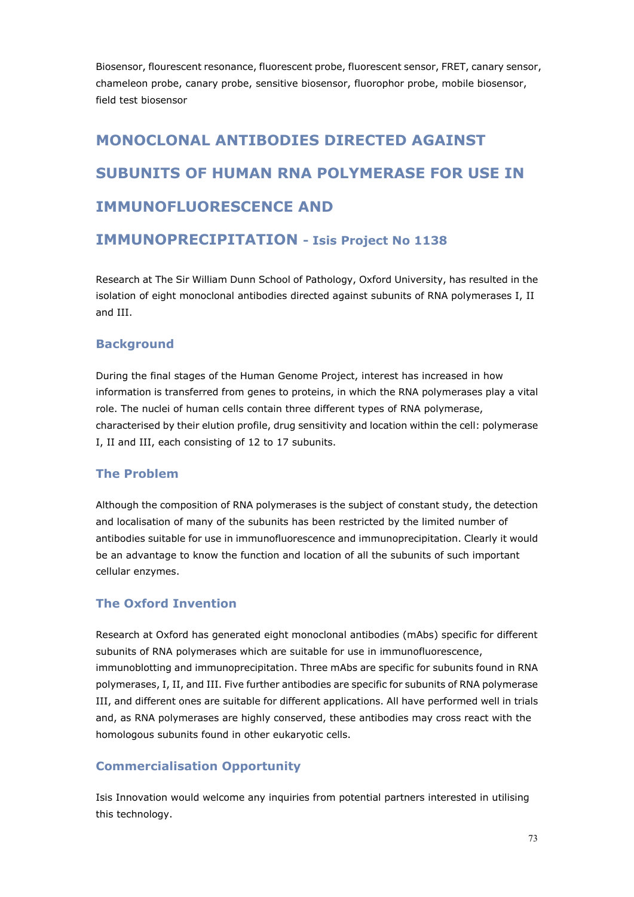Biosensor, flourescent resonance, fluorescent probe, fluorescent sensor, FRET, canary sensor, chameleon probe, canary probe, sensitive biosensor, fluorophor probe, mobile biosensor, field test biosensor

# MONOCLONAL ANTIBODIES DIRECTED AGAINST SUBUNITS OF HUMAN RNA POLYMERASE FOR USE IN IMMUNOFLUORESCENCE AND IMMUNOPRECIPITATION - Isis Project No 1138

Research at The Sir William Dunn School of Pathology, Oxford University, has resulted in the isolation of eight monoclonal antibodies directed against subunits of RNA polymerases I, II and III.

## Background

During the final stages of the Human Genome Project, interest has increased in how information is transferred from genes to proteins, in which the RNA polymerases play a vital role. The nuclei of human cells contain three different types of RNA polymerase, characterised by their elution profile, drug sensitivity and location within the cell: polymerase I, II and III, each consisting of 12 to 17 subunits.

## The Problem

Although the composition of RNA polymerases is the subject of constant study, the detection and localisation of many of the subunits has been restricted by the limited number of antibodies suitable for use in immunofluorescence and immunoprecipitation. Clearly it would be an advantage to know the function and location of all the subunits of such important cellular enzymes.

## The Oxford Invention

Research at Oxford has generated eight monoclonal antibodies (mAbs) specific for different subunits of RNA polymerases which are suitable for use in immunofluorescence, immunoblotting and immunoprecipitation. Three mAbs are specific for subunits found in RNA polymerases, I, II, and III. Five further antibodies are specific for subunits of RNA polymerase III, and different ones are suitable for different applications. All have performed well in trials and, as RNA polymerases are highly conserved, these antibodies may cross react with the homologous subunits found in other eukaryotic cells.

## Commercialisation Opportunity

Isis Innovation would welcome any inquiries from potential partners interested in utilising this technology.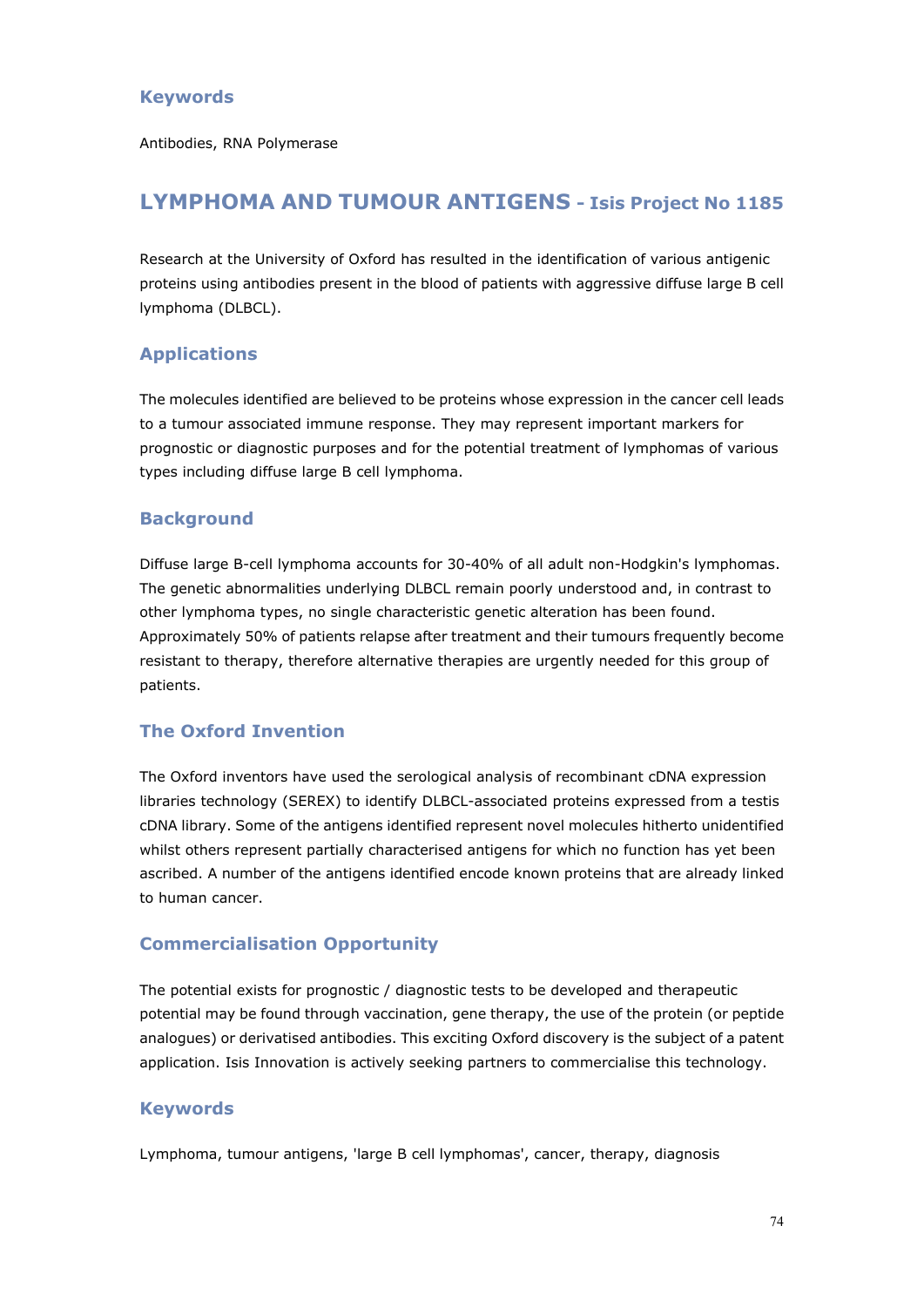### Keywords

Antibodies, RNA Polymerase

## LYMPHOMA AND TUMOUR ANTIGENS - Isis Project No 1185

Research at the University of Oxford has resulted in the identification of various antigenic proteins using antibodies present in the blood of patients with aggressive diffuse large B cell lymphoma (DLBCL).

### Applications

The molecules identified are believed to be proteins whose expression in the cancer cell leads to a tumour associated immune response. They may represent important markers for prognostic or diagnostic purposes and for the potential treatment of lymphomas of various types including diffuse large B cell lymphoma.

### Background

Diffuse large B-cell lymphoma accounts for 30-40% of all adult non-Hodgkin's lymphomas. The genetic abnormalities underlying DLBCL remain poorly understood and, in contrast to other lymphoma types, no single characteristic genetic alteration has been found. Approximately 50% of patients relapse after treatment and their tumours frequently become resistant to therapy, therefore alternative therapies are urgently needed for this group of patients.

### The Oxford Invention

The Oxford inventors have used the serological analysis of recombinant cDNA expression libraries technology (SEREX) to identify DLBCL-associated proteins expressed from a testis cDNA library. Some of the antigens identified represent novel molecules hitherto unidentified whilst others represent partially characterised antigens for which no function has yet been ascribed. A number of the antigens identified encode known proteins that are already linked to human cancer.

### Commercialisation Opportunity

The potential exists for prognostic / diagnostic tests to be developed and therapeutic potential may be found through vaccination, gene therapy, the use of the protein (or peptide analogues) or derivatised antibodies. This exciting Oxford discovery is the subject of a patent application. Isis Innovation is actively seeking partners to commercialise this technology.

### Keywords

Lymphoma, tumour antigens, 'large B cell lymphomas', cancer, therapy, diagnosis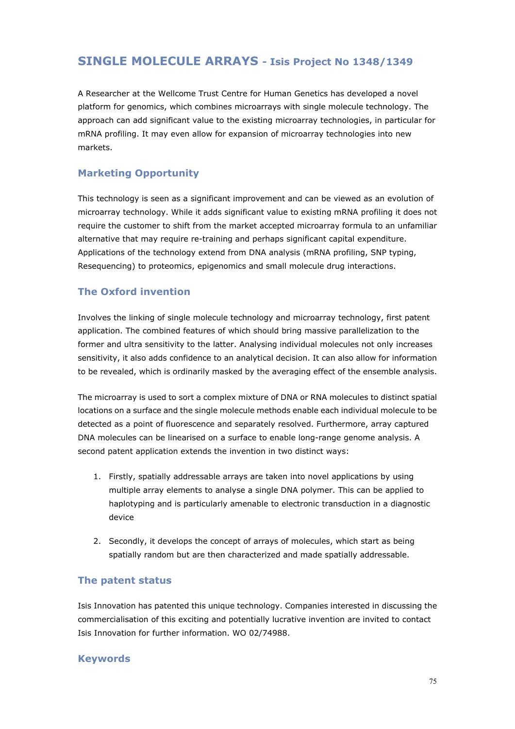## SINGLE MOLECULE ARRAYS - Isis Project No 1348/1349

A Researcher at the Wellcome Trust Centre for Human Genetics has developed a novel platform for genomics, which combines microarrays with single molecule technology. The approach can add significant value to the existing microarray technologies, in particular for mRNA profiling. It may even allow for expansion of microarray technologies into new markets.

### Marketing Opportunity

This technology is seen as a significant improvement and can be viewed as an evolution of microarray technology. While it adds significant value to existing mRNA profiling it does not require the customer to shift from the market accepted microarray formula to an unfamiliar alternative that may require re-training and perhaps significant capital expenditure. Applications of the technology extend from DNA analysis (mRNA profiling, SNP typing, Resequencing) to proteomics, epigenomics and small molecule drug interactions.

### The Oxford invention

Involves the linking of single molecule technology and microarray technology, first patent application. The combined features of which should bring massive parallelization to the former and ultra sensitivity to the latter. Analysing individual molecules not only increases sensitivity, it also adds confidence to an analytical decision. It can also allow for information to be revealed, which is ordinarily masked by the averaging effect of the ensemble analysis.

The microarray is used to sort a complex mixture of DNA or RNA molecules to distinct spatial locations on a surface and the single molecule methods enable each individual molecule to be detected as a point of fluorescence and separately resolved. Furthermore, array captured DNA molecules can be linearised on a surface to enable long-range genome analysis. A second patent application extends the invention in two distinct ways:

1. Firstly, spatially addressable arrays are taken into novel applications by using multiple array elements to analyse a single DNA polymer. This can be applied to haplotyping and is particularly amenable to electronic transduction in a diagnostic device
2. Secondly, it develops the concept of arrays of molecules, which start as being spatially random but are then characterized and made spatially addressable.

### The patent status

Isis Innovation has patented this unique technology. Companies interested in discussing the commercialisation of this exciting and potentially lucrative invention are invited to contact Isis Innovation for further information. WO 02/74988.

### Keywords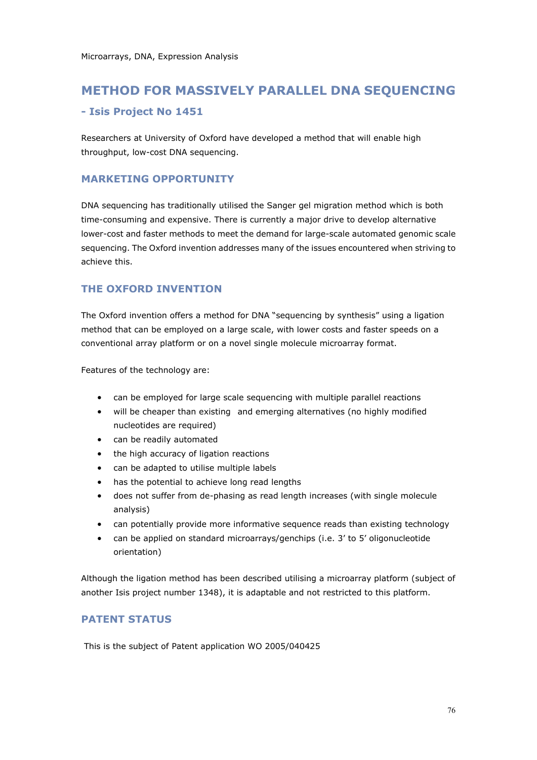Microarrays, DNA, Expression Analysis

## METHOD FOR MASSIVELY PARALLEL DNA SEQUENCING

### - Isis Project No 1451

Researchers at University of Oxford have developed a method that will enable high throughput, low-cost DNA sequencing.

### MARKETING OPPORTUNITY

DNA sequencing has traditionally utilised the Sanger gel migration method which is both time-consuming and expensive. There is currently a major drive to develop alternative lower-cost and faster methods to meet the demand for large-scale automated genomic scale sequencing. The Oxford invention addresses many of the issues encountered when striving to achieve this.

### THE OXFORD INVENTION

The Oxford invention offers a method for DNA "sequencing by synthesis" using a ligation method that can be employed on a large scale, with lower costs and faster speeds on a conventional array platform or on a novel single molecule microarray format.

Features of the technology are:

- can be employed for large scale sequencing with multiple parallel reactions
- will be cheaper than existing and emerging alternatives (no highly modified nucleotides are required)
- can be readily automated
- the high accuracy of ligation reactions
- can be adapted to utilise multiple labels
- has the potential to achieve long read lengths
- does not suffer from de-phasing as read length increases (with single molecule analysis)
- can potentially provide more informative sequence reads than existing technology
- can be applied on standard microarrays/genchips (i.e. 3' to 5' oligonucleotide orientation)

Although the ligation method has been described utilising a microarray platform (subject of another Isis project number 1348), it is adaptable and not restricted to this platform.

### PATENT STATUS

This is the subject of Patent application WO 2005/040425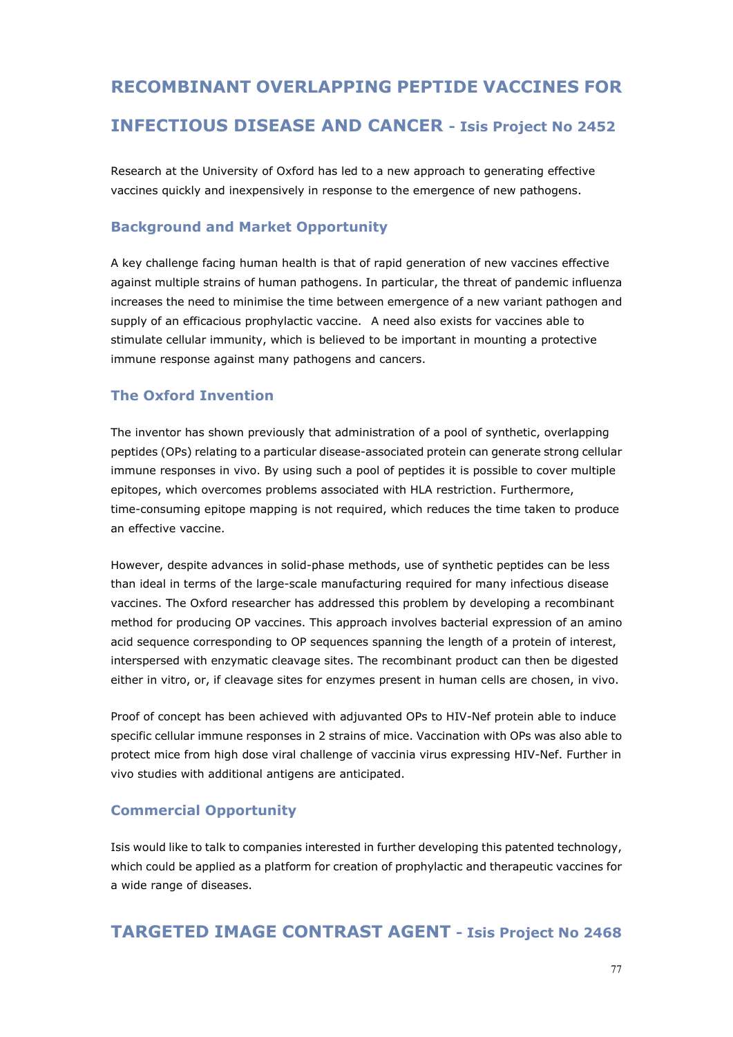## RECOMBINANT OVERLAPPING PEPTIDE VACCINES FOR INFECTIOUS DISEASE AND CANCER - Isis Project No 2452

Research at the University of Oxford has led to a new approach to generating effective vaccines quickly and inexpensively in response to the emergence of new pathogens.

### Background and Market Opportunity

A key challenge facing human health is that of rapid generation of new vaccines effective against multiple strains of human pathogens. In particular, the threat of pandemic influenza increases the need to minimise the time between emergence of a new variant pathogen and supply of an efficacious prophylactic vaccine. A need also exists for vaccines able to stimulate cellular immunity, which is believed to be important in mounting a protective immune response against many pathogens and cancers.

### The Oxford Invention

The inventor has shown previously that administration of a pool of synthetic, overlapping peptides (OPs) relating to a particular disease-associated protein can generate strong cellular immune responses in vivo. By using such a pool of peptides it is possible to cover multiple epitopes, which overcomes problems associated with HLA restriction. Furthermore, time-consuming epitope mapping is not required, which reduces the time taken to produce an effective vaccine.

However, despite advances in solid-phase methods, use of synthetic peptides can be less than ideal in terms of the large-scale manufacturing required for many infectious disease vaccines. The Oxford researcher has addressed this problem by developing a recombinant method for producing OP vaccines. This approach involves bacterial expression of an amino acid sequence corresponding to OP sequences spanning the length of a protein of interest, interspersed with enzymatic cleavage sites. The recombinant product can then be digested either in vitro, or, if cleavage sites for enzymes present in human cells are chosen, in vivo.

Proof of concept has been achieved with adjuvanted OPs to HIV-Nef protein able to induce specific cellular immune responses in 2 strains of mice. Vaccination with OPs was also able to protect mice from high dose viral challenge of vaccinia virus expressing HIV-Nef. Further in vivo studies with additional antigens are anticipated.

### Commercial Opportunity

Isis would like to talk to companies interested in further developing this patented technology, which could be applied as a platform for creation of prophylactic and therapeutic vaccines for a wide range of diseases.

## TARGETED IMAGE CONTRAST AGENT - Isis Project No 2468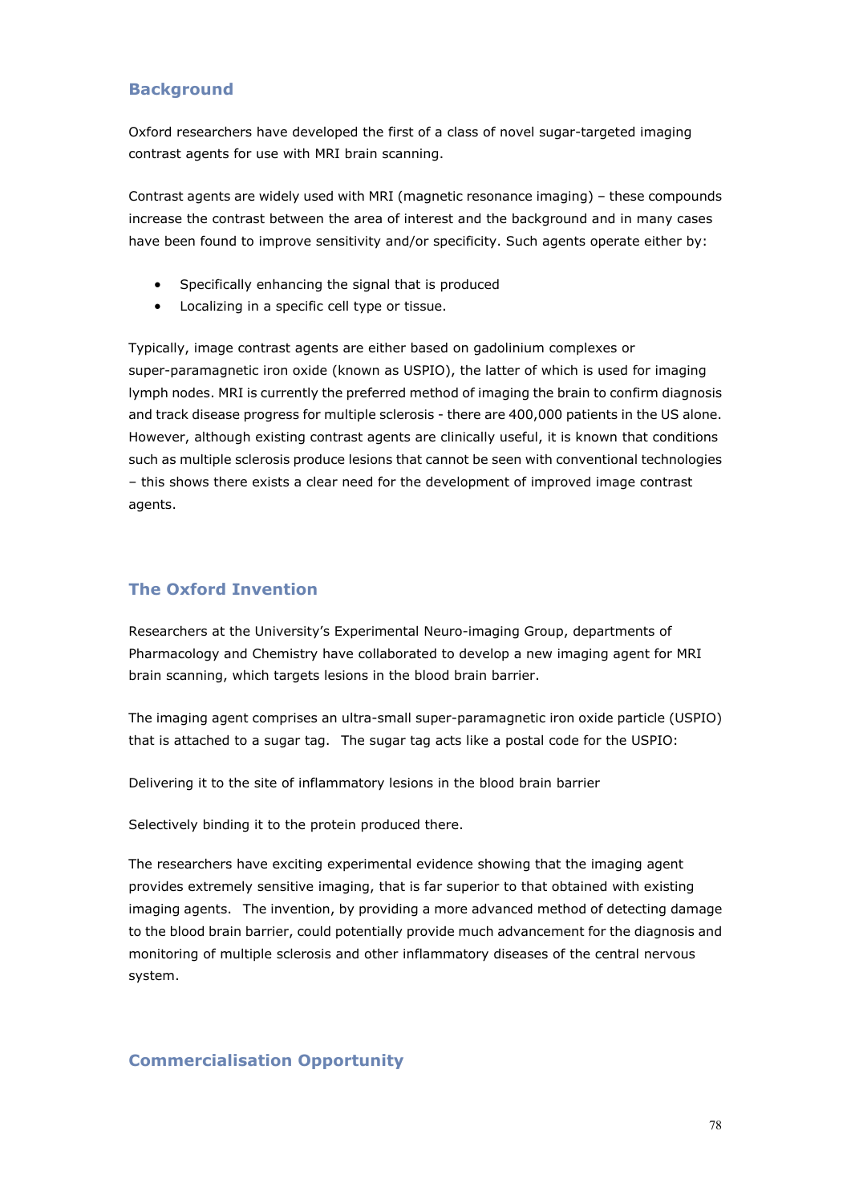## Background

Oxford researchers have developed the first of a class of novel sugar-targeted imaging contrast agents for use with MRI brain scanning.

Contrast agents are widely used with MRI (magnetic resonance imaging) – these compounds increase the contrast between the area of interest and the background and in many cases have been found to improve sensitivity and/or specificity. Such agents operate either by:

- Specifically enhancing the signal that is produced
- Localizing in a specific cell type or tissue.

Typically, image contrast agents are either based on gadolinium complexes or super-paramagnetic iron oxide (known as USPIO), the latter of which is used for imaging lymph nodes. MRI is currently the preferred method of imaging the brain to confirm diagnosis and track disease progress for multiple sclerosis - there are 400,000 patients in the US alone. However, although existing contrast agents are clinically useful, it is known that conditions such as multiple sclerosis produce lesions that cannot be seen with conventional technologies – this shows there exists a clear need for the development of improved image contrast agents.

## The Oxford Invention

Researchers at the University's Experimental Neuro-imaging Group, departments of Pharmacology and Chemistry have collaborated to develop a new imaging agent for MRI brain scanning, which targets lesions in the blood brain barrier.

The imaging agent comprises an ultra-small super-paramagnetic iron oxide particle (USPIO) that is attached to a sugar tag. The sugar tag acts like a postal code for the USPIO:

Delivering it to the site of inflammatory lesions in the blood brain barrier

Selectively binding it to the protein produced there.

The researchers have exciting experimental evidence showing that the imaging agent provides extremely sensitive imaging, that is far superior to that obtained with existing imaging agents. The invention, by providing a more advanced method of detecting damage to the blood brain barrier, could potentially provide much advancement for the diagnosis and monitoring of multiple sclerosis and other inflammatory diseases of the central nervous system.

## Commercialisation Opportunity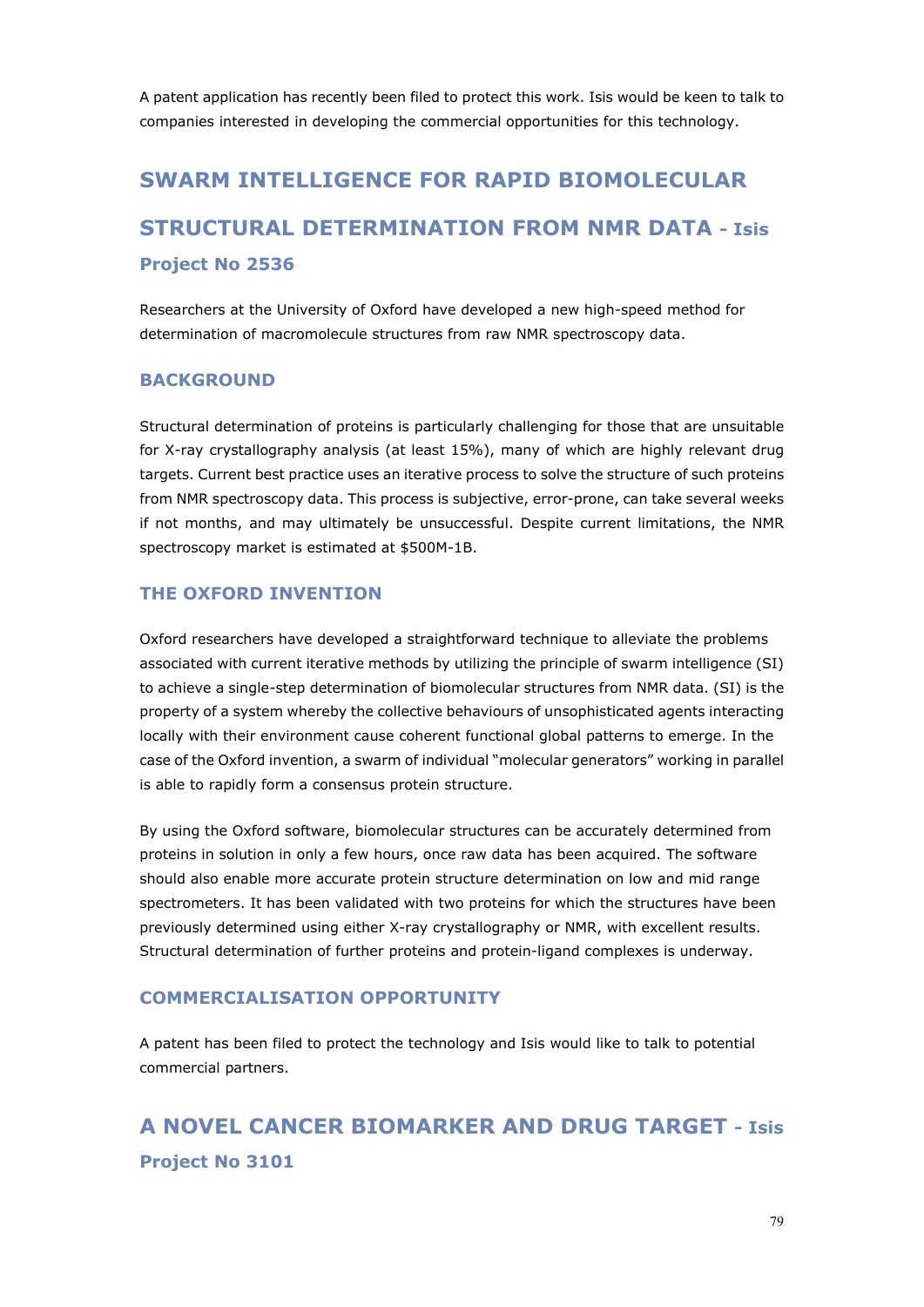A patent application has recently been filed to protect this work. Isis would be keen to talk to companies interested in developing the commercial opportunities for this technology.

## SWARM INTELLIGENCE FOR RAPID BIOMOLECULAR STRUCTURAL DETERMINATION FROM NMR DATA - Isis Project No 2536

Researchers at the University of Oxford have developed a new high-speed method for determination of macromolecule structures from raw NMR spectroscopy data.

### BACKGROUND

Structural determination of proteins is particularly challenging for those that are unsuitable for X-ray crystallography analysis (at least 15%), many of which are highly relevant drug targets. Current best practice uses an iterative process to solve the structure of such proteins from NMR spectroscopy data. This process is subjective, error-prone, can take several weeks if not months, and may ultimately be unsuccessful. Despite current limitations, the NMR spectroscopy market is estimated at $500M-1B.

### THE OXFORD INVENTION

Oxford researchers have developed a straightforward technique to alleviate the problems associated with current iterative methods by utilizing the principle of swarm intelligence (SI) to achieve a single-step determination of biomolecular structures from NMR data. (SI) is the property of a system whereby the collective behaviours of unsophisticated agents interacting locally with their environment cause coherent functional global patterns to emerge. In the case of the Oxford invention, a swarm of individual "molecular generators" working in parallel is able to rapidly form a consensus protein structure.

By using the Oxford software, biomolecular structures can be accurately determined from proteins in solution in only a few hours, once raw data has been acquired. The software should also enable more accurate protein structure determination on low and mid range spectrometers. It has been validated with two proteins for which the structures have been previously determined using either X-ray crystallography or NMR, with excellent results. Structural determination of further proteins and protein-ligand complexes is underway.

### COMMERCIALISATION OPPORTUNITY

A patent has been filed to protect the technology and Isis would like to talk to potential commercial partners.

## A NOVEL CANCER BIOMARKER AND DRUG TARGET - Isis Project No 3101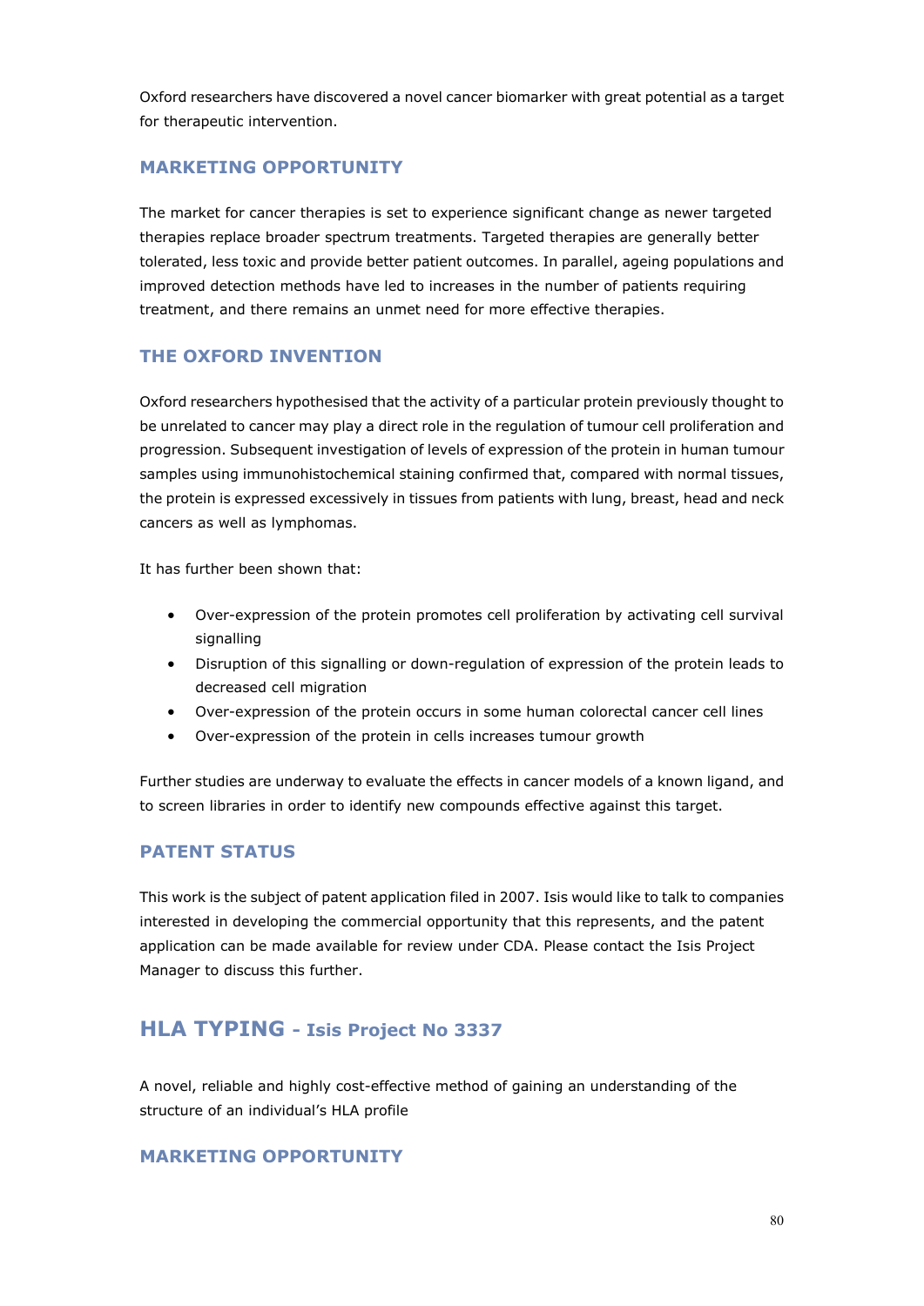Oxford researchers have discovered a novel cancer biomarker with great potential as a target for therapeutic intervention.

### MARKETING OPPORTUNITY

The market for cancer therapies is set to experience significant change as newer targeted therapies replace broader spectrum treatments. Targeted therapies are generally better tolerated, less toxic and provide better patient outcomes. In parallel, ageing populations and improved detection methods have led to increases in the number of patients requiring treatment, and there remains an unmet need for more effective therapies.

### THE OXFORD INVENTION

Oxford researchers hypothesised that the activity of a particular protein previously thought to be unrelated to cancer may play a direct role in the regulation of tumour cell proliferation and progression. Subsequent investigation of levels of expression of the protein in human tumour samples using immunohistochemical staining confirmed that, compared with normal tissues, the protein is expressed excessively in tissues from patients with lung, breast, head and neck cancers as well as lymphomas.

It has further been shown that:

- Over-expression of the protein promotes cell proliferation by activating cell survival signalling
- Disruption of this signalling or down-regulation of expression of the protein leads to decreased cell migration
- Over-expression of the protein occurs in some human colorectal cancer cell lines
- Over-expression of the protein in cells increases tumour growth

Further studies are underway to evaluate the effects in cancer models of a known ligand, and to screen libraries in order to identify new compounds effective against this target.

### PATENT STATUS

This work is the subject of patent application filed in 2007. Isis would like to talk to companies interested in developing the commercial opportunity that this represents, and the patent application can be made available for review under CDA. Please contact the Isis Project Manager to discuss this further.

## HLA TYPING - Isis Project No 3337

A novel, reliable and highly cost-effective method of gaining an understanding of the structure of an individual's HLA profile

### MARKETING OPPORTUNITY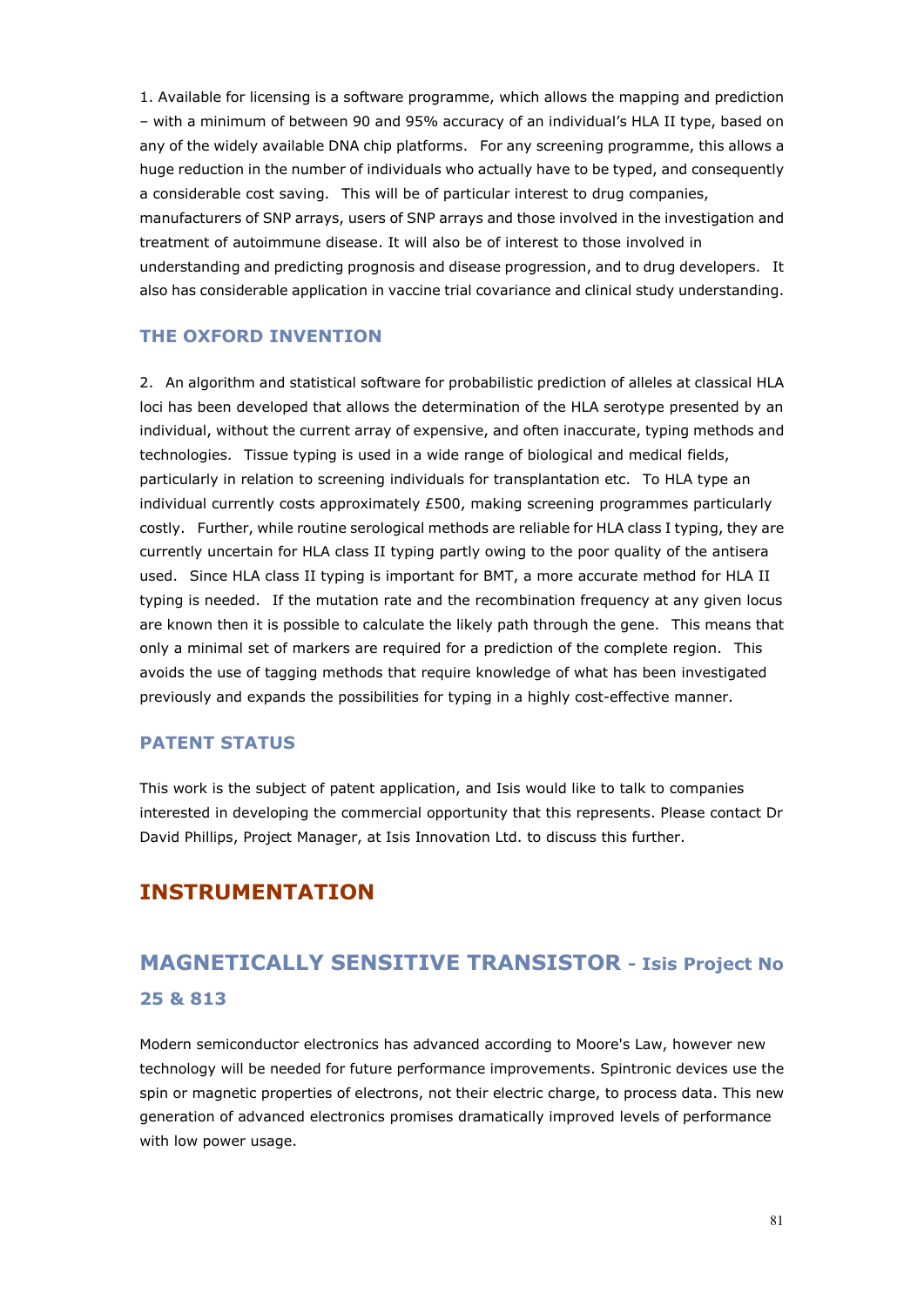1. Available for licensing is a software programme, which allows the mapping and prediction – with a minimum of between 90 and 95% accuracy of an individual's HLA II type, based on any of the widely available DNA chip platforms. For any screening programme, this allows a huge reduction in the number of individuals who actually have to be typed, and consequently a considerable cost saving. This will be of particular interest to drug companies, manufacturers of SNP arrays, users of SNP arrays and those involved in the investigation and treatment of autoimmune disease. It will also be of interest to those involved in understanding and predicting prognosis and disease progression, and to drug developers. It also has considerable application in vaccine trial covariance and clinical study understanding.

### THE OXFORD INVENTION

2. An algorithm and statistical software for probabilistic prediction of alleles at classical HLA loci has been developed that allows the determination of the HLA serotype presented by an individual, without the current array of expensive, and often inaccurate, typing methods and technologies. Tissue typing is used in a wide range of biological and medical fields, particularly in relation to screening individuals for transplantation etc. To HLA type an individual currently costs approximately £500, making screening programmes particularly costly. Further, while routine serological methods are reliable for HLA class I typing, they are currently uncertain for HLA class II typing partly owing to the poor quality of the antisera used. Since HLA class II typing is important for BMT, a more accurate method for HLA II typing is needed. If the mutation rate and the recombination frequency at any given locus are known then it is possible to calculate the likely path through the gene. This means that only a minimal set of markers are required for a prediction of the complete region. This avoids the use of tagging methods that require knowledge of what has been investigated previously and expands the possibilities for typing in a highly cost-effective manner.

### PATENT STATUS

This work is the subject of patent application, and Isis would like to talk to companies interested in developing the commercial opportunity that this represents. Please contact Dr David Phillips, Project Manager, at Isis Innovation Ltd. to discuss this further.

# INSTRUMENTATION

## MAGNETICALLY SENSITIVE TRANSISTOR - Isis Project No 25 & 813

Modern semiconductor electronics has advanced according to Moore's Law, however new technology will be needed for future performance improvements. Spintronic devices use the spin or magnetic properties of electrons, not their electric charge, to process data. This new generation of advanced electronics promises dramatically improved levels of performance with low power usage.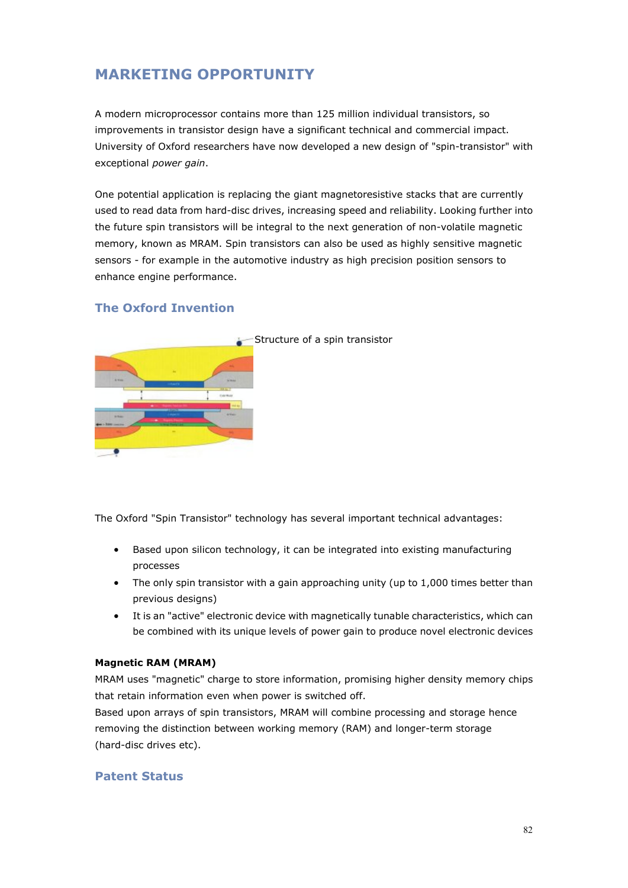## MARKETING OPPORTUNITY

A modern microprocessor contains more than 125 million individual transistors, so improvements in transistor design have a significant technical and commercial impact. University of Oxford researchers have now developed a new design of "spin-transistor" with exceptional *power gain*.

One potential application is replacing the giant magnetoresistive stacks that are currently used to read data from hard-disc drives, increasing speed and reliability. Looking further into the future spin transistors will be integral to the next generation of non-volatile magnetic memory, known as MRAM. Spin transistors can also be used as highly sensitive magnetic sensors - for example in the automotive industry as high precision position sensors to enhance engine performance.

### The Oxford Invention

Structure of a spin transistor

The Oxford "Spin Transistor" technology has several important technical advantages:

- Based upon silicon technology, it can be integrated into existing manufacturing processes
- The only spin transistor with a gain approaching unity (up to 1,000 times better than previous designs)
- It is an "active" electronic device with magnetically tunable characteristics, which can be combined with its unique levels of power gain to produce novel electronic devices

**Magnetic RAM (MRAM)**

MRAM uses "magnetic" charge to store information, promising higher density memory chips that retain information even when power is switched off.

Based upon arrays of spin transistors, MRAM will combine processing and storage hence removing the distinction between working memory (RAM) and longer-term storage (hard-disc drives etc).

### Patent Status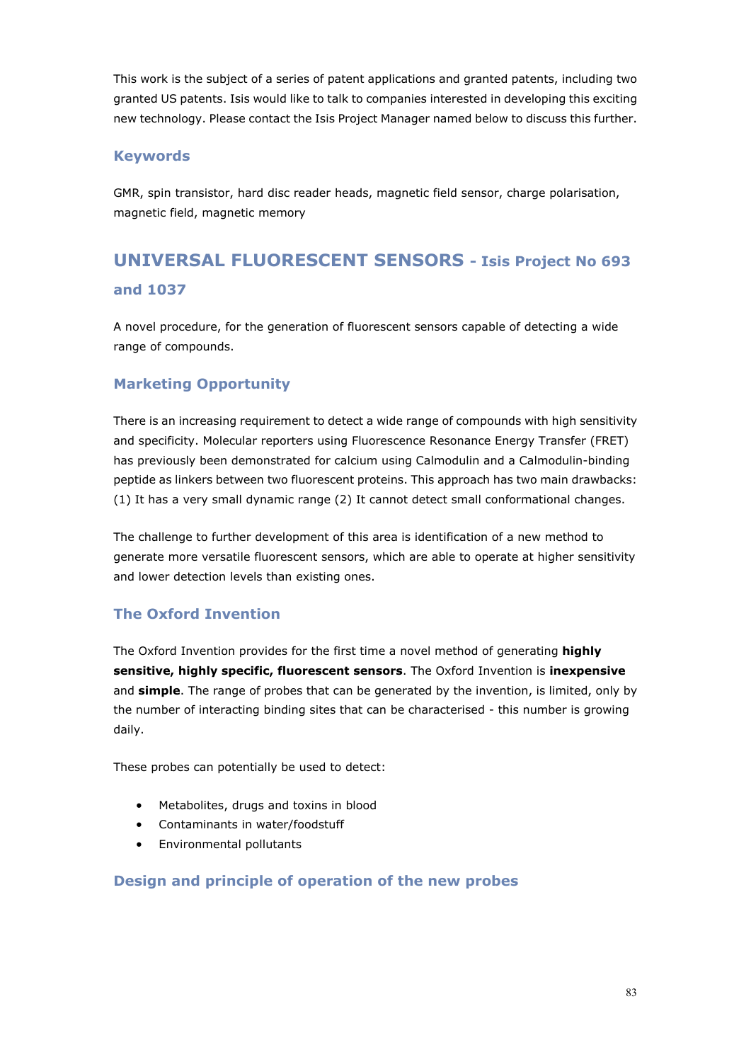This work is the subject of a series of patent applications and granted patents, including two granted US patents. Isis would like to talk to companies interested in developing this exciting new technology. Please contact the Isis Project Manager named below to discuss this further.

### Keywords

GMR, spin transistor, hard disc reader heads, magnetic field sensor, charge polarisation, magnetic field, magnetic memory

## UNIVERSAL FLUORESCENT SENSORS - Isis Project No 693 and 1037

A novel procedure, for the generation of fluorescent sensors capable of detecting a wide range of compounds.

### Marketing Opportunity

There is an increasing requirement to detect a wide range of compounds with high sensitivity and specificity. Molecular reporters using Fluorescence Resonance Energy Transfer (FRET) has previously been demonstrated for calcium using Calmodulin and a Calmodulin-binding peptide as linkers between two fluorescent proteins. This approach has two main drawbacks: (1) It has a very small dynamic range (2) It cannot detect small conformational changes.

The challenge to further development of this area is identification of a new method to generate more versatile fluorescent sensors, which are able to operate at higher sensitivity and lower detection levels than existing ones.

### The Oxford Invention

The Oxford Invention provides for the first time a novel method of generating **highly sensitive, highly specific, fluorescent sensors**. The Oxford Invention is **inexpensive** and **simple**. The range of probes that can be generated by the invention, is limited, only by the number of interacting binding sites that can be characterised - this number is growing daily.

These probes can potentially be used to detect:

- Metabolites, drugs and toxins in blood
- Contaminants in water/foodstuff
- Environmental pollutants

### Design and principle of operation of the new probes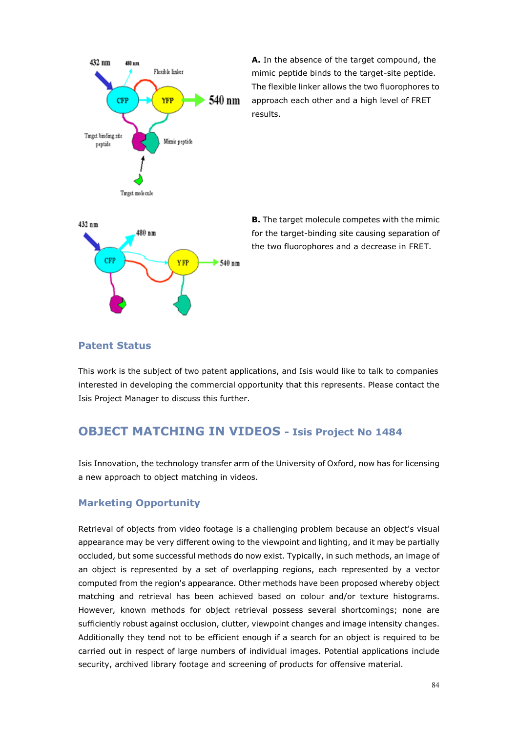**A.** In the absence of the target compound, the mimic peptide binds to the target-site peptide. The flexible linker allows the two fluorophores to approach each other and a high level of FRET results.

**B.** The target molecule competes with the mimic for the target-binding site causing separation of the two fluorophores and a decrease in FRET.

### Patent Status

This work is the subject of two patent applications, and Isis would like to talk to companies interested in developing the commercial opportunity that this represents. Please contact the Isis Project Manager to discuss this further.

## OBJECT MATCHING IN VIDEOS - Isis Project No 1484

Isis Innovation, the technology transfer arm of the University of Oxford, now has for licensing a new approach to object matching in videos.

### Marketing Opportunity

Retrieval of objects from video footage is a challenging problem because an object's visual appearance may be very different owing to the viewpoint and lighting, and it may be partially occluded, but some successful methods do now exist. Typically, in such methods, an image of an object is represented by a set of overlapping regions, each represented by a vector computed from the region's appearance. Other methods have been proposed whereby object matching and retrieval has been achieved based on colour and/or texture histograms. However, known methods for object retrieval possess several shortcomings; none are sufficiently robust against occlusion, clutter, viewpoint changes and image intensity changes. Additionally they tend not to be efficient enough if a search for an object is required to be carried out in respect of large numbers of individual images. Potential applications include security, archived library footage and screening of products for offensive material.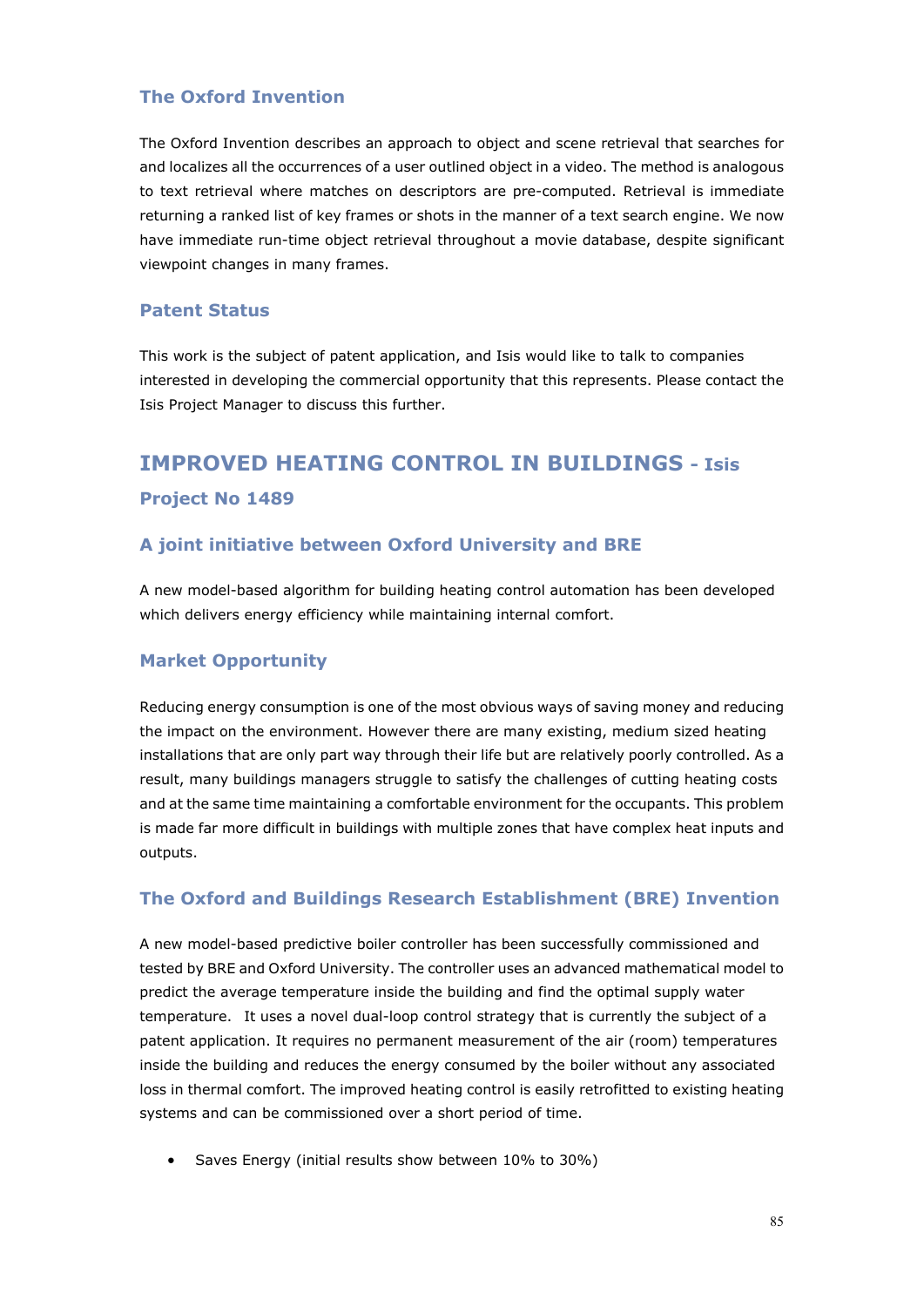### The Oxford Invention

The Oxford Invention describes an approach to object and scene retrieval that searches for and localizes all the occurrences of a user outlined object in a video. The method is analogous to text retrieval where matches on descriptors are pre-computed. Retrieval is immediate returning a ranked list of key frames or shots in the manner of a text search engine. We now have immediate run-time object retrieval throughout a movie database, despite significant viewpoint changes in many frames.

### Patent Status

This work is the subject of patent application, and Isis would like to talk to companies interested in developing the commercial opportunity that this represents. Please contact the Isis Project Manager to discuss this further.

## IMPROVED HEATING CONTROL IN BUILDINGS - Isis Project No 1489

### A joint initiative between Oxford University and BRE

A new model-based algorithm for building heating control automation has been developed which delivers energy efficiency while maintaining internal comfort.

### Market Opportunity

Reducing energy consumption is one of the most obvious ways of saving money and reducing the impact on the environment. However there are many existing, medium sized heating installations that are only part way through their life but are relatively poorly controlled. As a result, many buildings managers struggle to satisfy the challenges of cutting heating costs and at the same time maintaining a comfortable environment for the occupants. This problem is made far more difficult in buildings with multiple zones that have complex heat inputs and outputs.

### The Oxford and Buildings Research Establishment (BRE) Invention

A new model-based predictive boiler controller has been successfully commissioned and tested by BRE and Oxford University. The controller uses an advanced mathematical model to predict the average temperature inside the building and find the optimal supply water temperature. It uses a novel dual-loop control strategy that is currently the subject of a patent application. It requires no permanent measurement of the air (room) temperatures inside the building and reduces the energy consumed by the boiler without any associated loss in thermal comfort. The improved heating control is easily retrofitted to existing heating systems and can be commissioned over a short period of time.

- Saves Energy (initial results show between 10% to 30%)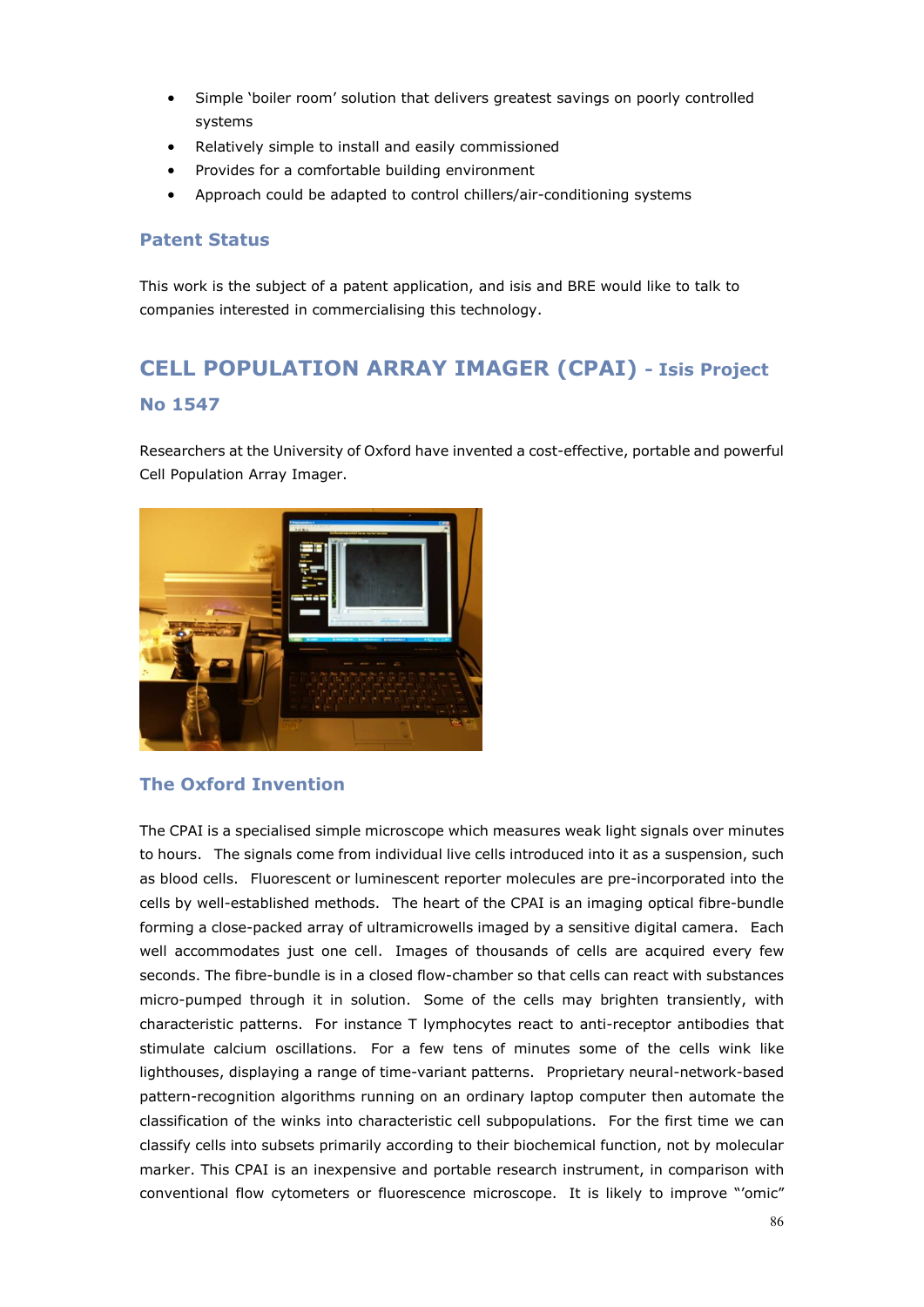- Simple 'boiler room' solution that delivers greatest savings on poorly controlled systems
- Relatively simple to install and easily commissioned
- Provides for a comfortable building environment
- Approach could be adapted to control chillers/air-conditioning systems

### Patent Status

This work is the subject of a patent application, and isis and BRE would like to talk to companies interested in commercialising this technology.

## CELL POPULATION ARRAY IMAGER (CPAI) - Isis Project No 1547

Researchers at the University of Oxford have invented a cost-effective, portable and powerful Cell Population Array Imager.

### The Oxford Invention

The CPAI is a specialised simple microscope which measures weak light signals over minutes to hours. The signals come from individual live cells introduced into it as a suspension, such as blood cells. Fluorescent or luminescent reporter molecules are pre-incorporated into the cells by well-established methods. The heart of the CPAI is an imaging optical fibre-bundle forming a close-packed array of ultramicrowells imaged by a sensitive digital camera. Each well accommodates just one cell. Images of thousands of cells are acquired every few seconds. The fibre-bundle is in a closed flow-chamber so that cells can react with substances micro-pumped through it in solution. Some of the cells may brighten transiently, with characteristic patterns. For instance T lymphocytes react to anti-receptor antibodies that stimulate calcium oscillations. For a few tens of minutes some of the cells wink like lighthouses, displaying a range of time-variant patterns. Proprietary neural-network-based pattern-recognition algorithms running on an ordinary laptop computer then automate the classification of the winks into characteristic cell subpopulations. For the first time we can classify cells into subsets primarily according to their biochemical function, not by molecular marker. This CPAI is an inexpensive and portable research instrument, in comparison with conventional flow cytometers or fluorescence microscope. It is likely to improve "'omic"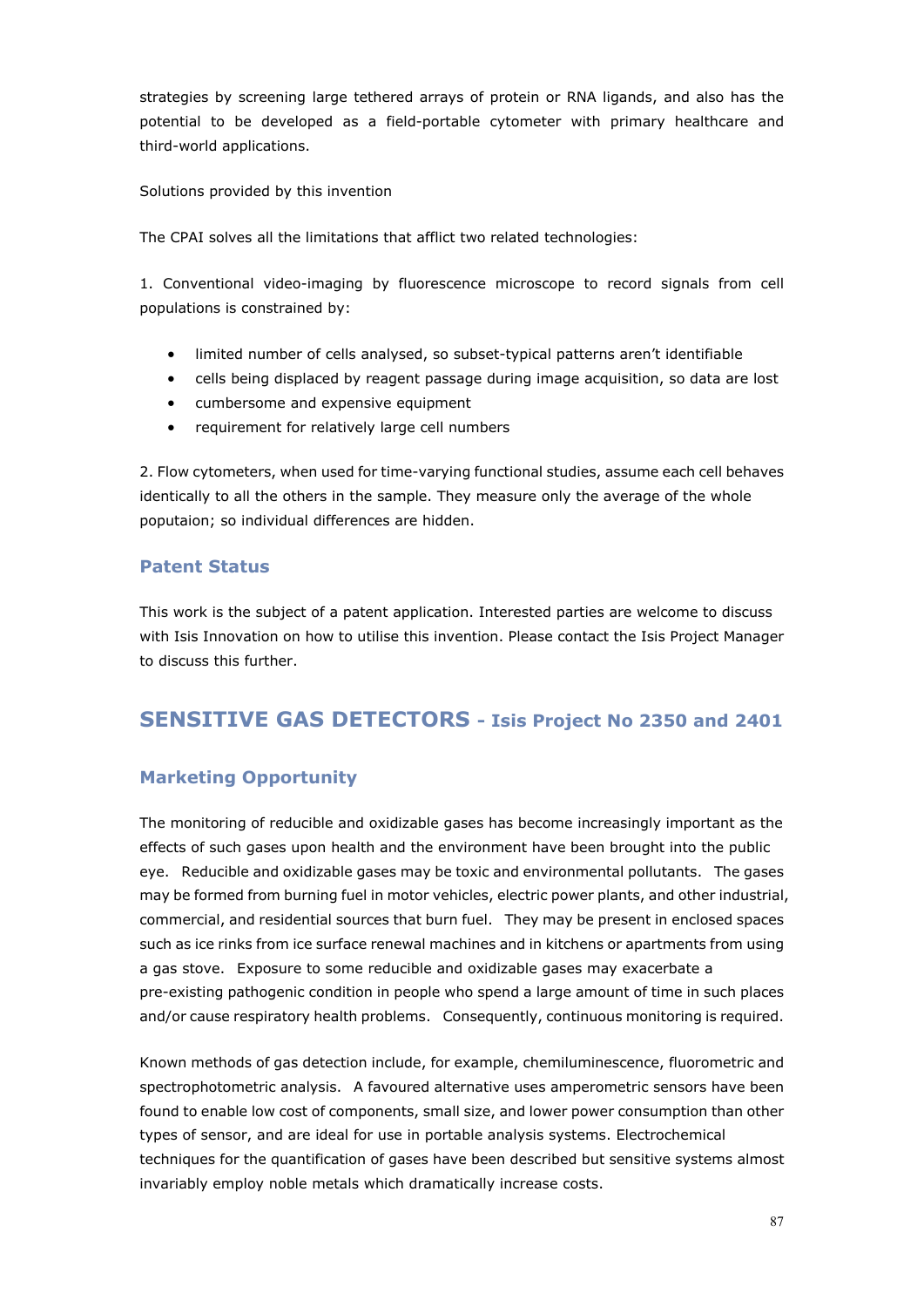strategies by screening large tethered arrays of protein or RNA ligands, and also has the potential to be developed as a field-portable cytometer with primary healthcare and third-world applications.

Solutions provided by this invention

The CPAI solves all the limitations that afflict two related technologies:

1. Conventional video-imaging by fluorescence microscope to record signals from cell populations is constrained by:

- limited number of cells analysed, so subset-typical patterns aren't identifiable
- cells being displaced by reagent passage during image acquisition, so data are lost
- cumbersome and expensive equipment
- requirement for relatively large cell numbers

2. Flow cytometers, when used for time-varying functional studies, assume each cell behaves identically to all the others in the sample. They measure only the average of the whole poputaion; so individual differences are hidden.

### Patent Status

This work is the subject of a patent application. Interested parties are welcome to discuss with Isis Innovation on how to utilise this invention. Please contact the Isis Project Manager to discuss this further.

## SENSITIVE GAS DETECTORS - Isis Project No 2350 and 2401

### Marketing Opportunity

The monitoring of reducible and oxidizable gases has become increasingly important as the effects of such gases upon health and the environment have been brought into the public eye. Reducible and oxidizable gases may be toxic and environmental pollutants. The gases may be formed from burning fuel in motor vehicles, electric power plants, and other industrial, commercial, and residential sources that burn fuel. They may be present in enclosed spaces such as ice rinks from ice surface renewal machines and in kitchens or apartments from using a gas stove. Exposure to some reducible and oxidizable gases may exacerbate a pre-existing pathogenic condition in people who spend a large amount of time in such places and/or cause respiratory health problems. Consequently, continuous monitoring is required.

Known methods of gas detection include, for example, chemiluminescence, fluorometric and spectrophotometric analysis. A favoured alternative uses amperometric sensors have been found to enable low cost of components, small size, and lower power consumption than other types of sensor, and are ideal for use in portable analysis systems. Electrochemical techniques for the quantification of gases have been described but sensitive systems almost invariably employ noble metals which dramatically increase costs.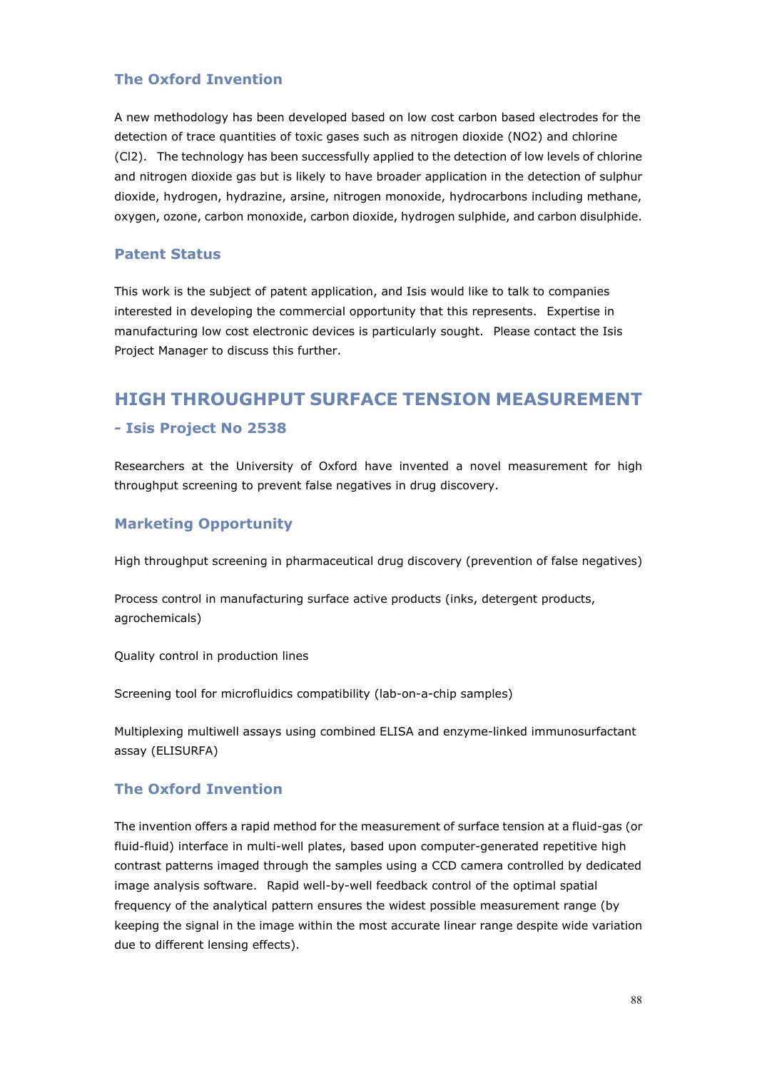### The Oxford Invention

A new methodology has been developed based on low cost carbon based electrodes for the detection of trace quantities of toxic gases such as nitrogen dioxide ($NO_2$) and chlorine ($Cl_2$). The technology has been successfully applied to the detection of low levels of chlorine and nitrogen dioxide gas but is likely to have broader application in the detection of sulphur dioxide, hydrogen, hydrazine, arsine, nitrogen monoxide, hydrocarbons including methane, oxygen, ozone, carbon monoxide, carbon dioxide, hydrogen sulphide, and carbon disulphide.

### Patent Status

This work is the subject of patent application, and Isis would like to talk to companies interested in developing the commercial opportunity that this represents. Expertise in manufacturing low cost electronic devices is particularly sought. Please contact the Isis Project Manager to discuss this further.

## HIGH THROUGHPUT SURFACE TENSION MEASUREMENT

### - Isis Project No 2538

Researchers at the University of Oxford have invented a novel measurement for high throughput screening to prevent false negatives in drug discovery.

### Marketing Opportunity

High throughput screening in pharmaceutical drug discovery (prevention of false negatives)

Process control in manufacturing surface active products (inks, detergent products, agrochemicals)

Quality control in production lines

Screening tool for microfluidics compatibility (lab-on-a-chip samples)

Multiplexing multiwell assays using combined ELISA and enzyme-linked immunosurfactant assay (ELISURFA)

### The Oxford Invention

The invention offers a rapid method for the measurement of surface tension at a fluid-gas (or fluid-fluid) interface in multi-well plates, based upon computer-generated repetitive high contrast patterns imaged through the samples using a CCD camera controlled by dedicated image analysis software. Rapid well-by-well feedback control of the optimal spatial frequency of the analytical pattern ensures the widest possible measurement range (by keeping the signal in the image within the most accurate linear range despite wide variation due to different lensing effects).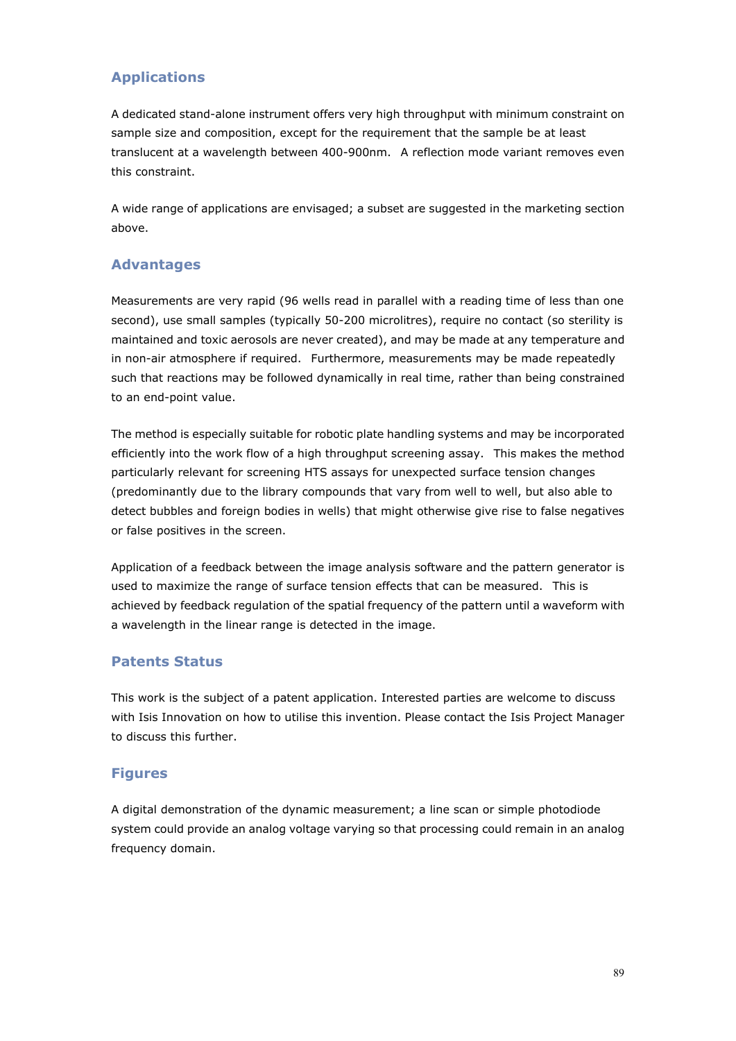## Applications

A dedicated stand-alone instrument offers very high throughput with minimum constraint on sample size and composition, except for the requirement that the sample be at least translucent at a wavelength between 400-900nm. A reflection mode variant removes even this constraint.

A wide range of applications are envisaged; a subset are suggested in the marketing section above.

## Advantages

Measurements are very rapid (96 wells read in parallel with a reading time of less than one second), use small samples (typically 50-200 microlitres), require no contact (so sterility is maintained and toxic aerosols are never created), and may be made at any temperature and in non-air atmosphere if required. Furthermore, measurements may be made repeatedly such that reactions may be followed dynamically in real time, rather than being constrained to an end-point value.

The method is especially suitable for robotic plate handling systems and may be incorporated efficiently into the work flow of a high throughput screening assay. This makes the method particularly relevant for screening HTS assays for unexpected surface tension changes (predominantly due to the library compounds that vary from well to well, but also able to detect bubbles and foreign bodies in wells) that might otherwise give rise to false negatives or false positives in the screen.

Application of a feedback between the image analysis software and the pattern generator is used to maximize the range of surface tension effects that can be measured. This is achieved by feedback regulation of the spatial frequency of the pattern until a waveform with a wavelength in the linear range is detected in the image.

## Patents Status

This work is the subject of a patent application. Interested parties are welcome to discuss with Isis Innovation on how to utilise this invention. Please contact the Isis Project Manager to discuss this further.

## Figures

A digital demonstration of the dynamic measurement; a line scan or simple photodiode system could provide an analog voltage varying so that processing could remain in an analog frequency domain.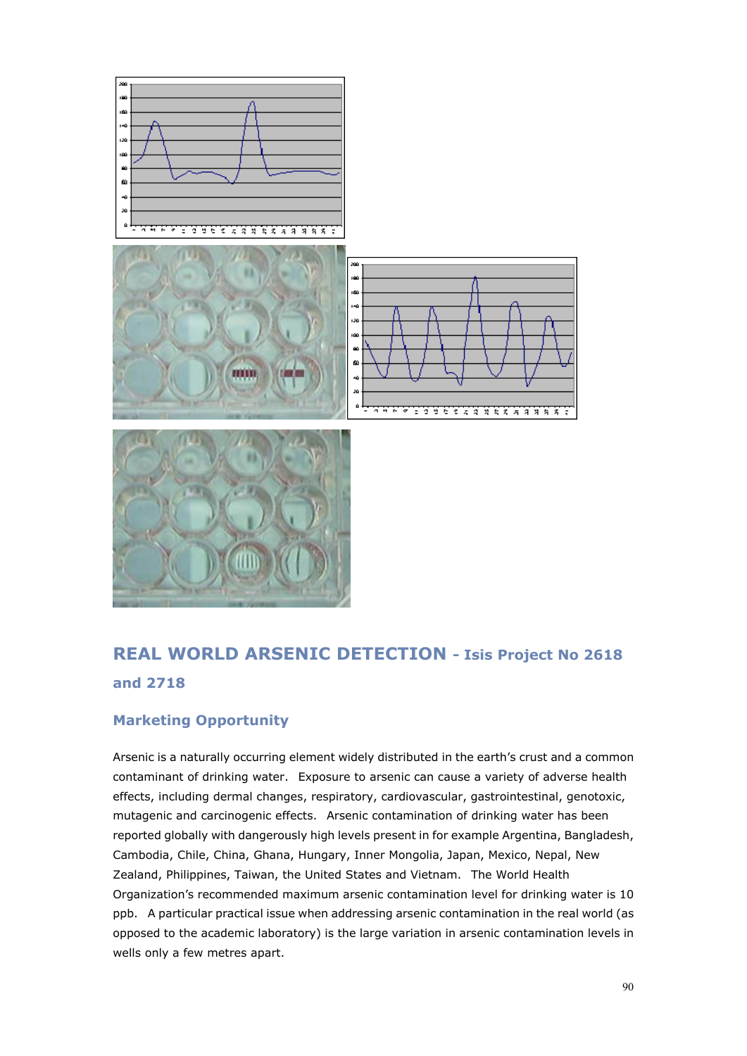## REAL WORLD ARSENIC DETECTION - Isis Project No 2618 and 2718

### Marketing Opportunity

Arsenic is a naturally occurring element widely distributed in the earth's crust and a common contaminant of drinking water. Exposure to arsenic can cause a variety of adverse health effects, including dermal changes, respiratory, cardiovascular, gastrointestinal, genotoxic, mutagenic and carcinogenic effects. Arsenic contamination of drinking water has been reported globally with dangerously high levels present in for example Argentina, Bangladesh, Cambodia, Chile, China, Ghana, Hungary, Inner Mongolia, Japan, Mexico, Nepal, New Zealand, Philippines, Taiwan, the United States and Vietnam. The World Health Organization's recommended maximum arsenic contamination level for drinking water is 10 ppb. A particular practical issue when addressing arsenic contamination in the real world (as opposed to the academic laboratory) is the large variation in arsenic contamination levels in wells only a few metres apart.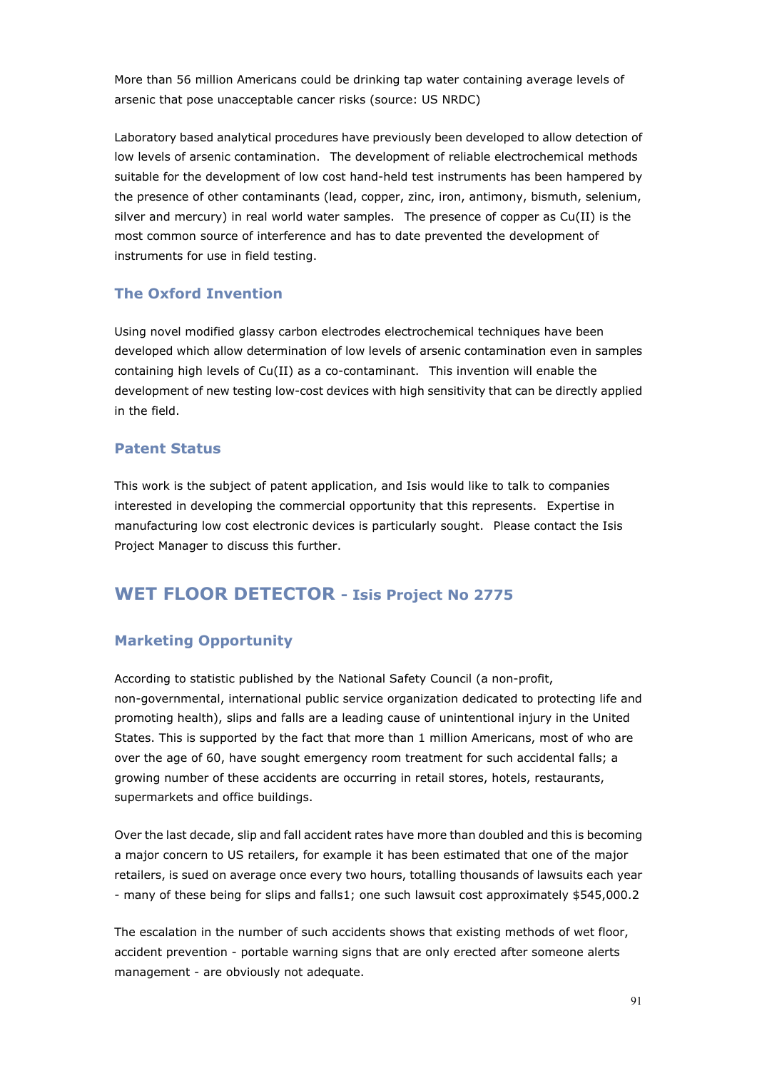More than 56 million Americans could be drinking tap water containing average levels of arsenic that pose unacceptable cancer risks (source: US NRDC)

Laboratory based analytical procedures have previously been developed to allow detection of low levels of arsenic contamination. The development of reliable electrochemical methods suitable for the development of low cost hand-held test instruments has been hampered by the presence of other contaminants (lead, copper, zinc, iron, antimony, bismuth, selenium, silver and mercury) in real world water samples. The presence of copper as Cu(II) is the most common source of interference and has to date prevented the development of instruments for use in field testing.

### The Oxford Invention

Using novel modified glassy carbon electrodes electrochemical techniques have been developed which allow determination of low levels of arsenic contamination even in samples containing high levels of Cu(II) as a co-contaminant. This invention will enable the development of new testing low-cost devices with high sensitivity that can be directly applied in the field.

### Patent Status

This work is the subject of patent application, and Isis would like to talk to companies interested in developing the commercial opportunity that this represents. Expertise in manufacturing low cost electronic devices is particularly sought. Please contact the Isis Project Manager to discuss this further.

## WET FLOOR DETECTOR - Isis Project No 2775

### Marketing Opportunity

According to statistic published by the National Safety Council (a non-profit, non-governmental, international public service organization dedicated to protecting life and promoting health), slips and falls are a leading cause of unintentional injury in the United States. This is supported by the fact that more than 1 million Americans, most of who are over the age of 60, have sought emergency room treatment for such accidental falls; a growing number of these accidents are occurring in retail stores, hotels, restaurants, supermarkets and office buildings.

Over the last decade, slip and fall accident rates have more than doubled and this is becoming a major concern to US retailers, for example it has been estimated that one of the major retailers, is sued on average once every two hours, totalling thousands of lawsuits each year - many of these being for slips and falls[1]; one such lawsuit cost approximately $545,000.[2]

The escalation in the number of such accidents shows that existing methods of wet floor, accident prevention - portable warning signs that are only erected after someone alerts management - are obviously not adequate.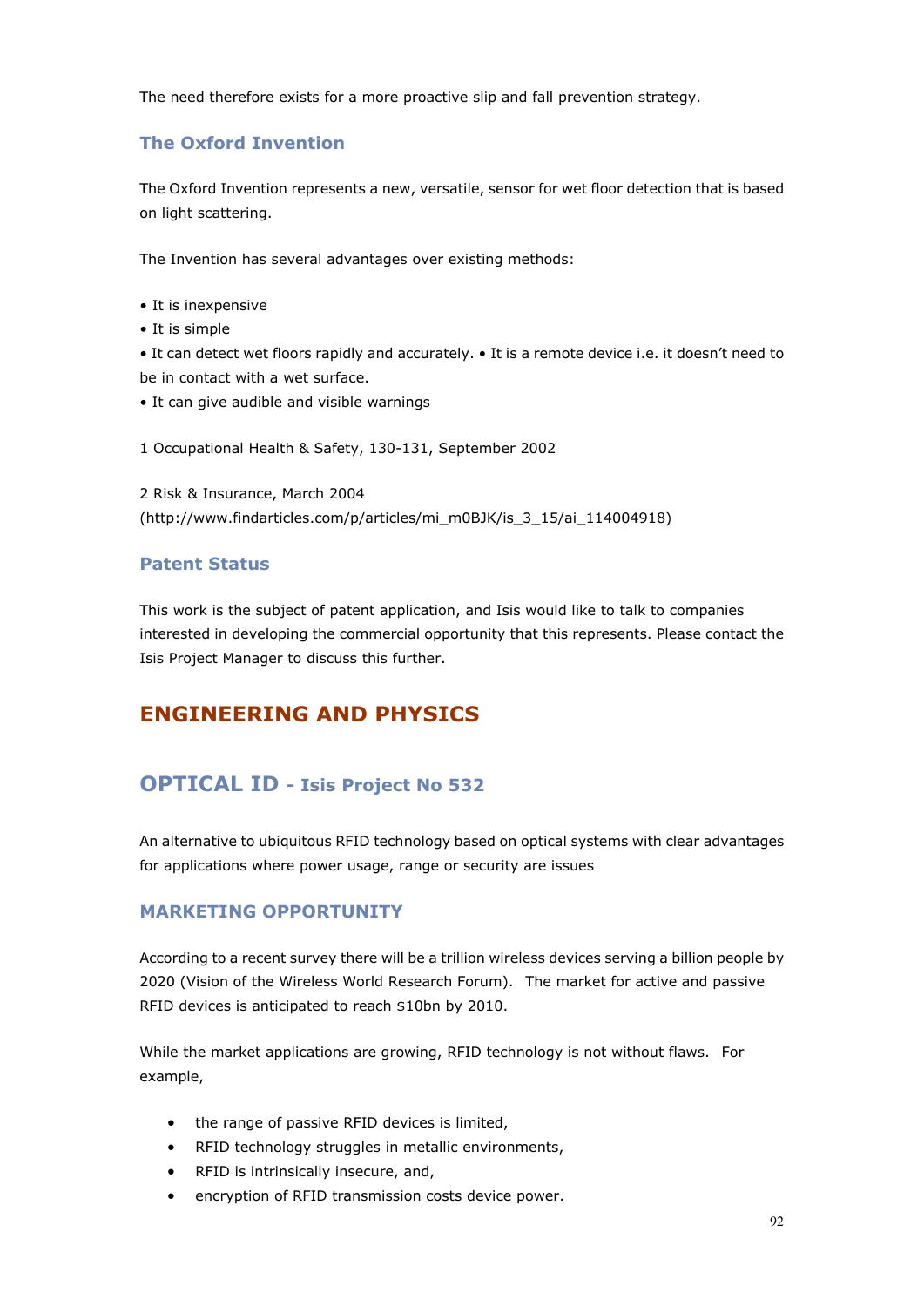The need therefore exists for a more proactive slip and fall prevention strategy.

### The Oxford Invention

The Oxford Invention represents a new, versatile, sensor for wet floor detection that is based on light scattering.

The Invention has several advantages over existing methods:

• It is inexpensive
• It is simple
• It can detect wet floors rapidly and accurately. • It is a remote device i.e. it doesn't need to be in contact with a wet surface.
• It can give audible and visible warnings

1 Occupational Health & Safety, 130-131, September 2002

2 Risk & Insurance, March 2004 (http://www.findarticles.com/p/articles/mi_m0BJK/is_3_15/ai_114004918)

### Patent Status

This work is the subject of patent application, and Isis would like to talk to companies interested in developing the commercial opportunity that this represents. Please contact the Isis Project Manager to discuss this further.

# ENGINEERING AND PHYSICS

## OPTICAL ID - Isis Project No 532

An alternative to ubiquitous RFID technology based on optical systems with clear advantages for applications where power usage, range or security are issues

### MARKETING OPPORTUNITY

According to a recent survey there will be a trillion wireless devices serving a billion people by 2020 (Vision of the Wireless World Research Forum). The market for active and passive RFID devices is anticipated to reach $10bn by 2010.

While the market applications are growing, RFID technology is not without flaws. For example,

- the range of passive RFID devices is limited,
- RFID technology struggles in metallic environments,
- RFID is intrinsically insecure, and,
- encryption of RFID transmission costs device power.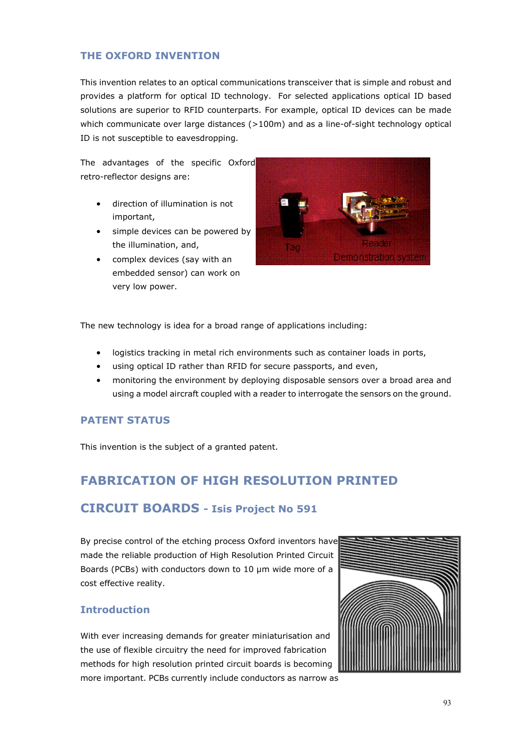## THE OXFORD INVENTION

This invention relates to an optical communications transceiver that is simple and robust and provides a platform for optical ID technology. For selected applications optical ID based solutions are superior to RFID counterparts. For example, optical ID devices can be made which communicate over large distances (>100m) and as a line-of-sight technology optical ID is not susceptible to eavesdropping.

The advantages of the specific Oxford retro-reflector designs are:

- direction of illumination is not important,
- simple devices can be powered by the illumination, and,
- complex devices (say with an embedded sensor) can work on very low power.

The new technology is idea for a broad range of applications including:

- logistics tracking in metal rich environments such as container loads in ports,
- using optical ID rather than RFID for secure passports, and even,
- monitoring the environment by deploying disposable sensors over a broad area and using a model aircraft coupled with a reader to interrogate the sensors on the ground.

## PATENT STATUS

This invention is the subject of a granted patent.

# FABRICATION OF HIGH RESOLUTION PRINTED CIRCUIT BOARDS - Isis Project No 591

By precise control of the etching process Oxford inventors have made the reliable production of High Resolution Printed Circuit Boards (PCBs) with conductors down to 10 µm wide more of a cost effective reality.

## Introduction

With ever increasing demands for greater miniaturisation and the use of flexible circuitry the need for improved fabrication methods for high resolution printed circuit boards is becoming more important. PCBs currently include conductors as narrow as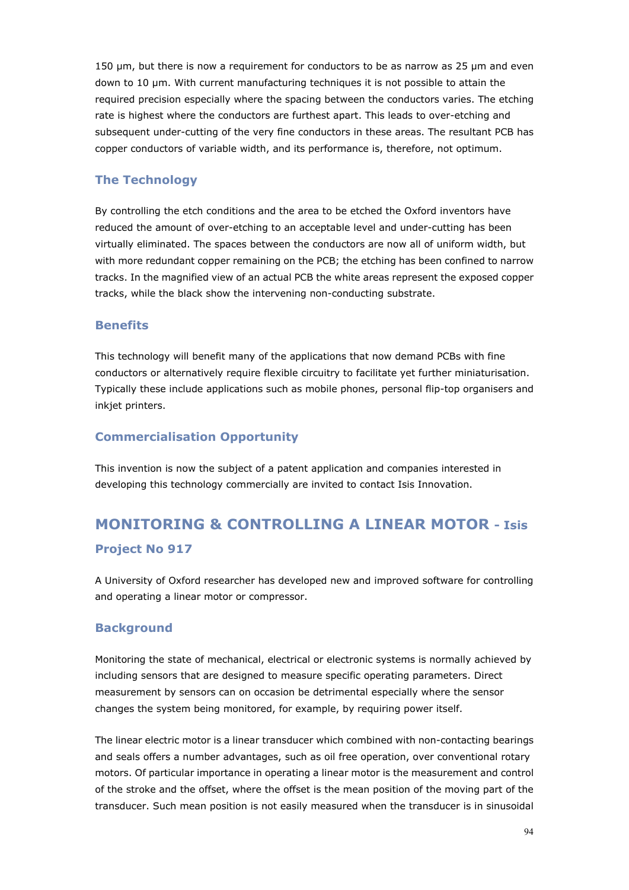150 μm, but there is now a requirement for conductors to be as narrow as 25 μm and even down to 10 μm. With current manufacturing techniques it is not possible to attain the required precision especially where the spacing between the conductors varies. The etching rate is highest where the conductors are furthest apart. This leads to over-etching and subsequent under-cutting of the very fine conductors in these areas. The resultant PCB has copper conductors of variable width, and its performance is, therefore, not optimum.

### The Technology

By controlling the etch conditions and the area to be etched the Oxford inventors have reduced the amount of over-etching to an acceptable level and under-cutting has been virtually eliminated. The spaces between the conductors are now all of uniform width, but with more redundant copper remaining on the PCB; the etching has been confined to narrow tracks. In the magnified view of an actual PCB the white areas represent the exposed copper tracks, while the black show the intervening non-conducting substrate.

### Benefits

This technology will benefit many of the applications that now demand PCBs with fine conductors or alternatively require flexible circuitry to facilitate yet further miniaturisation. Typically these include applications such as mobile phones, personal flip-top organisers and inkjet printers.

### Commercialisation Opportunity

This invention is now the subject of a patent application and companies interested in developing this technology commercially are invited to contact Isis Innovation.

## MONITORING & CONTROLLING A LINEAR MOTOR - Isis Project No 917

A University of Oxford researcher has developed new and improved software for controlling and operating a linear motor or compressor.

### Background

Monitoring the state of mechanical, electrical or electronic systems is normally achieved by including sensors that are designed to measure specific operating parameters. Direct measurement by sensors can on occasion be detrimental especially where the sensor changes the system being monitored, for example, by requiring power itself.

The linear electric motor is a linear transducer which combined with non-contacting bearings and seals offers a number advantages, such as oil free operation, over conventional rotary motors. Of particular importance in operating a linear motor is the measurement and control of the stroke and the offset, where the offset is the mean position of the moving part of the transducer. Such mean position is not easily measured when the transducer is in sinusoidal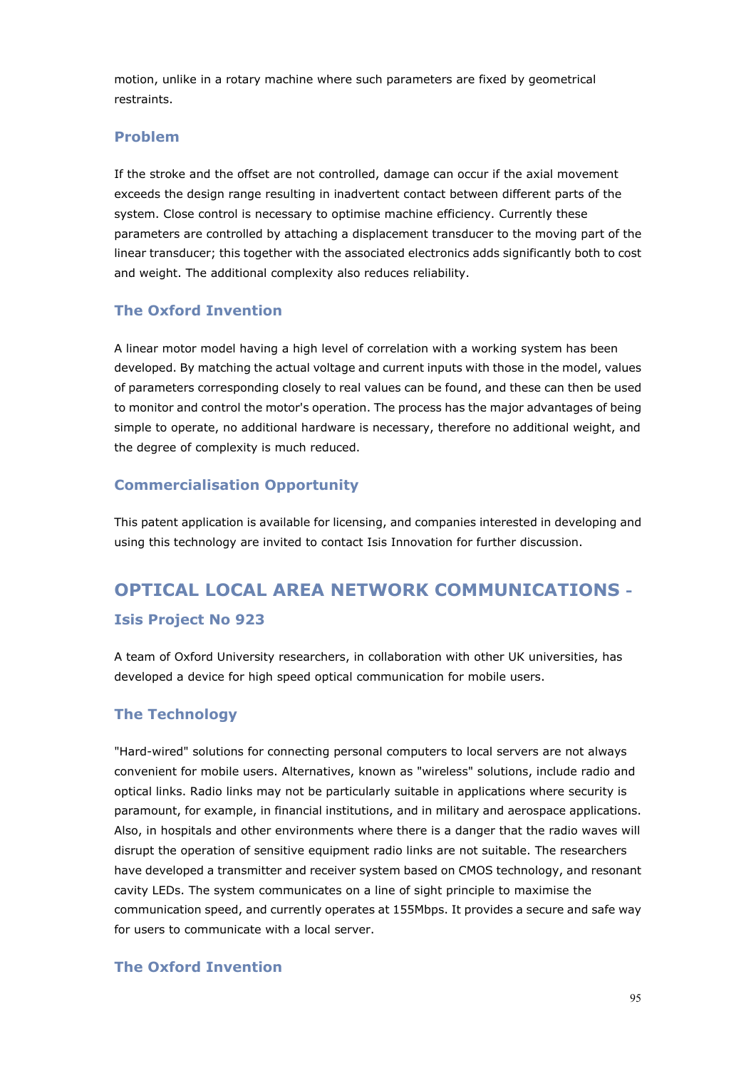motion, unlike in a rotary machine where such parameters are fixed by geometrical restraints.

### Problem

If the stroke and the offset are not controlled, damage can occur if the axial movement exceeds the design range resulting in inadvertent contact between different parts of the system. Close control is necessary to optimise machine efficiency. Currently these parameters are controlled by attaching a displacement transducer to the moving part of the linear transducer; this together with the associated electronics adds significantly both to cost and weight. The additional complexity also reduces reliability.

### The Oxford Invention

A linear motor model having a high level of correlation with a working system has been developed. By matching the actual voltage and current inputs with those in the model, values of parameters corresponding closely to real values can be found, and these can then be used to monitor and control the motor's operation. The process has the major advantages of being simple to operate, no additional hardware is necessary, therefore no additional weight, and the degree of complexity is much reduced.

### Commercialisation Opportunity

This patent application is available for licensing, and companies interested in developing and using this technology are invited to contact Isis Innovation for further discussion.

## OPTICAL LOCAL AREA NETWORK COMMUNICATIONS - 

### Isis Project No 923

A team of Oxford University researchers, in collaboration with other UK universities, has developed a device for high speed optical communication for mobile users.

### The Technology

"Hard-wired" solutions for connecting personal computers to local servers are not always convenient for mobile users. Alternatives, known as "wireless" solutions, include radio and optical links. Radio links may not be particularly suitable in applications where security is paramount, for example, in financial institutions, and in military and aerospace applications. Also, in hospitals and other environments where there is a danger that the radio waves will disrupt the operation of sensitive equipment radio links are not suitable. The researchers have developed a transmitter and receiver system based on CMOS technology, and resonant cavity LEDs. The system communicates on a line of sight principle to maximise the communication speed, and currently operates at 155Mbps. It provides a secure and safe way for users to communicate with a local server.

### The Oxford Invention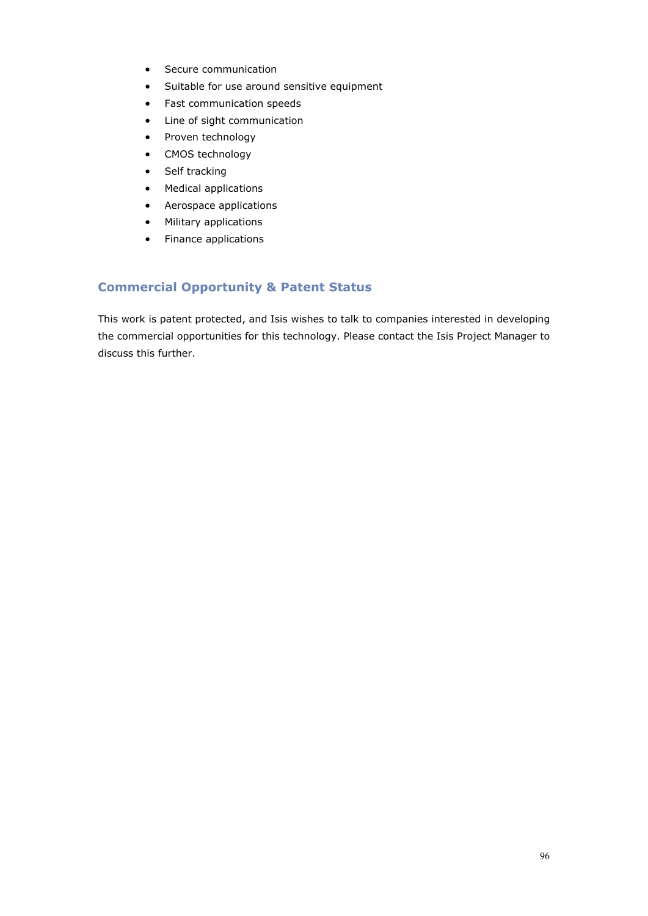- Secure communication
- Suitable for use around sensitive equipment
- Fast communication speeds
- Line of sight communication
- Proven technology
- CMOS technology
- Self tracking
- Medical applications
- Aerospace applications
- Military applications
- Finance applications

## Commercial Opportunity & Patent Status

This work is patent protected, and Isis wishes to talk to companies interested in developing the commercial opportunities for this technology. Please contact the Isis Project Manager to discuss this further.